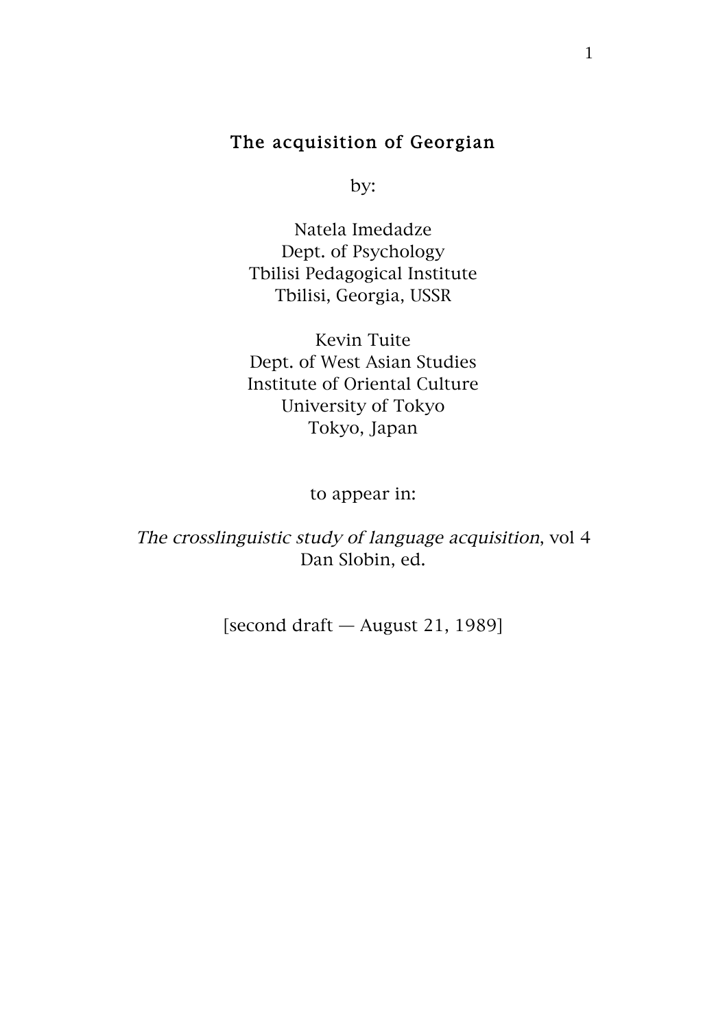# The acquisition of Georgian

by:

Natela Imedadze
Dept. of Psychology
Tbilisi Pedagogical Institute
Tbilisi, Georgia, USSR

Kevin Tuite
Dept. of West Asian Studies
Institute of Oriental Culture
University of Tokyo
Tokyo, Japan

to appear in:

*The crosslinguistic study of language acquisition*, vol 4
Dan Slobin, ed.

[second draft — August 21, 1989]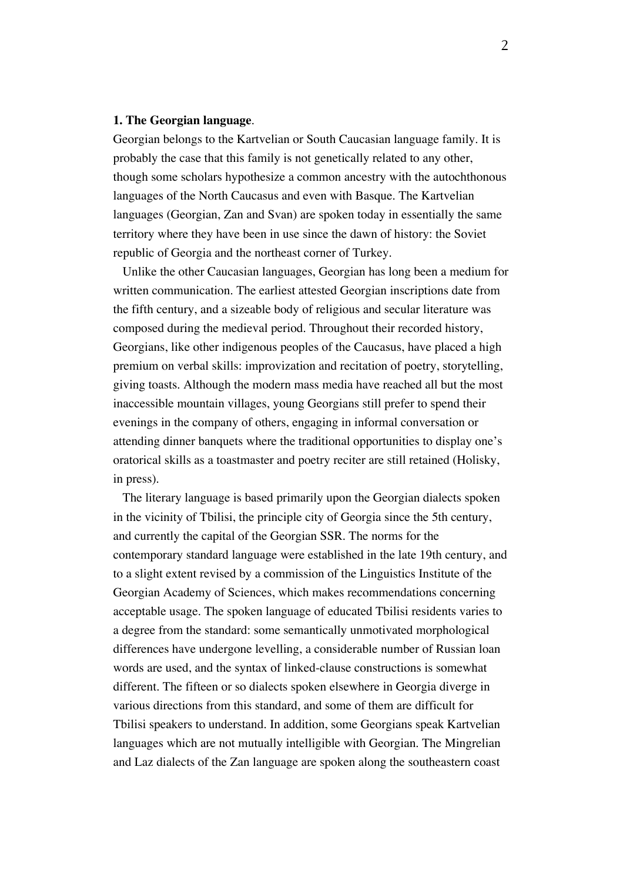**1. The Georgian language**.

Georgian belongs to the Kartvelian or South Caucasian language family. It is probably the case that this family is not genetically related to any other, though some scholars hypothesize a common ancestry with the autochthonous languages of the North Caucasus and even with Basque. The Kartvelian languages (Georgian, Zan and Svan) are spoken today in essentially the same territory where they have been in use since the dawn of history: the Soviet republic of Georgia and the northeast corner of Turkey.

Unlike the other Caucasian languages, Georgian has long been a medium for written communication. The earliest attested Georgian inscriptions date from the fifth century, and a sizeable body of religious and secular literature was composed during the medieval period. Throughout their recorded history, Georgians, like other indigenous peoples of the Caucasus, have placed a high premium on verbal skills: improvization and recitation of poetry, storytelling, giving toasts. Although the modern mass media have reached all but the most inaccessible mountain villages, young Georgians still prefer to spend their evenings in the company of others, engaging in informal conversation or attending dinner banquets where the traditional opportunities to display one's oratorical skills as a toastmaster and poetry reciter are still retained (Holisky, in press).

The literary language is based primarily upon the Georgian dialects spoken in the vicinity of Tbilisi, the principle city of Georgia since the 5th century, and currently the capital of the Georgian SSR. The norms for the contemporary standard language were established in the late 19th century, and to a slight extent revised by a commission of the Linguistics Institute of the Georgian Academy of Sciences, which makes recommendations concerning acceptable usage. The spoken language of educated Tbilisi residents varies to a degree from the standard: some semantically unmotivated morphological differences have undergone levelling, a considerable number of Russian loan words are used, and the syntax of linked-clause constructions is somewhat different. The fifteen or so dialects spoken elsewhere in Georgia diverge in various directions from this standard, and some of them are difficult for Tbilisi speakers to understand. In addition, some Georgians speak Kartvelian languages which are not mutually intelligible with Georgian. The Mingrelian and Laz dialects of the Zan language are spoken along the southeastern coast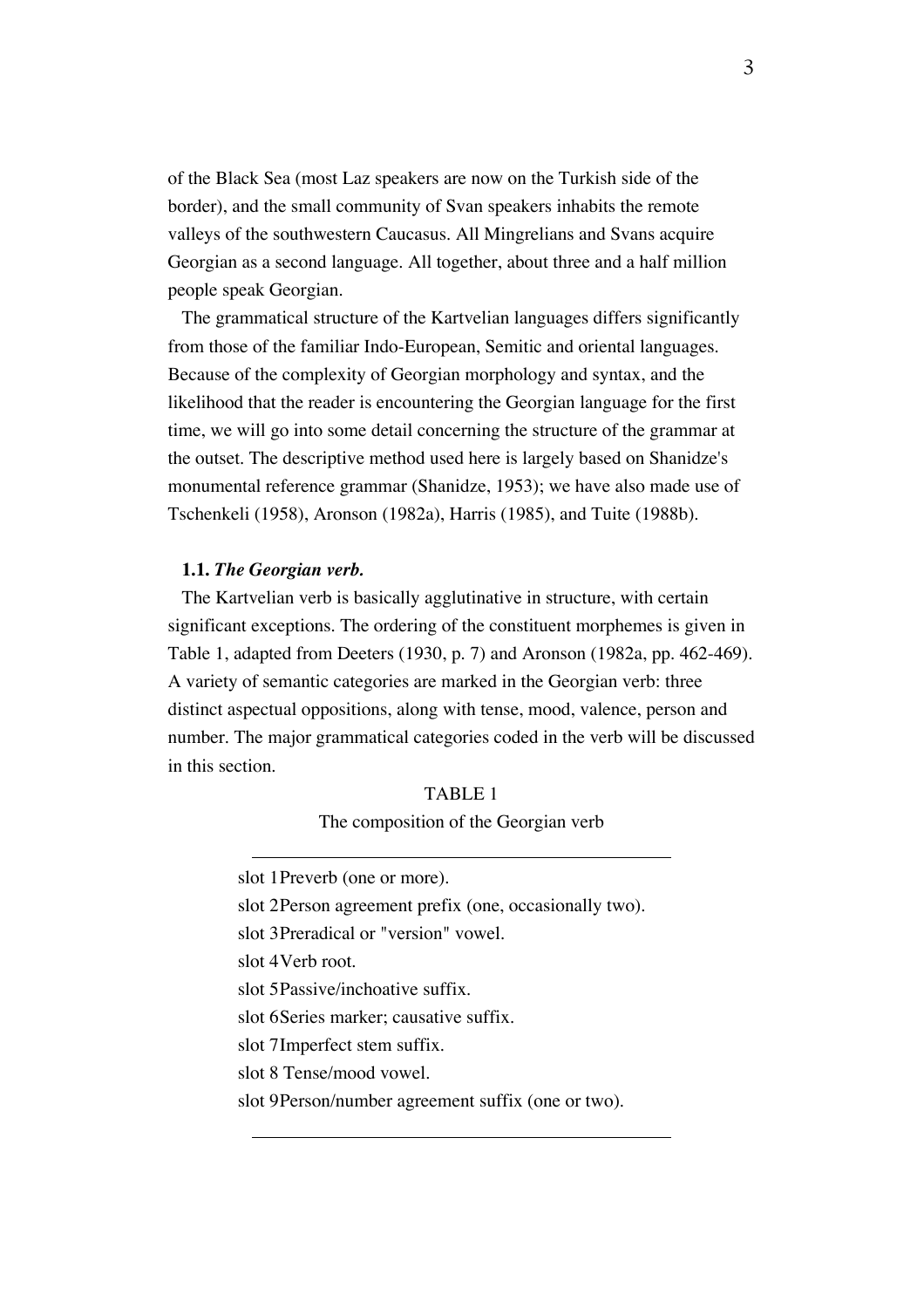of the Black Sea (most Laz speakers are now on the Turkish side of the border), and the small community of Svan speakers inhabits the remote valleys of the southwestern Caucasus. All Mingrelians and Svans acquire Georgian as a second language. All together, about three and a half million people speak Georgian.

The grammatical structure of the Kartvelian languages differs significantly from those of the familiar Indo-European, Semitic and oriental languages. Because of the complexity of Georgian morphology and syntax, and the likelihood that the reader is encountering the Georgian language for the first time, we will go into some detail concerning the structure of the grammar at the outset. The descriptive method used here is largely based on Shanidze's monumental reference grammar (Shanidze, 1953); we have also made use of Tschenkeli (1958), Aronson (1982a), Harris (1985), and Tuite (1988b).

### 1.1. *The Georgian verb.*

The Kartvelian verb is basically agglutinative in structure, with certain significant exceptions. The ordering of the constituent morphemes is given in Table 1, adapted from Deeters (1930, p. 7) and Aronson (1982a, pp. 462-469). A variety of semantic categories are marked in the Georgian verb: three distinct aspectual oppositions, along with tense, mood, valence, person and number. The major grammatical categories coded in the verb will be discussed in this section.

TABLE 1

The composition of the Georgian verb

| | |
|---|---|
| slot 1 | Preverb (one or more). |
| slot 2 | Person agreement prefix (one, occasionally two). |
| slot 3 | Preradical or "version" vowel. |
| slot 4 | Verb root. |
| slot 5 | Passive/inchoative suffix. |
| slot 6 | Series marker; causative suffix. |
| slot 7 | Imperfect stem suffix. |
| slot 8 | Tense/mood vowel. |
| slot 9 | Person/number agreement suffix (one or two). |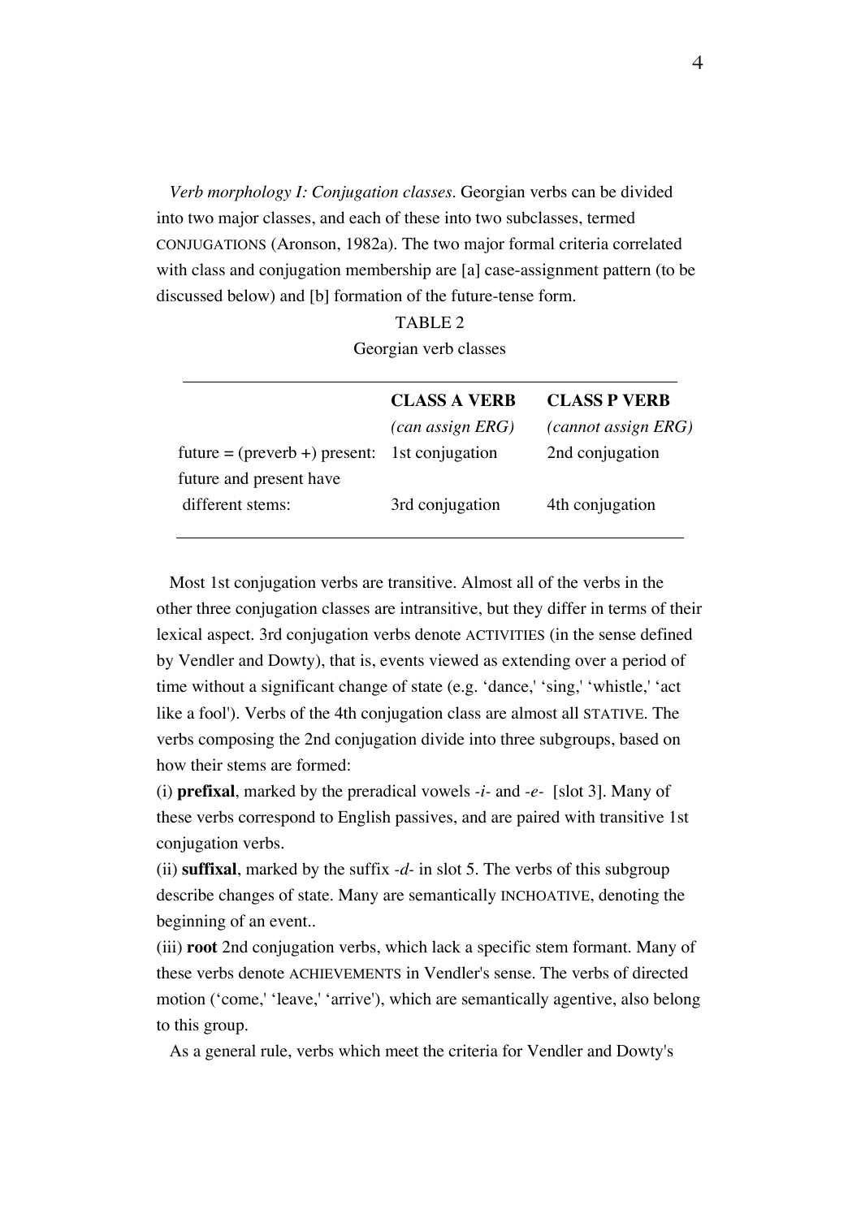*Verb morphology I: Conjugation classes*. Georgian verbs can be divided into two major classes, and each of these into two subclasses, termed CONJUGATIONS (Aronson, 1982a). The two major formal criteria correlated with class and conjugation membership are [a] case-assignment pattern (to be discussed below) and [b] formation of the future-tense form.

TABLE 2

Georgian verb classes

| | **CLASS A VERB** *(can assign ERG)* | **CLASS P VERB** *(cannot assign ERG)* |
|---|---|---|
| future = (preverb +) present: | 1st conjugation | 2nd conjugation |
| future and present have different stems: | 3rd conjugation | 4th conjugation |

Most 1st conjugation verbs are transitive. Almost all of the verbs in the other three conjugation classes are intransitive, but they differ in terms of their lexical aspect. 3rd conjugation verbs denote ACTIVITIES (in the sense defined by Vendler and Dowty), that is, events viewed as extending over a period of time without a significant change of state (e.g. 'dance,' 'sing,' 'whistle,' 'act like a fool'). Verbs of the 4th conjugation class are almost all STATIVE. The verbs composing the 2nd conjugation divide into three subgroups, based on how their stems are formed:

(i) **prefixal**, marked by the preradical vowels *-i-* and *-e-* [slot 3]. Many of these verbs correspond to English passives, and are paired with transitive 1st conjugation verbs.

(ii) **suffixal**, marked by the suffix *-d-* in slot 5. The verbs of this subgroup describe changes of state. Many are semantically INCHOATIVE, denoting the beginning of an event..

(iii) **root** 2nd conjugation verbs, which lack a specific stem formant. Many of these verbs denote ACHIEVEMENTS in Vendler's sense. The verbs of directed motion ('come,' 'leave,' 'arrive'), which are semantically agentive, also belong to this group.

As a general rule, verbs which meet the criteria for Vendler and Dowty's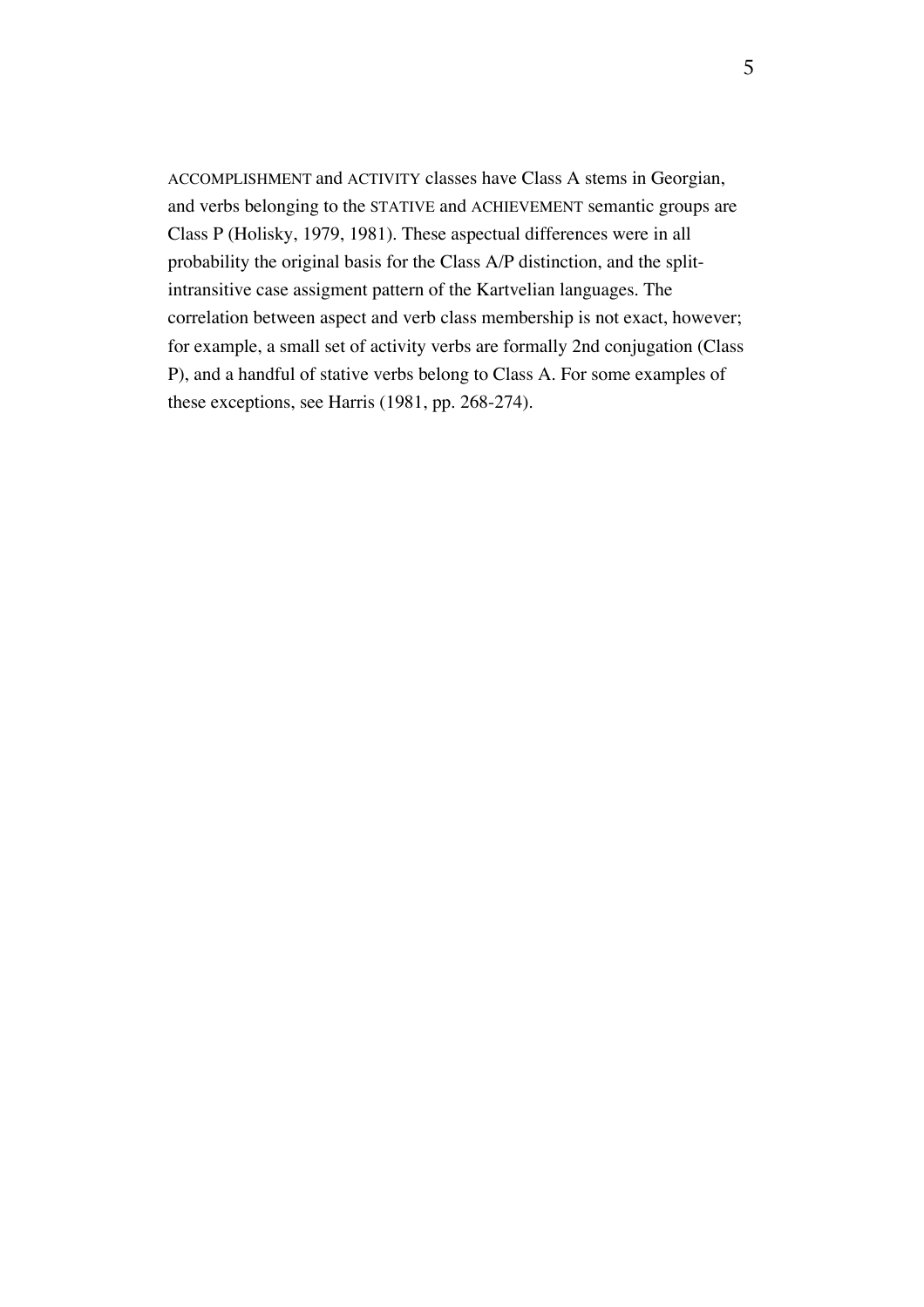ACCOMPLISHMENT and ACTIVITY classes have Class A stems in Georgian, and verbs belonging to the STATIVE and ACHIEVEMENT semantic groups are Class P (Holisky, 1979, 1981). These aspectual differences were in all probability the original basis for the Class A/P distinction, and the split-intransitive case assigment pattern of the Kartvelian languages. The correlation between aspect and verb class membership is not exact, however; for example, a small set of activity verbs are formally 2nd conjugation (Class P), and a handful of stative verbs belong to Class A. For some examples of these exceptions, see Harris (1981, pp. 268-274).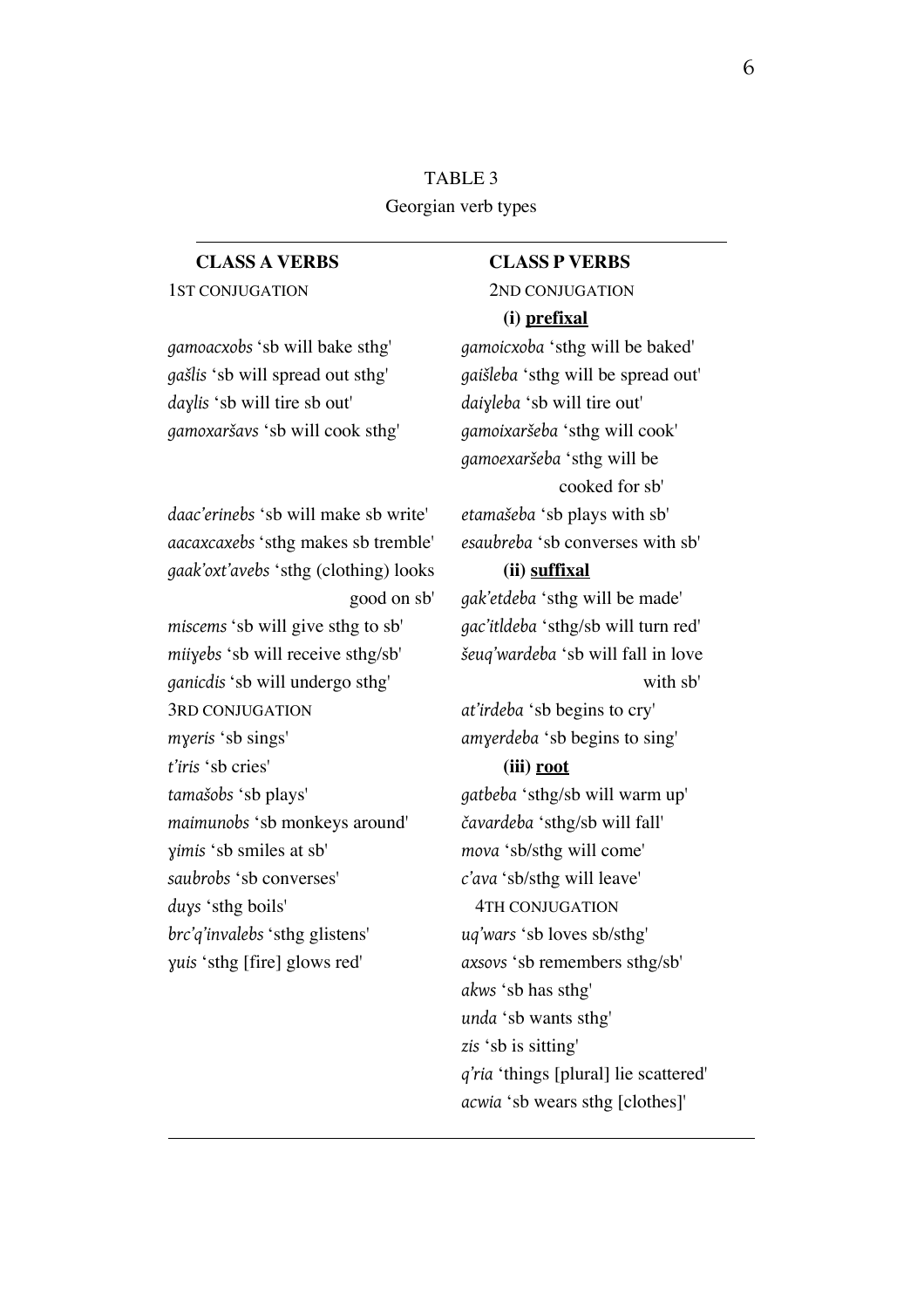TABLE 3

Georgian verb types

| **CLASS A VERBS** | **CLASS P VERBS** |
|---|---|
| 1ST CONJUGATION | 2ND CONJUGATION |
| | **(i) prefixal** |
| *gamoacxobs* 'sb will bake sthg' | *gamoicxoba* 'sthg will be baked' |
| *gašlis* 'sb will spread out sthg' | *gaišleba* 'sthg will be spread out' |
| *daɣlis* 'sb will tire sb out' | *daiɣleba* 'sb will tire out' |
| *gamoxaršavs* 'sb will cook sthg' | *gamoixaršeba* 'sthg will cook' |
| | *gamoexaršeba* 'sthg will be cooked for sb' |
| *daac'erinebs* 'sb will make sb write' | *etamašeba* 'sb plays with sb' |
| *aacaxcaxebs* 'sthg makes sb tremble' | *esaubreba* 'sb converses with sb' |
| *gaak'oxt'avebs* 'sthg (clothing) looks good on sb' | **(ii) suffixal** |
| | *gak'etdeba* 'sthg will be made' |
| *miscems* 'sb will give sthg to sb' | *gac'itldeba* 'sthg/sb will turn red' |
| *miiɣebs* 'sb will receive sthg/sb' | *šeuq'wardeba* 'sb will fall in love with sb' |
| *ganicdis* 'sb will undergo sthg' | |
| 3RD CONJUGATION | *at'irdeba* 'sb begins to cry' |
| *mɣeris* 'sb sings' | *amɣerdeba* 'sb begins to sing' |
| *t'iris* 'sb cries' | **(iii) root** |
| *tamašobs* 'sb plays' | *gatbeba* 'sthg/sb will warm up' |
| *maimunobs* 'sb monkeys around' | *čavardeba* 'sthg/sb will fall' |
| *ɣimis* 'sb smiles at sb' | *mova* 'sb/sthg will come' |
| *saubrobs* 'sb converses' | *c'ava* 'sb/sthg will leave' |
| *duɣs* 'sthg boils' | 4TH CONJUGATION |
| *brc'q'invalebs* 'sthg glistens' | *uq'wars* 'sb loves sb/sthg' |
| *ɣuis* 'sthg [fire] glows red' | *axsovs* 'sb remembers sthg/sb' |
| | *akws* 'sb has sthg' |
| | *unda* 'sb wants sthg' |
| | *zis* 'sb is sitting' |
| | *q'ria* 'things [plural] lie scattered' |
| | *acwia* 'sb wears sthg [clothes]' |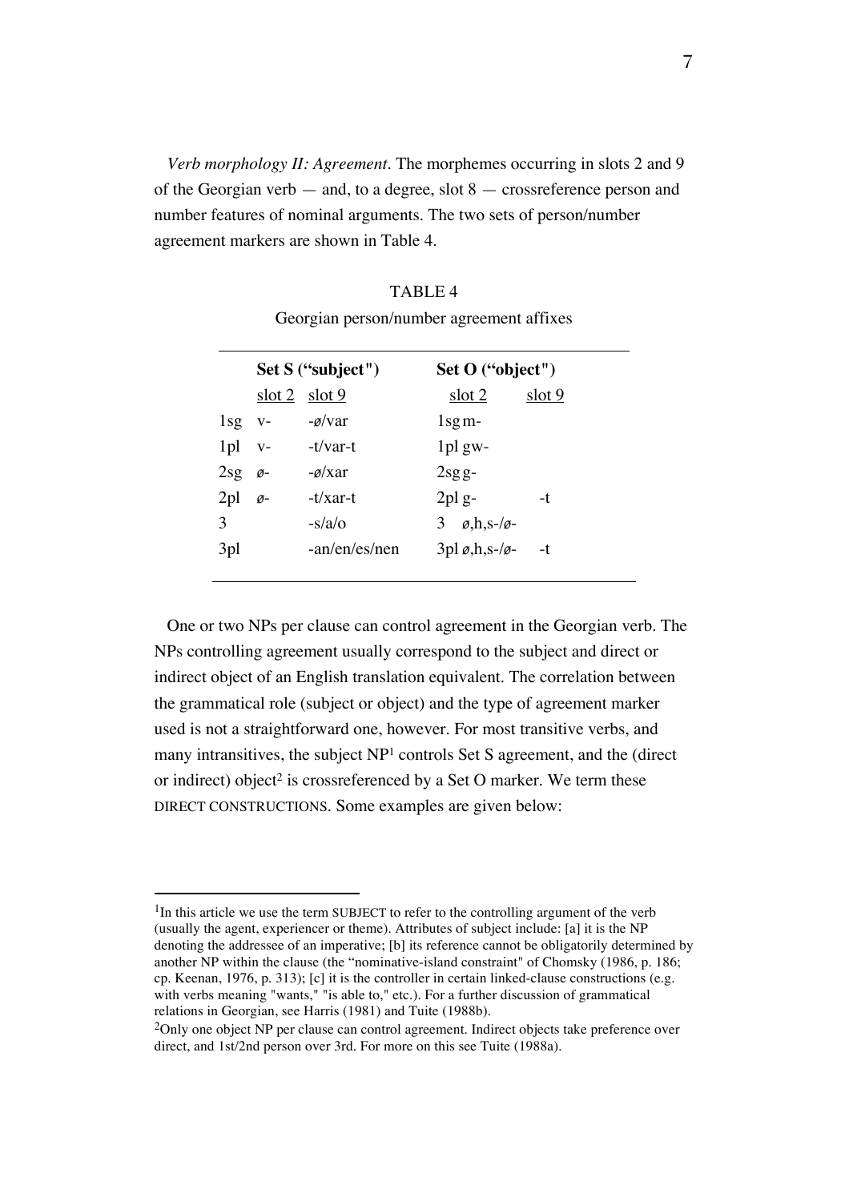*Verb morphology II: Agreement*. The morphemes occurring in slots 2 and 9 of the Georgian verb — and, to a degree, slot 8 — crossreference person and number features of nominal arguments. The two sets of person/number agreement markers are shown in Table 4.

TABLE 4

Georgian person/number agreement affixes

| | **Set S ("subject")** | | **Set O ("object")** | | |
|---|---|---|---|---|---|
| | slot 2 | slot 9 | | slot 2 | slot 9 |
| 1sg | v- | -ø/var | 1sg | m- | |
| 1pl | v- | -t/var-t | 1pl | gw- | |
| 2sg | ø- | -ø/xar | 2sg | g- | |
| 2pl | ø- | -t/xar-t | 2pl | g- | -t |
| 3 | | -s/a/o | 3 | ø,h,s-/ø- | |
| 3pl | | -an/en/es/nen | 3pl | ø,h,s-/ø- | -t |

One or two NPs per clause can control agreement in the Georgian verb. The NPs controlling agreement usually correspond to the subject and direct or indirect object of an English translation equivalent. The correlation between the grammatical role (subject or object) and the type of agreement marker used is not a straightforward one, however. For most transitive verbs, and many intransitives, the subject NP[1] controls Set S agreement, and the (direct or indirect) object[2] is crossreferenced by a Set O marker. We term these DIRECT CONSTRUCTIONS. Some examples are given below:

---

[1]In this article we use the term SUBJECT to refer to the controlling argument of the verb (usually the agent, experiencer or theme). Attributes of subject include: [a] it is the NP denoting the addressee of an imperative; [b] its reference cannot be obligatorily determined by another NP within the clause (the "nominative-island constraint" of Chomsky (1986, p. 186; cp. Keenan, 1976, p. 313); [c] it is the controller in certain linked-clause constructions (e.g. with verbs meaning "wants," "is able to," etc.). For a further discussion of grammatical relations in Georgian, see Harris (1981) and Tuite (1988b).

[2]Only one object NP per clause can control agreement. Indirect objects take preference over direct, and 1st/2nd person over 3rd. For more on this see Tuite (1988a).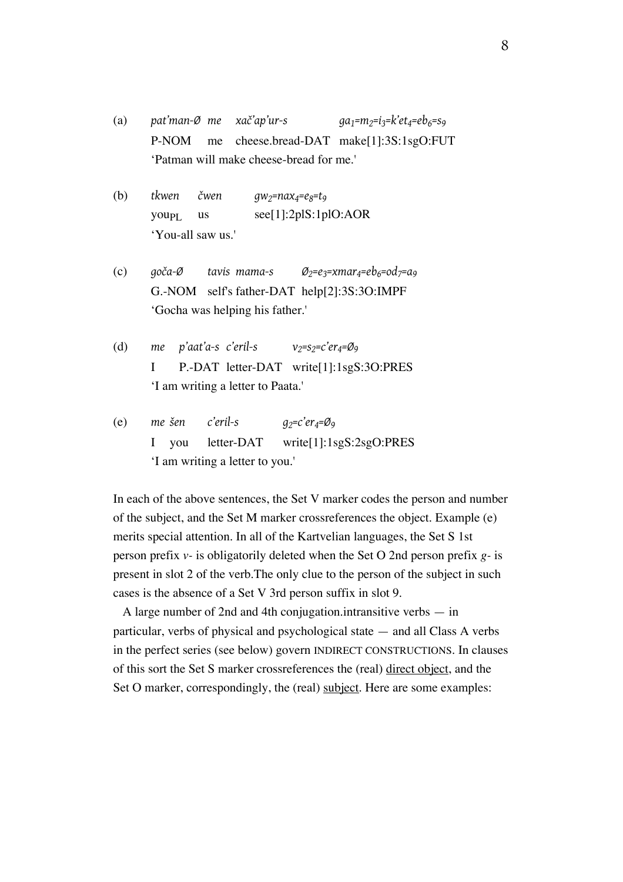(a) *pat'man-Ø me xač'ap'ur-s* *ga$_1$=m$_2$=i$_3$=k'et$_4$=eb$_6$=s$_9$*
P-NOM me cheese.bread-DAT make[1]:3S:1sgO:FUT
'Patman will make cheese-bread for me.'

(b) *tkwen čwen* *gw$_2$=nax$_4$=e$_8$=t$_9$*
you$_{PL}$ us see[1]:2plS:1plO:AOR
'You-all saw us.'

(c) *goča-Ø tavis mama-s* *Ø$_2$=e$_3$=xmar$_4$=eb$_6$=od$_7$=a$_9$*
G.-NOM self's father-DAT help[2]:3S:3O:IMPF
'Gocha was helping his father.'

(d) *me p'aat'a-s c'eril-s* *v$_2$=s$_2$=c'er$_4$=Ø$_9$*
I P.-DAT letter-DAT write[1]:1sgS:3O:PRES
'I am writing a letter to Paata.'

(e) *me šen c'eril-s* *g$_2$=c'er$_4$=Ø$_9$*
I you letter-DAT write[1]:1sgS:2sgO:PRES
'I am writing a letter to you.'

In each of the above sentences, the Set V marker codes the person and number of the subject, and the Set M marker crossreferences the object. Example (e) merits special attention. In all of the Kartvelian languages, the Set S 1st person prefix *v-* is obligatorily deleted when the Set O 2nd person prefix *g-* is present in slot 2 of the verb.The only clue to the person of the subject in such cases is the absence of a Set V 3rd person suffix in slot 9.

A large number of 2nd and 4th conjugation.intransitive verbs — in particular, verbs of physical and psychological state — and all Class A verbs in the perfect series (see below) govern INDIRECT CONSTRUCTIONS. In clauses of this sort the Set S marker crossreferences the (real) direct object, and the Set O marker, correspondingly, the (real) subject. Here are some examples: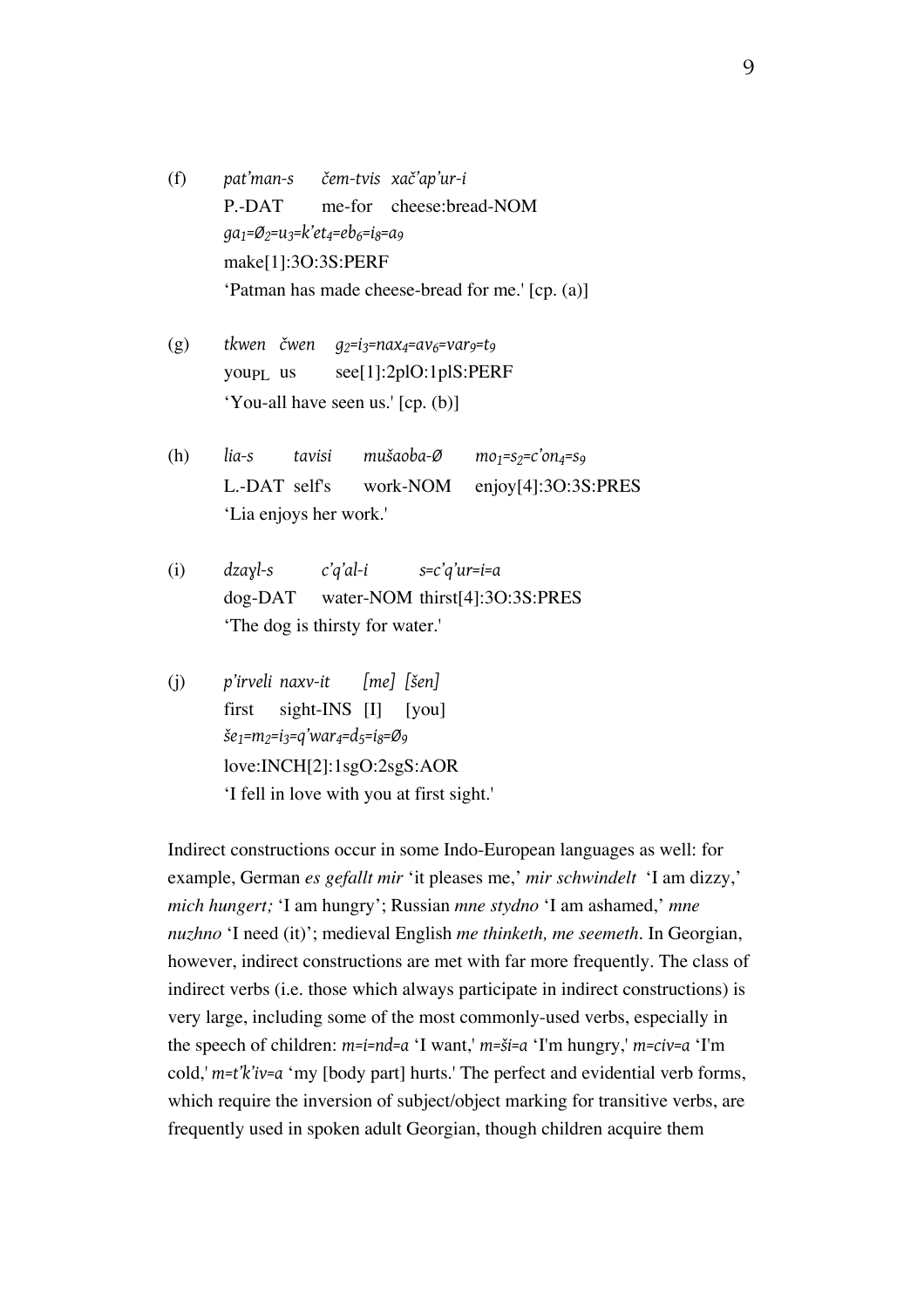(f) *pat'man-s čem-tvis xač'ap'ur-i*
P.-DAT me-for cheese:bread-NOM
*ga$_1$=Ø$_2$=u$_3$=k'et$_4$=eb$_6$=i$_8$=a$_9$*
make[1]:3O:3S:PERF
'Patman has made cheese-bread for me.' [cp. (a)]

(g) *tkwen čwen g$_2$=i$_3$=nax$_4$=av$_6$=var$_9$=t$_9$*
you$_{PL}$ us see[1]:2plO:1plS:PERF
'You-all have seen us.' [cp. (b)]

(h) *lia-s tavisi mušaoba-Ø mo$_1$=s$_2$=c'on$_4$=s$_9$*
L.-DAT self's work-NOM enjoy[4]:3O:3S:PRES
'Lia enjoys her work.'

(i) *dzaɣl-s c'q'al-i s=c'q'ur=i=a*
dog-DAT water-NOM thirst[4]:3O:3S:PRES
'The dog is thirsty for water.'

(j) *p'irveli naxv-it [me] [šen]*
first sight-INS [I] [you]
*še$_1$=m$_2$=i$_3$=q'war$_4$=d$_5$=i$_8$=Ø$_9$*
love:INCH[2]:1sgO:2sgS:AOR
'I fell in love with you at first sight.'

Indirect constructions occur in some Indo-European languages as well: for example, German *es gefallt mir* 'it pleases me,' *mir schwindelt* 'I am dizzy,' *mich hungert;* 'I am hungry'; Russian *mne stydno* 'I am ashamed,' *mne nuzhno* 'I need (it)'; medieval English *me thinketh, me seemeth*. In Georgian, however, indirect constructions are met with far more frequently. The class of indirect verbs (i.e. those which always participate in indirect constructions) is very large, including some of the most commonly-used verbs, especially in the speech of children: *m=i=nd=a* 'I want,' *m=ši=a* 'I'm hungry,' *m=civ=a* 'I'm cold,' *m=t'k'iv=a* 'my [body part] hurts.' The perfect and evidential verb forms, which require the inversion of subject/object marking for transitive verbs, are frequently used in spoken adult Georgian, though children acquire them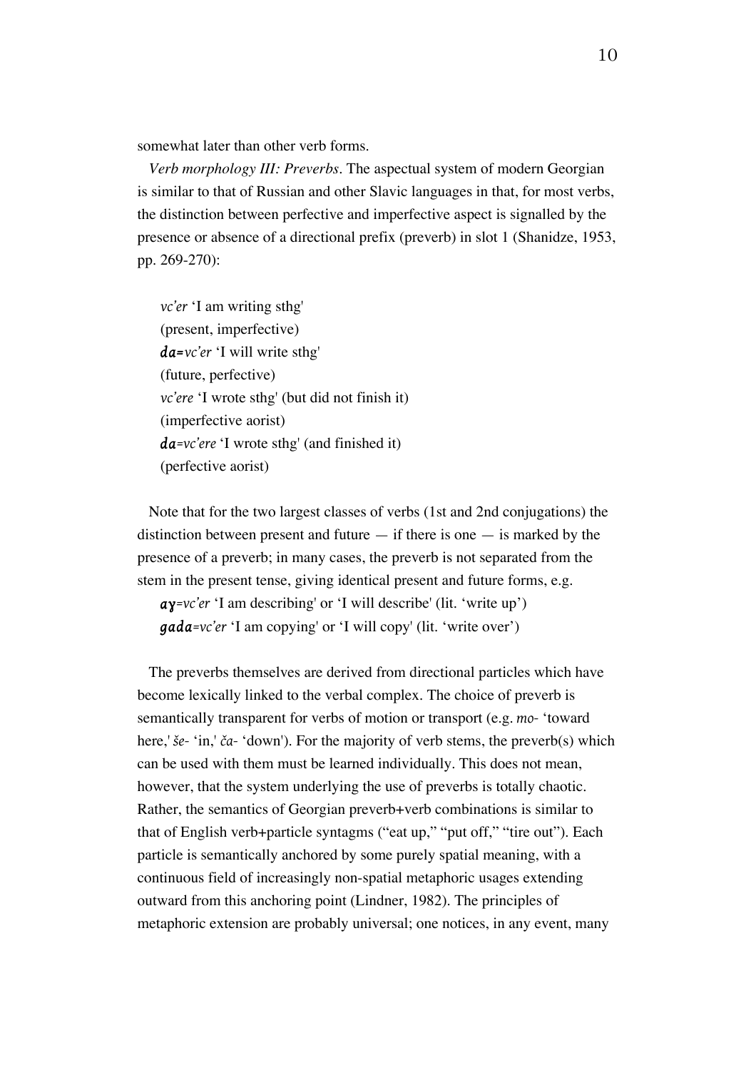somewhat later than other verb forms.

*Verb morphology III: Preverbs*. The aspectual system of modern Georgian is similar to that of Russian and other Slavic languages in that, for most verbs, the distinction between perfective and imperfective aspect is signalled by the presence or absence of a directional prefix (preverb) in slot 1 (Shanidze, 1953, pp. 269-270):

*vc'er* 'I am writing sthg'  
(present, imperfective)  
***da=****vc'er* 'I will write sthg'  
(future, perfective)  
*vc'ere* 'I wrote sthg' (but did not finish it)  
(imperfective aorist)  
***da****=vc'ere* 'I wrote sthg' (and finished it)  
(perfective aorist)

Note that for the two largest classes of verbs (1st and 2nd conjugations) the distinction between present and future — if there is one — is marked by the presence of a preverb; in many cases, the preverb is not separated from the stem in the present tense, giving identical present and future forms, e.g.

***aɣ****=vc'er* 'I am describing' or 'I will describe' (lit. 'write up')  
***gada****=vc'er* 'I am copying' or 'I will copy' (lit. 'write over')

The preverbs themselves are derived from directional particles which have become lexically linked to the verbal complex. The choice of preverb is semantically transparent for verbs of motion or transport (e.g. *mo-* 'toward here,' *še-* 'in,' *ča-* 'down'). For the majority of verb stems, the preverb(s) which can be used with them must be learned individually. This does not mean, however, that the system underlying the use of preverbs is totally chaotic. Rather, the semantics of Georgian preverb+verb combinations is similar to that of English verb+particle syntagms ("eat up," "put off," "tire out"). Each particle is semantically anchored by some purely spatial meaning, with a continuous field of increasingly non-spatial metaphoric usages extending outward from this anchoring point (Lindner, 1982). The principles of metaphoric extension are probably universal; one notices, in any event, many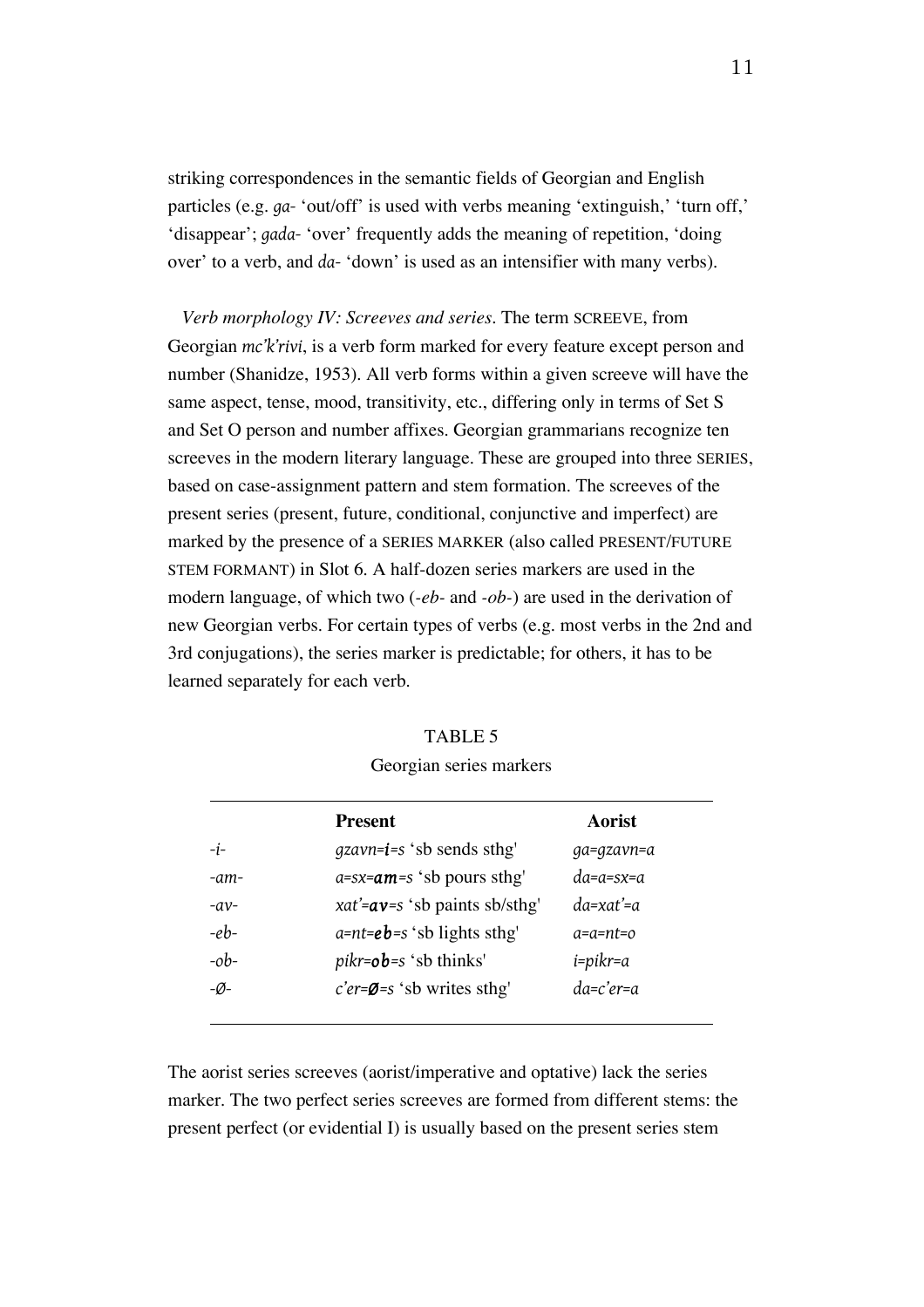striking correspondences in the semantic fields of Georgian and English particles (e.g. *ga-* 'out/off' is used with verbs meaning 'extinguish,' 'turn off,' 'disappear'; *gada-* 'over' frequently adds the meaning of repetition, 'doing over' to a verb, and *da-* 'down' is used as an intensifier with many verbs).

*Verb morphology IV: Screeves and series.* The term SCREEVE, from Georgian *mc'k'rivi*, is a verb form marked for every feature except person and number (Shanidze, 1953). All verb forms within a given screeve will have the same aspect, tense, mood, transitivity, etc., differing only in terms of Set S and Set O person and number affixes. Georgian grammarians recognize ten screeves in the modern literary language. These are grouped into three SERIES, based on case-assignment pattern and stem formation. The screeves of the present series (present, future, conditional, conjunctive and imperfect) are marked by the presence of a SERIES MARKER (also called PRESENT/FUTURE STEM FORMANT) in Slot 6. A half-dozen series markers are used in the modern language, of which two (*-eb-* and *-ob-*) are used in the derivation of new Georgian verbs. For certain types of verbs (e.g. most verbs in the 2nd and 3rd conjugations), the series marker is predictable; for others, it has to be learned separately for each verb.

TABLE 5

Georgian series markers

| | **Present** | **Aorist** |
|---|---|---|
| *-i-* | *gzavn=**i**=s* 'sb sends sthg' | *ga=gzavn=a* |
| *-am-* | *a=sx=**am**=s* 'sb pours sthg' | *da=a=sx=a* |
| *-av-* | *xat'=**av**=s* 'sb paints sb/sthg' | *da=xat'=a* |
| *-eb-* | *a=nt=**eb**=s* 'sb lights sthg' | *a=a=nt=o* |
| *-ob-* | *pikr=**ob**=s* 'sb thinks' | *i=pikr=a* |
| *-Ø-* | *c'er=**Ø**=s* 'sb writes sthg' | *da=c'er=a* |

The aorist series screeves (aorist/imperative and optative) lack the series marker. The two perfect series screeves are formed from different stems: the present perfect (or evidential I) is usually based on the present series stem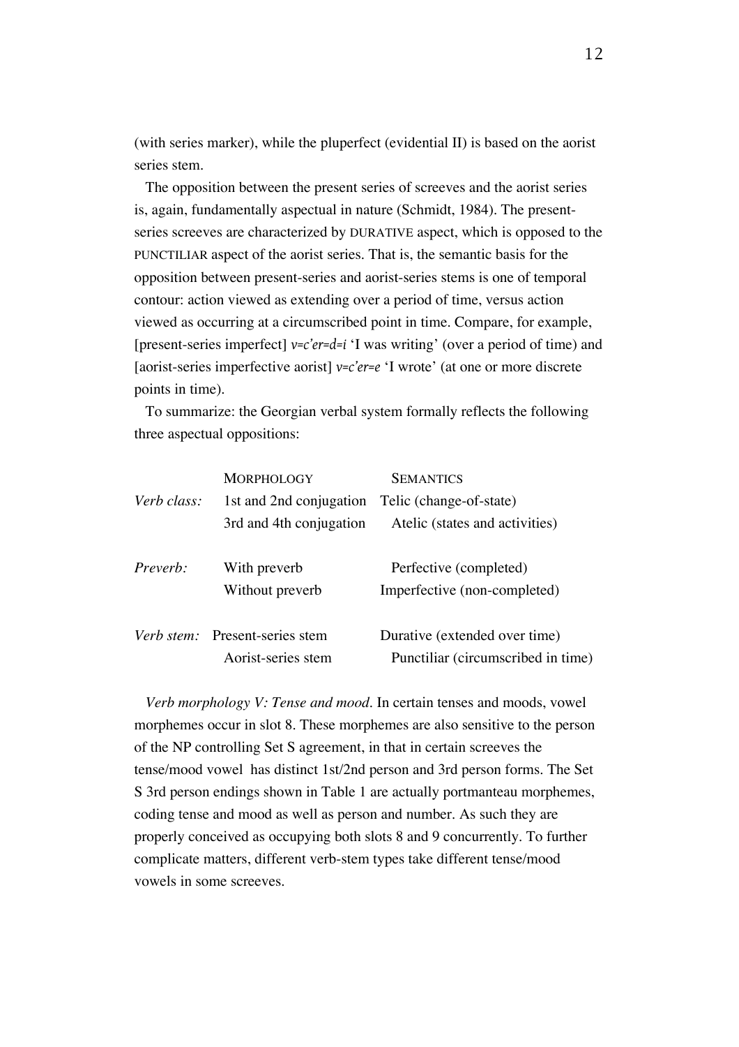(with series marker), while the pluperfect (evidential II) is based on the aorist series stem.

The opposition between the present series of screeves and the aorist series is, again, fundamentally aspectual in nature (Schmidt, 1984). The present-series screeves are characterized by DURATIVE aspect, which is opposed to the PUNCTILIAR aspect of the aorist series. That is, the semantic basis for the opposition between present-series and aorist-series stems is one of temporal contour: action viewed as extending over a period of time, versus action viewed as occurring at a circumscribed point in time. Compare, for example, [present-series imperfect] *v=c'er=d=i* 'I was writing' (over a period of time) and [aorist-series imperfective aorist] *v=c'er=e* 'I wrote' (at one or more discrete points in time).

To summarize: the Georgian verbal system formally reflects the following three aspectual oppositions:

| | MORPHOLOGY | SEMANTICS |
|---|---|---|
| *Verb class:* | 1st and 2nd conjugation | Telic (change-of-state) |
| | 3rd and 4th conjugation | Atelic (states and activities) |
| *Preverb:* | With preverb | Perfective (completed) |
| | Without preverb | Imperfective (non-completed) |
| *Verb stem:* | Present-series stem | Durative (extended over time) |
| | Aorist-series stem | Punctiliar (circumscribed in time) |

*Verb morphology V: Tense and mood.* In certain tenses and moods, vowel morphemes occur in slot 8. These morphemes are also sensitive to the person of the NP controlling Set S agreement, in that in certain screeves the tense/mood vowel has distinct 1st/2nd person and 3rd person forms. The Set S 3rd person endings shown in Table 1 are actually portmanteau morphemes, coding tense and mood as well as person and number. As such they are properly conceived as occupying both slots 8 and 9 concurrently. To further complicate matters, different verb-stem types take different tense/mood vowels in some screeves.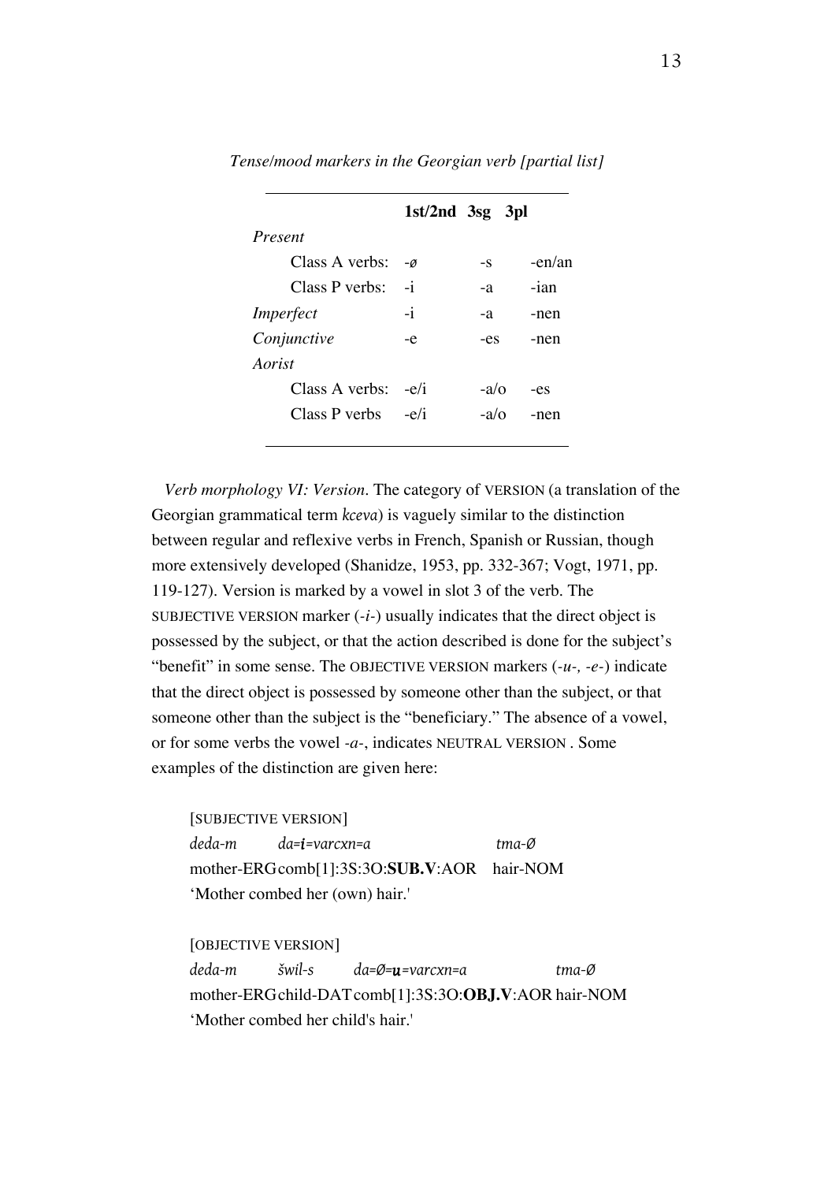*Tense/mood markers in the Georgian verb [partial list]*

| | **1st/2nd** | **3sg** | **3pl** |
|---|---|---|---|
| *Present* | | | |
| Class A verbs: | -ø | -s | -en/an |
| Class P verbs: | -i | -a | -ian |
| *Imperfect* | -i | -a | -nen |
| *Conjunctive* | -e | -es | -nen |
| *Aorist* | | | |
| Class A verbs: | -e/i | -a/o | -es |
| Class P verbs | -e/i | -a/o | -nen |

*Verb morphology VI: Version*. The category of VERSION (a translation of the Georgian grammatical term *kceva*) is vaguely similar to the distinction between regular and reflexive verbs in French, Spanish or Russian, though more extensively developed (Shanidze, 1953, pp. 332-367; Vogt, 1971, pp. 119-127). Version is marked by a vowel in slot 3 of the verb. The SUBJECTIVE VERSION marker (*-i-*) usually indicates that the direct object is possessed by the subject, or that the action described is done for the subject's "benefit" in some sense. The OBJECTIVE VERSION markers (*-u-, -e-*) indicate that the direct object is possessed by someone other than the subject, or that someone other than the subject is the "beneficiary." The absence of a vowel, or for some verbs the vowel *-a-*, indicates NEUTRAL VERSION . Some examples of the distinction are given here:

[SUBJECTIVE VERSION]
*deda-m* *da=**i**=varcxn=a* *tma-Ø*
mother-ERG comb[1]:3S:3O:**SUB.V**:AOR hair-NOM
'Mother combed her (own) hair.'

[OBJECTIVE VERSION]
*deda-m* *šwil-s* *da=Ø=**u**=varcxn=a* *tma-Ø*
mother-ERG child-DAT comb[1]:3S:3O:**OBJ.V**:AOR hair-NOM
'Mother combed her child's hair.'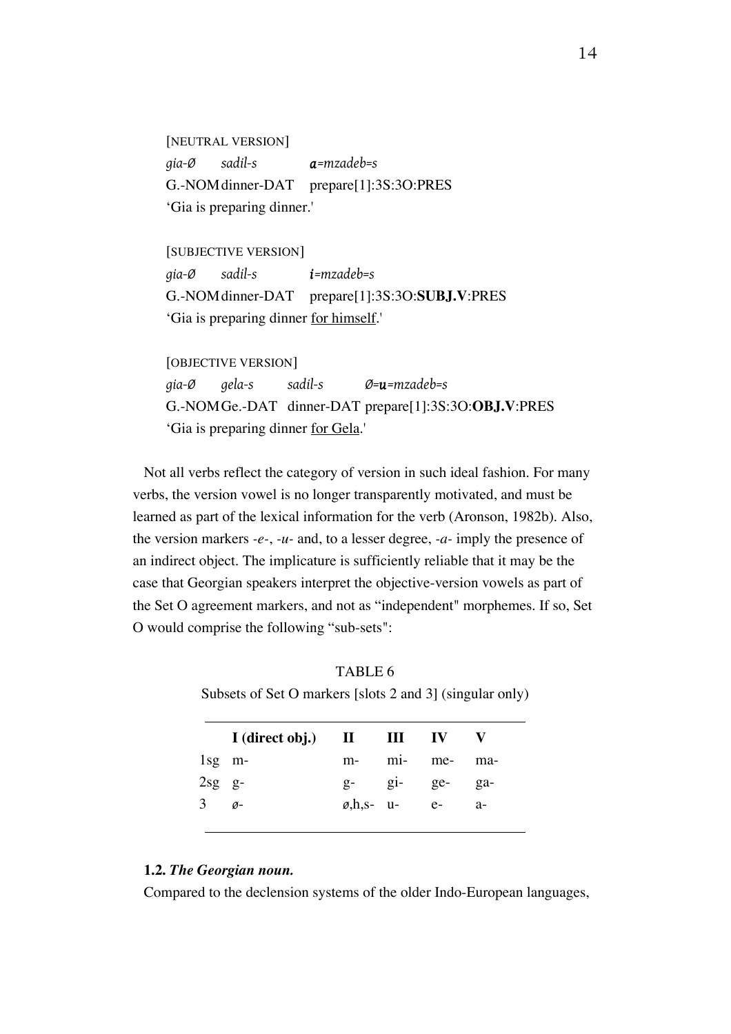[NEUTRAL VERSION]

*gia-Ø* *sadil-s* ***a****=mzadeb=s*

G.-NOM dinner-DAT prepare[1]:3S:3O:PRES

'Gia is preparing dinner.'

[SUBJECTIVE VERSION]

*gia-Ø* *sadil-s* ***i****=mzadeb=s*

G.-NOM dinner-DAT prepare[1]:3S:3O:**SUBJ.V**:PRES

'Gia is preparing dinner <u>for himself</u>.'

[OBJECTIVE VERSION]

*gia-Ø* *gela-s* *sadil-s* *Ø=****u****=mzadeb=s*

G.-NOM Ge.-DAT dinner-DAT prepare[1]:3S:3O:**OBJ.V**:PRES

'Gia is preparing dinner <u>for Gela</u>.'

Not all verbs reflect the category of version in such ideal fashion. For many verbs, the version vowel is no longer transparently motivated, and must be learned as part of the lexical information for the verb (Aronson, 1982b). Also, the version markers *-e-*, *-u-* and, to a lesser degree, *-a-* imply the presence of an indirect object. The implicature is sufficiently reliable that it may be the case that Georgian speakers interpret the objective-version vowels as part of the Set O agreement markers, and not as "independent" morphemes. If so, Set O would comprise the following "sub-sets":

TABLE 6

Subsets of Set O markers [slots 2 and 3] (singular only)

| | I (direct obj.) | II | III | IV | V |
|---|---|---|---|---|---|
| 1sg | m- | m- | mi- | me- | ma- |
| 2sg | g- | g- | gi- | ge- | ga- |
| 3 | ø- | ø,h,s- | u- | e- | a- |

**1.2.** ***The Georgian noun.***

Compared to the declension systems of the older Indo-European languages,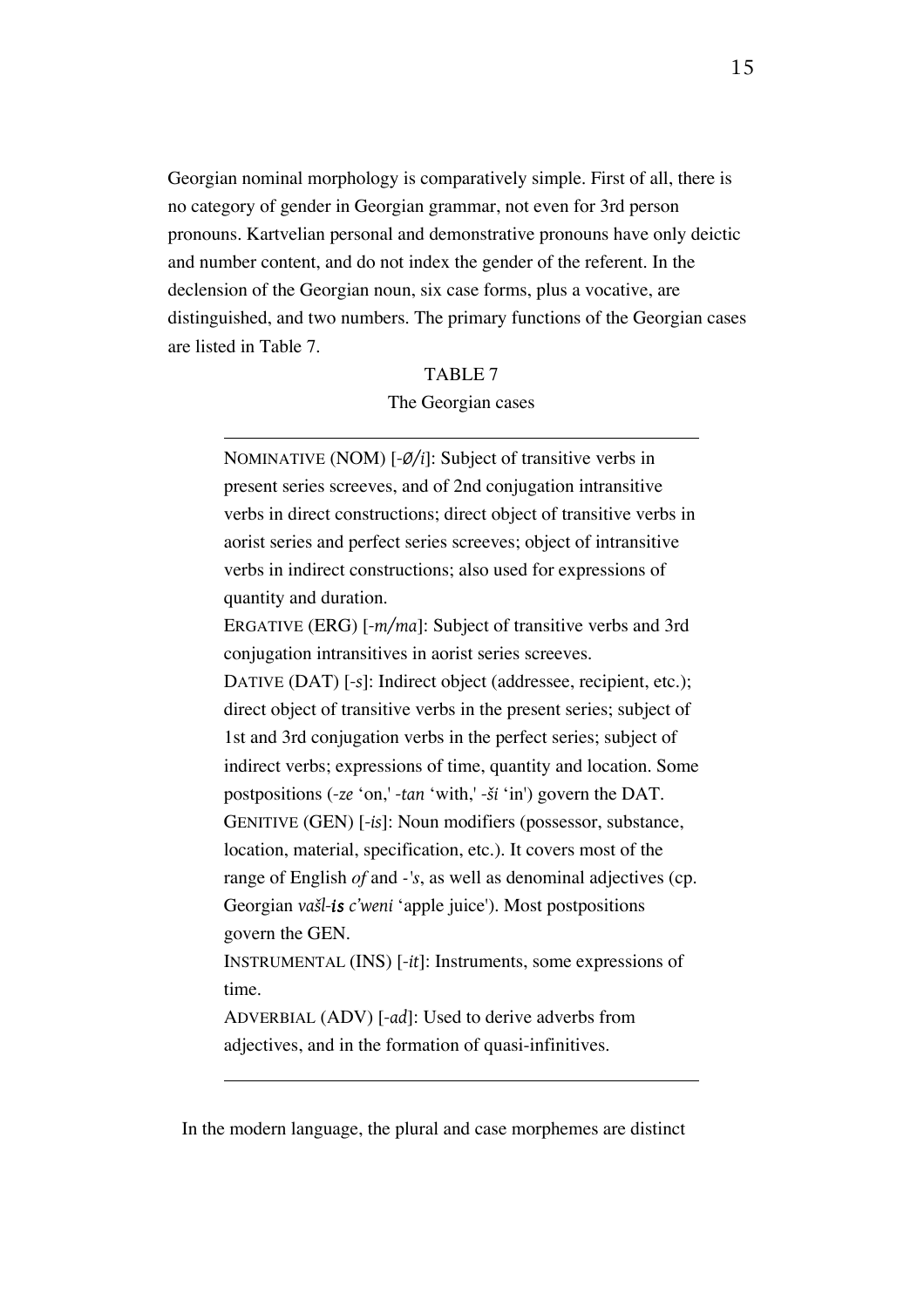Georgian nominal morphology is comparatively simple. First of all, there is no category of gender in Georgian grammar, not even for 3rd person pronouns. Kartvelian personal and demonstrative pronouns have only deictic and number content, and do not index the gender of the referent. In the declension of the Georgian noun, six case forms, plus a vocative, are distinguished, and two numbers. The primary functions of the Georgian cases are listed in Table 7.

TABLE 7

The Georgian cases

---

NOMINATIVE (NOM) [*-Ø/i*]: Subject of transitive verbs in present series screeves, and of 2nd conjugation intransitive verbs in direct constructions; direct object of transitive verbs in aorist series and perfect series screeves; object of intransitive verbs in indirect constructions; also used for expressions of quantity and duration.

ERGATIVE (ERG) [*-m/ma*]: Subject of transitive verbs and 3rd conjugation intransitives in aorist series screeves.

DATIVE (DAT) [*-s*]: Indirect object (addressee, recipient, etc.); direct object of transitive verbs in the present series; subject of 1st and 3rd conjugation verbs in the perfect series; subject of indirect verbs; expressions of time, quantity and location. Some postpositions (*-ze* 'on,' *-tan* 'with,' *-ši* 'in') govern the DAT.

GENITIVE (GEN) [*-is*]: Noun modifiers (possessor, substance, location, material, specification, etc.). It covers most of the range of English *of* and *-'s*, as well as denominal adjectives (cp. Georgian *vašl-**is** c'weni* 'apple juice'). Most postpositions govern the GEN.

INSTRUMENTAL (INS) [*-it*]: Instruments, some expressions of time.

ADVERBIAL (ADV) [*-ad*]: Used to derive adverbs from adjectives, and in the formation of quasi-infinitives.

---

In the modern language, the plural and case morphemes are distinct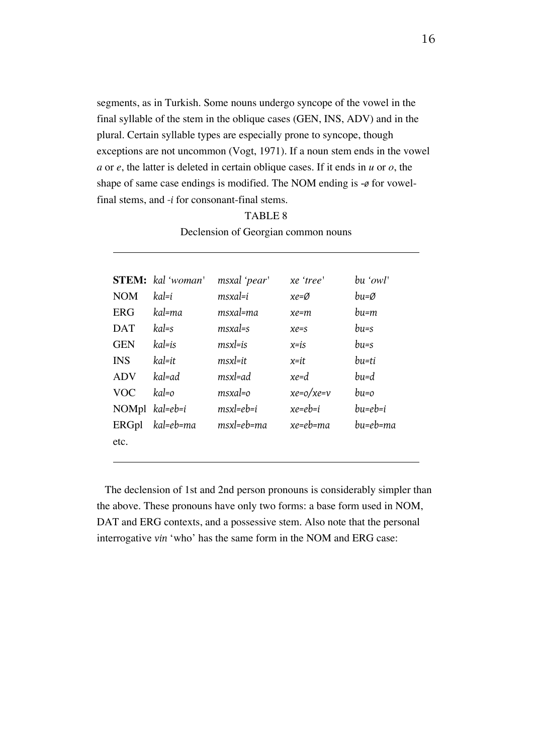segments, as in Turkish. Some nouns undergo syncope of the vowel in the final syllable of the stem in the oblique cases (GEN, INS, ADV) and in the plural. Certain syllable types are especially prone to syncope, though exceptions are not uncommon (Vogt, 1971). If a noun stem ends in the vowel *a* or *e*, the latter is deleted in certain oblique cases. If it ends in *u* or *o*, the shape of same case endings is modified. The NOM ending is -*ø* for vowel-final stems, and -*i* for consonant-final stems.

TABLE 8

Declension of Georgian common nouns

| **STEM:** | *kal 'woman'* | *msxal 'pear'* | *xe 'tree'* | *bu 'owl'* |
|---|---|---|---|---|
| NOM | *kal=i* | *msxal=i* | *xe=Ø* | *bu=Ø* |
| ERG | *kal=ma* | *msxal=ma* | *xe=m* | *bu=m* |
| DAT | *kal=s* | *msxal=s* | *xe=s* | *bu=s* |
| GEN | *kal=is* | *msxl=is* | *x=is* | *bu=s* |
| INS | *kal=it* | *msxl=it* | *x=it* | *bu=ti* |
| ADV | *kal=ad* | *msxl=ad* | *xe=d* | *bu=d* |
| VOC | *kal=o* | *msxal=o* | *xe=o/xe=v* | *bu=o* |
| NOMpl | *kal=eb=i* | *msxl=eb=i* | *xe=eb=i* | *bu=eb=i* |
| ERGpl | *kal=eb=ma* | *msxl=eb=ma* | *xe=eb=ma* | *bu=eb=ma* |
| etc. | | | | |

The declension of 1st and 2nd person pronouns is considerably simpler than the above. These pronouns have only two forms: a base form used in NOM, DAT and ERG contexts, and a possessive stem. Also note that the personal interrogative *vin* 'who' has the same form in the NOM and ERG case: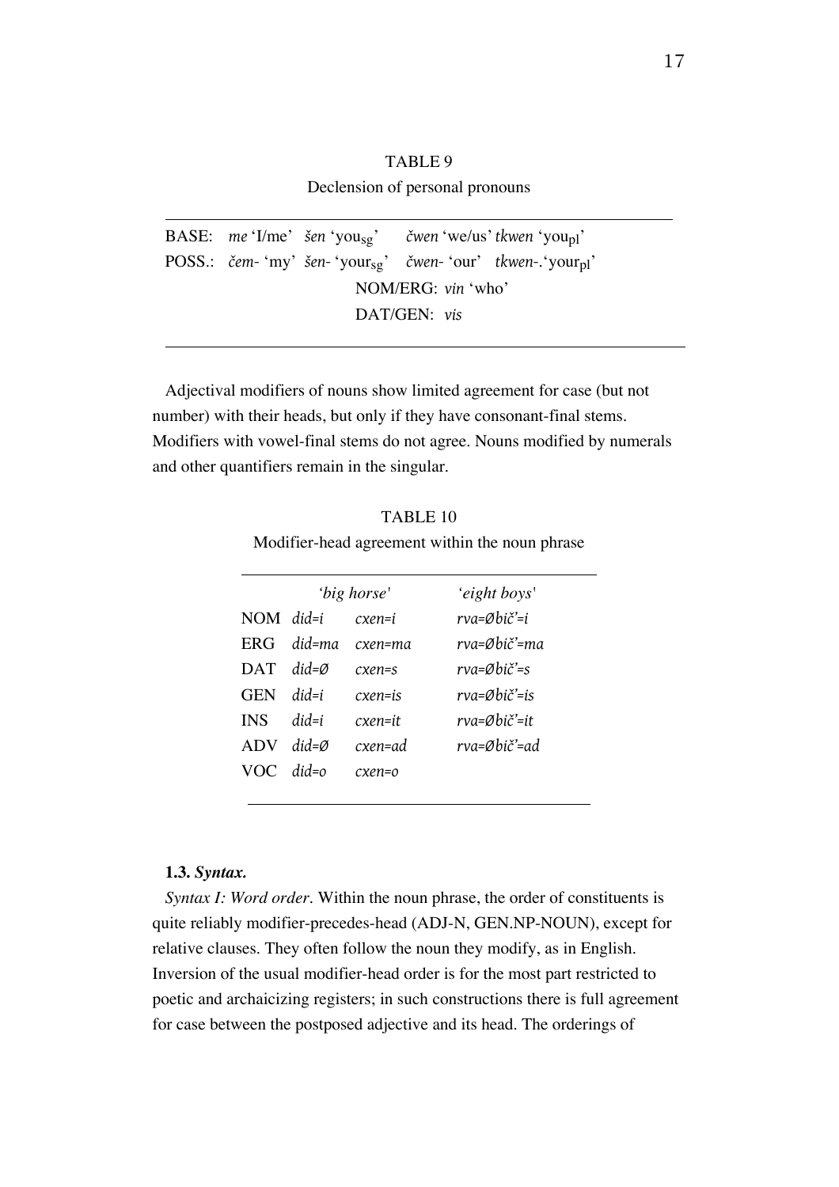TABLE 9

Declension of personal pronouns

| | | | | |
|---|---|---|---|---|
| BASE: | *me* 'I/me' | *šen* 'you$_{sg}$' | *čwen* 'we/us' | *tkwen* 'you$_{pl}$' |
| POSS.: | *čem-* 'my' | *šen-* 'your$_{sg}$' | *čwen-* 'our' | *tkwen-*.'your$_{pl}$' |
| | | NOM/ERG: *vin* 'who' | | |
| | | DAT/GEN: *vis* | | |

Adjectival modifiers of nouns show limited agreement for case (but not number) with their heads, but only if they have consonant-final stems. Modifiers with vowel-final stems do not agree. Nouns modified by numerals and other quantifiers remain in the singular.

TABLE 10

Modifier-head agreement within the noun phrase

| | *'big horse'* | | *'eight boys'* |
|---|---|---|---|
| NOM | *did=i* | *cxen=i* | *rva=Øbič'=i* |
| ERG | *did=ma* | *cxen=ma* | *rva=Øbič'=ma* |
| DAT | *did=Ø* | *cxen=s* | *rva=Øbič'=s* |
| GEN | *did=i* | *cxen=is* | *rva=Øbič'=is* |
| INS | *did=i* | *cxen=it* | *rva=Øbič'=it* |
| ADV | *did=Ø* | *cxen=ad* | *rva=Øbič'=ad* |
| VOC | *did=o* | *cxen=o* | |

**1.3.** ***Syntax.***

*Syntax I: Word order*. Within the noun phrase, the order of constituents is quite reliably modifier-precedes-head (ADJ-N, GEN.NP-NOUN), except for relative clauses. They often follow the noun they modify, as in English. Inversion of the usual modifier-head order is for the most part restricted to poetic and archaicizing registers; in such constructions there is full agreement for case between the postposed adjective and its head. The orderings of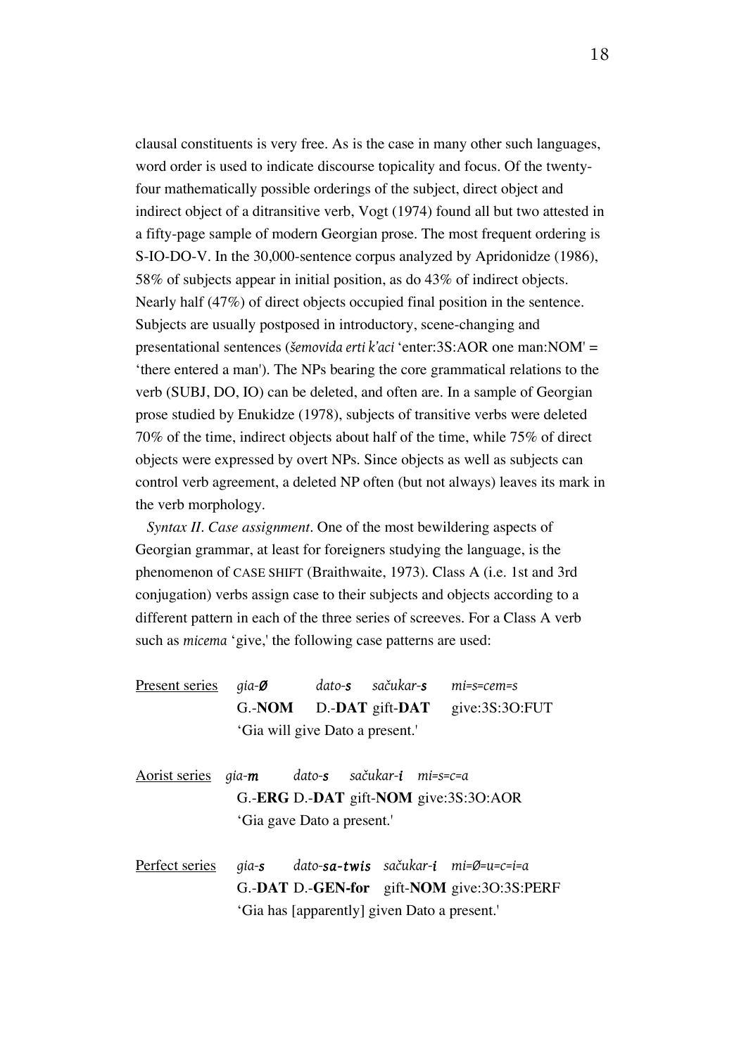clausal constituents is very free. As is the case in many other such languages, word order is used to indicate discourse topicality and focus. Of the twenty-four mathematically possible orderings of the subject, direct object and indirect object of a ditransitive verb, Vogt (1974) found all but two attested in a fifty-page sample of modern Georgian prose. The most frequent ordering is S-IO-DO-V. In the 30,000-sentence corpus analyzed by Apridonidze (1986), 58% of subjects appear in initial position, as do 43% of indirect objects. Nearly half (47%) of direct objects occupied final position in the sentence. Subjects are usually postposed in introductory, scene-changing and presentational sentences (*šemovida erti k'aci* 'enter:3S:AOR one man:NOM' = 'there entered a man'). The NPs bearing the core grammatical relations to the verb (SUBJ, DO, IO) can be deleted, and often are. In a sample of Georgian prose studied by Enukidze (1978), subjects of transitive verbs were deleted 70% of the time, indirect objects about half of the time, while 75% of direct objects were expressed by overt NPs. Since objects as well as subjects can control verb agreement, a deleted NP often (but not always) leaves its mark in the verb morphology.

*Syntax II. Case assignment*. One of the most bewildering aspects of Georgian grammar, at least for foreigners studying the language, is the phenomenon of CASE SHIFT (Braithwaite, 1973). Class A (i.e. 1st and 3rd conjugation) verbs assign case to their subjects and objects according to a different pattern in each of the three series of screeves. For a Class A verb such as *micema* 'give,' the following case patterns are used:

Present series *gia-**Ø*** *dato-**s*** *sačukar-**s*** *mi=s=cem=s*
G.-**NOM** D.-**DAT** gift-**DAT** give:3S:3O:FUT
'Gia will give Dato a present.'

Aorist series *gia-**m*** *dato-**s*** *sačukar-**i*** *mi=s=c=a*
G.-**ERG** D.-**DAT** gift-**NOM** give:3S:3O:AOR
'Gia gave Dato a present.'

Perfect series *gia-**s*** *dato-**sa-twis*** *sačukar-**i*** *mi=Ø=u=c=i=a*
G.-**DAT** D.-**GEN-for** gift-**NOM** give:3O:3S:PERF
'Gia has [apparently] given Dato a present.'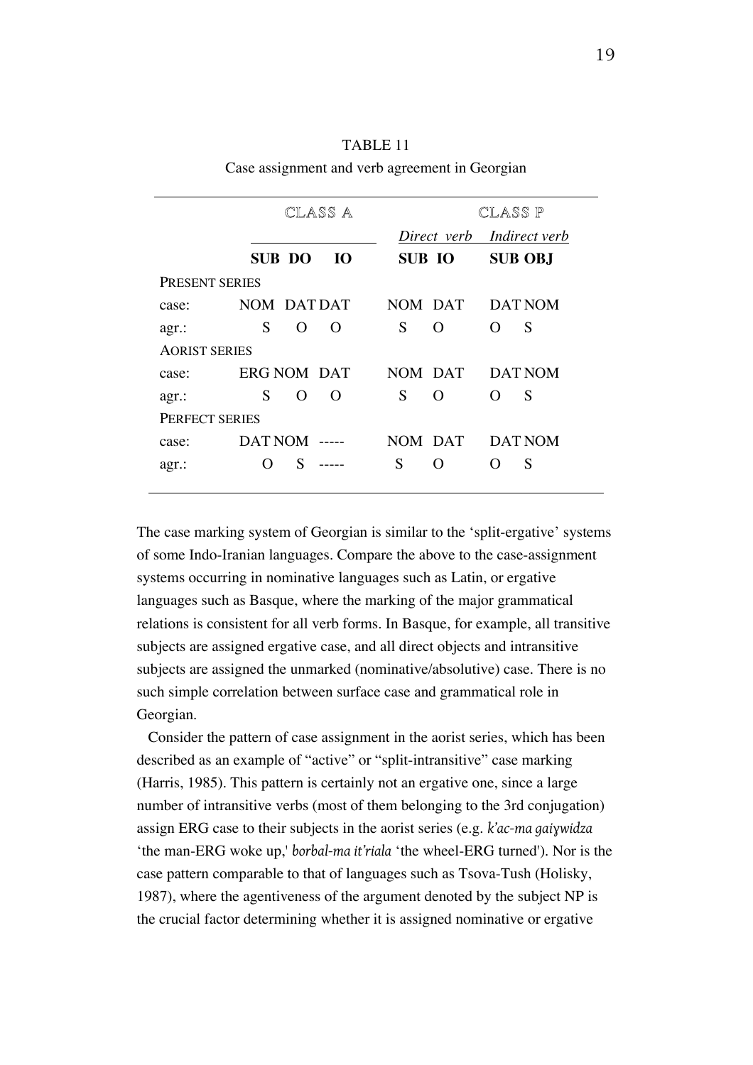TABLE 11

Case assignment and verb agreement in Georgian

| | CLASS A | | | CLASS P | | | |
|---|---|---|---|---|---|---|---|
| | | | | *Direct verb* | | *Indirect verb* | |
| | **SUB** | **DO** | **IO** | **SUB** | **IO** | **SUB** | **OBJ** |
| PRESENT SERIES | | | | | | | |
| case: | NOM | DAT | DAT | NOM | DAT | DAT | NOM |
| agr.: | S | O | O | S | O | O | S |
| AORIST SERIES | | | | | | | |
| case: | ERG | NOM | DAT | NOM | DAT | DAT | NOM |
| agr.: | S | O | O | S | O | O | S |
| PERFECT SERIES | | | | | | | |
| case: | DAT | NOM | ----- | NOM | DAT | DAT | NOM |
| agr.: | O | S | ----- | S | O | O | S |

The case marking system of Georgian is similar to the 'split-ergative' systems of some Indo-Iranian languages. Compare the above to the case-assignment systems occurring in nominative languages such as Latin, or ergative languages such as Basque, where the marking of the major grammatical relations is consistent for all verb forms. In Basque, for example, all transitive subjects are assigned ergative case, and all direct objects and intransitive subjects are assigned the unmarked (nominative/absolutive) case. There is no such simple correlation between surface case and grammatical role in Georgian.

Consider the pattern of case assignment in the aorist series, which has been described as an example of "active" or "split-intransitive" case marking (Harris, 1985). This pattern is certainly not an ergative one, since a large number of intransitive verbs (most of them belonging to the 3rd conjugation) assign ERG case to their subjects in the aorist series (e.g. *k'ac-ma gaiɣwidza* 'the man-ERG woke up,' *borbal-ma it'riala* 'the wheel-ERG turned'). Nor is the case pattern comparable to that of languages such as Tsova-Tush (Holisky, 1987), where the agentiveness of the argument denoted by the subject NP is the crucial factor determining whether it is assigned nominative or ergative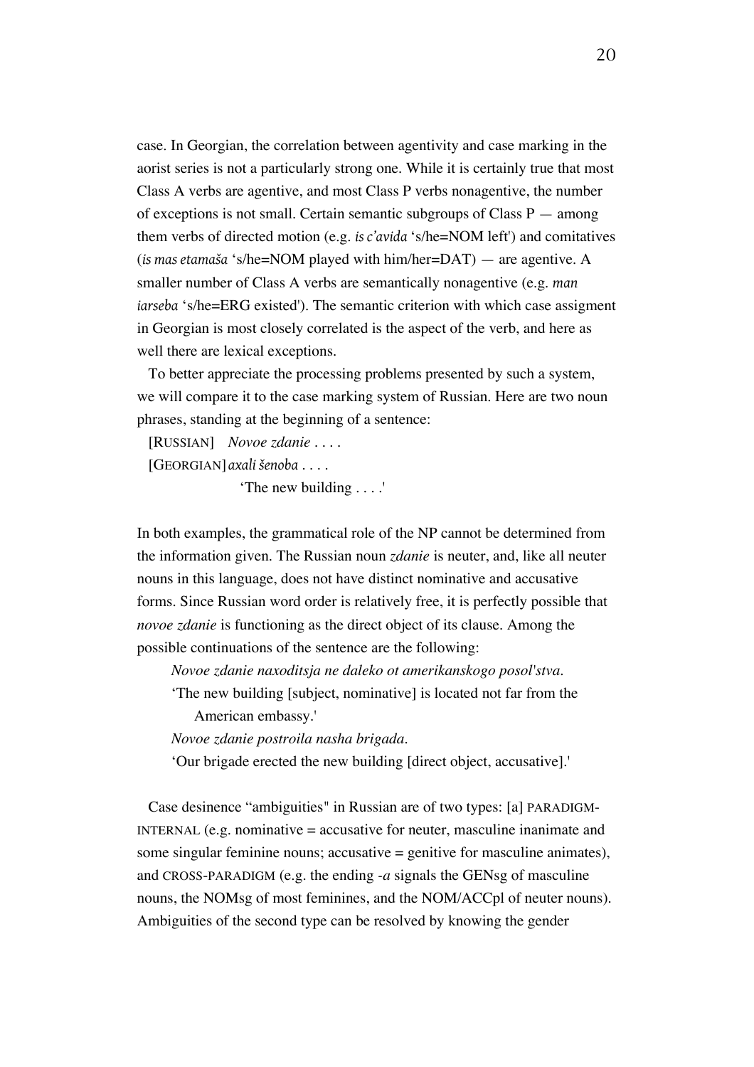case. In Georgian, the correlation between agentivity and case marking in the aorist series is not a particularly strong one. While it is certainly true that most Class A verbs are agentive, and most Class P verbs nonagentive, the number of exceptions is not small. Certain semantic subgroups of Class P — among them verbs of directed motion (e.g. *is c'avida* 's/he=NOM left') and comitatives (*is mas etamaša* 's/he=NOM played with him/her=DAT) — are agentive. A smaller number of Class A verbs are semantically nonagentive (e.g. *man iarseba* 's/he=ERG existed'). The semantic criterion with which case assigment in Georgian is most closely correlated is the aspect of the verb, and here as well there are lexical exceptions.

To better appreciate the processing problems presented by such a system, we will compare it to the case marking system of Russian. Here are two noun phrases, standing at the beginning of a sentence:

[RUSSIAN] *Novoe zdanie* . . . .
[GEORGIAN] *axali šenoba* . . . .
'The new building . . . .'

In both examples, the grammatical role of the NP cannot be determined from the information given. The Russian noun *zdanie* is neuter, and, like all neuter nouns in this language, does not have distinct nominative and accusative forms. Since Russian word order is relatively free, it is perfectly possible that *novoe zdanie* is functioning as the direct object of its clause. Among the possible continuations of the sentence are the following:

*Novoe zdanie naxoditsja ne daleko ot amerikanskogo posol'stva.*
'The new building [subject, nominative] is located not far from the American embassy.'

*Novoe zdanie postroila nasha brigada.*
'Our brigade erected the new building [direct object, accusative].'

Case desinence "ambiguities" in Russian are of two types: [a] PARADIGM-INTERNAL (e.g. nominative = accusative for neuter, masculine inanimate and some singular feminine nouns; accusative = genitive for masculine animates), and CROSS-PARADIGM (e.g. the ending *-a* signals the GENsg of masculine nouns, the NOMsg of most feminines, and the NOM/ACCpl of neuter nouns). Ambiguities of the second type can be resolved by knowing the gender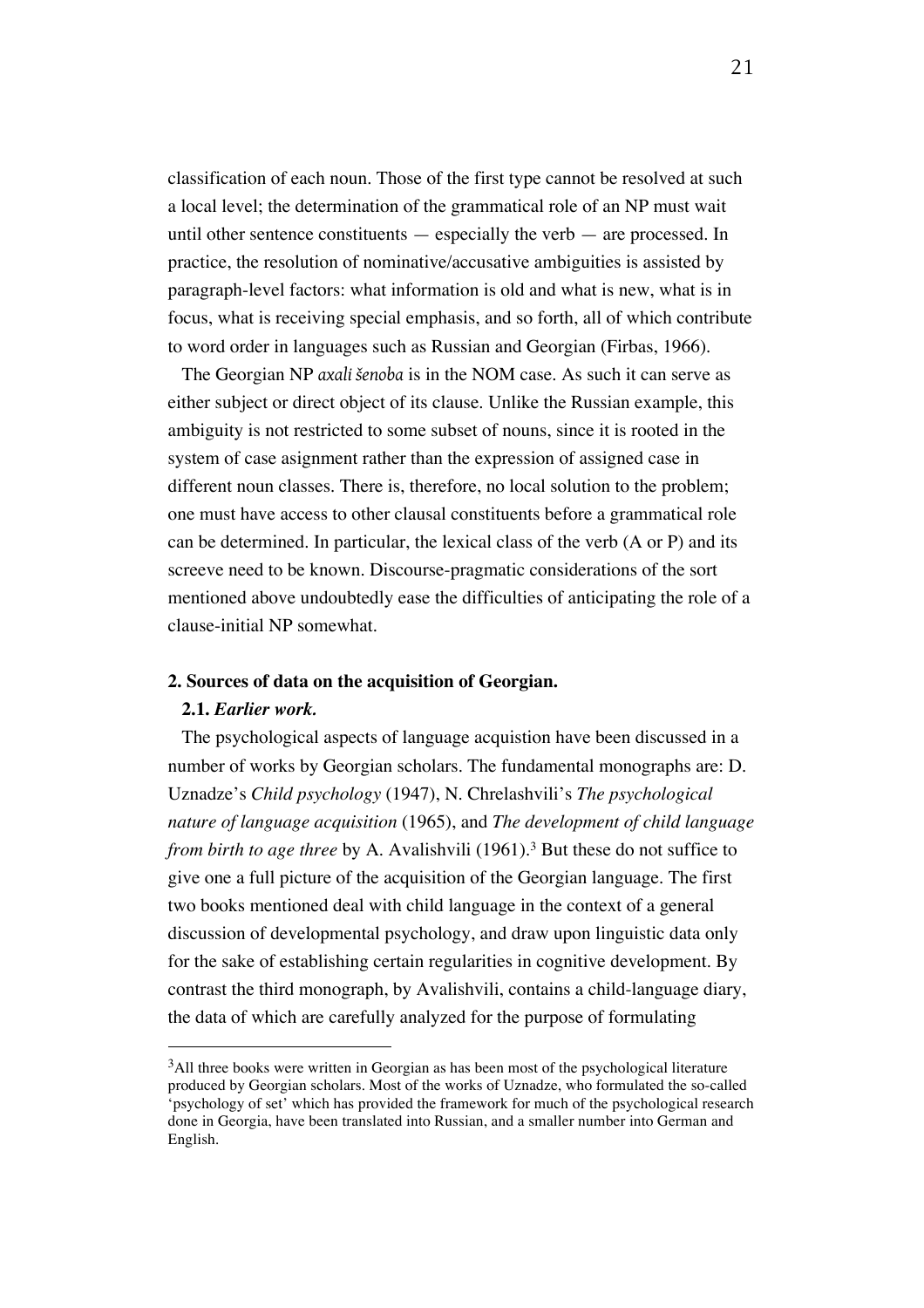classification of each noun. Those of the first type cannot be resolved at such a local level; the determination of the grammatical role of an NP must wait until other sentence constituents — especially the verb — are processed. In practice, the resolution of nominative/accusative ambiguities is assisted by paragraph-level factors: what information is old and what is new, what is in focus, what is receiving special emphasis, and so forth, all of which contribute to word order in languages such as Russian and Georgian (Firbas, 1966).

The Georgian NP *axali šenoba* is in the NOM case. As such it can serve as either subject or direct object of its clause. Unlike the Russian example, this ambiguity is not restricted to some subset of nouns, since it is rooted in the system of case asignment rather than the expression of assigned case in different noun classes. There is, therefore, no local solution to the problem; one must have access to other clausal constituents before a grammatical role can be determined. In particular, the lexical class of the verb (A or P) and its screeve need to be known. Discourse-pragmatic considerations of the sort mentioned above undoubtedly ease the difficulties of anticipating the role of a clause-initial NP somewhat.

## 2. Sources of data on the acquisition of Georgian.

### 2.1. *Earlier work.*

The psychological aspects of language acquistion have been discussed in a number of works by Georgian scholars. The fundamental monographs are: D. Uznadze's *Child psychology* (1947), N. Chrelashvili's *The psychological nature of language acquisition* (1965), and *The development of child language from birth to age three* by A. Avalishvili (1961).[3] But these do not suffice to give one a full picture of the acquisition of the Georgian language. The first two books mentioned deal with child language in the context of a general discussion of developmental psychology, and draw upon linguistic data only for the sake of establishing certain regularities in cognitive development. By contrast the third monograph, by Avalishvili, contains a child-language diary, the data of which are carefully analyzed for the purpose of formulating

[3] All three books were written in Georgian as has been most of the psychological literature produced by Georgian scholars. Most of the works of Uznadze, who formulated the so-called 'psychology of set' which has provided the framework for much of the psychological research done in Georgia, have been translated into Russian, and a smaller number into German and English.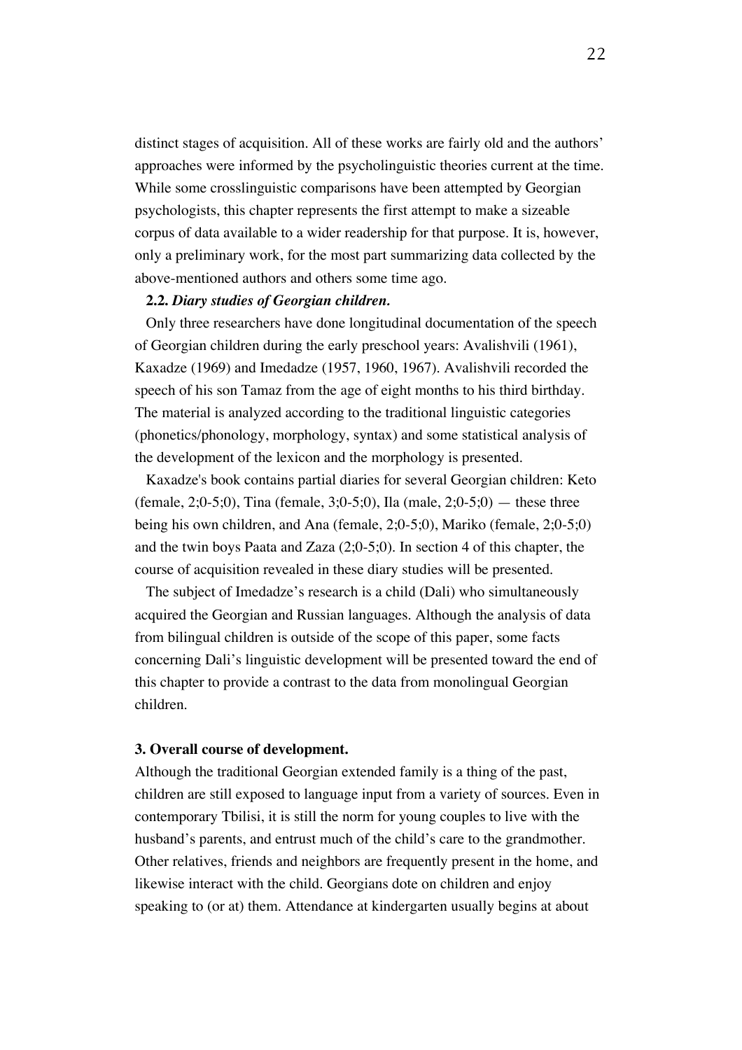distinct stages of acquisition. All of these works are fairly old and the authors' approaches were informed by the psycholinguistic theories current at the time. While some crosslinguistic comparisons have been attempted by Georgian psychologists, this chapter represents the first attempt to make a sizeable corpus of data available to a wider readership for that purpose. It is, however, only a preliminary work, for the most part summarizing data collected by the above-mentioned authors and others some time ago.

### 2.2. *Diary studies of Georgian children.*

Only three researchers have done longitudinal documentation of the speech of Georgian children during the early preschool years: Avalishvili (1961), Kaxadze (1969) and Imedadze (1957, 1960, 1967). Avalishvili recorded the speech of his son Tamaz from the age of eight months to his third birthday. The material is analyzed according to the traditional linguistic categories (phonetics/phonology, morphology, syntax) and some statistical analysis of the development of the lexicon and the morphology is presented.

Kaxadze's book contains partial diaries for several Georgian children: Keto (female, 2;0-5;0), Tina (female, 3;0-5;0), Ila (male, 2;0-5;0) — these three being his own children, and Ana (female, 2;0-5;0), Mariko (female, 2;0-5;0) and the twin boys Paata and Zaza (2;0-5;0). In section 4 of this chapter, the course of acquisition revealed in these diary studies will be presented.

The subject of Imedadze's research is a child (Dali) who simultaneously acquired the Georgian and Russian languages. Although the analysis of data from bilingual children is outside of the scope of this paper, some facts concerning Dali's linguistic development will be presented toward the end of this chapter to provide a contrast to the data from monolingual Georgian children.

## 3. Overall course of development.

Although the traditional Georgian extended family is a thing of the past, children are still exposed to language input from a variety of sources. Even in contemporary Tbilisi, it is still the norm for young couples to live with the husband's parents, and entrust much of the child's care to the grandmother. Other relatives, friends and neighbors are frequently present in the home, and likewise interact with the child. Georgians dote on children and enjoy speaking to (or at) them. Attendance at kindergarten usually begins at about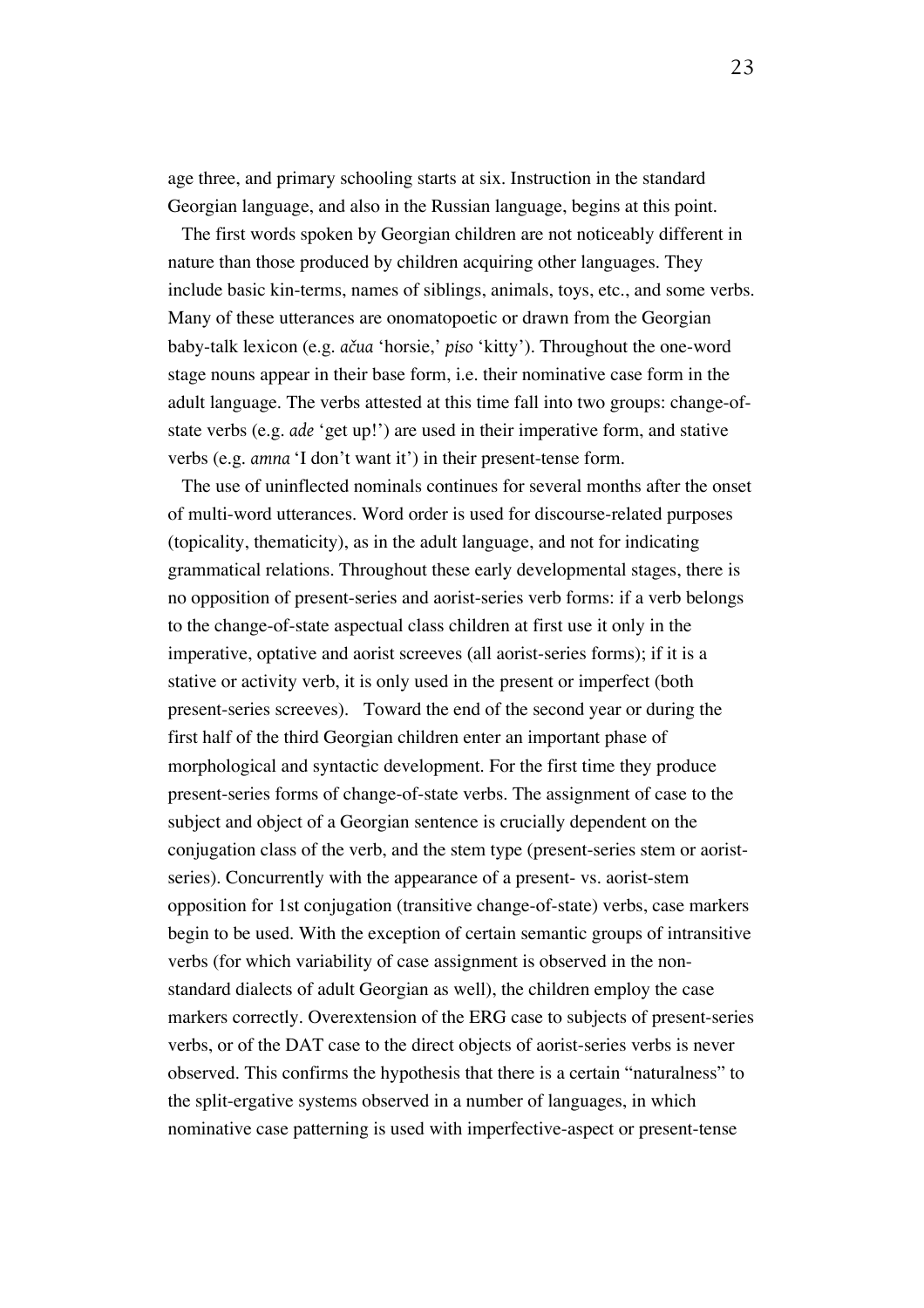age three, and primary schooling starts at six. Instruction in the standard Georgian language, and also in the Russian language, begins at this point.

The first words spoken by Georgian children are not noticeably different in nature than those produced by children acquiring other languages. They include basic kin-terms, names of siblings, animals, toys, etc., and some verbs. Many of these utterances are onomatopoetic or drawn from the Georgian baby-talk lexicon (e.g. *ačua* 'horsie,' *piso* 'kitty'). Throughout the one-word stage nouns appear in their base form, i.e. their nominative case form in the adult language. The verbs attested at this time fall into two groups: change-of-state verbs (e.g. *ade* 'get up!') are used in their imperative form, and stative verbs (e.g. *amna* 'I don't want it') in their present-tense form.

The use of uninflected nominals continues for several months after the onset of multi-word utterances. Word order is used for discourse-related purposes (topicality, thematicity), as in the adult language, and not for indicating grammatical relations. Throughout these early developmental stages, there is no opposition of present-series and aorist-series verb forms: if a verb belongs to the change-of-state aspectual class children at first use it only in the imperative, optative and aorist screeves (all aorist-series forms); if it is a stative or activity verb, it is only used in the present or imperfect (both present-series screeves). Toward the end of the second year or during the first half of the third Georgian children enter an important phase of morphological and syntactic development. For the first time they produce present-series forms of change-of-state verbs. The assignment of case to the subject and object of a Georgian sentence is crucially dependent on the conjugation class of the verb, and the stem type (present-series stem or aorist-series). Concurrently with the appearance of a present- vs. aorist-stem opposition for 1st conjugation (transitive change-of-state) verbs, case markers begin to be used. With the exception of certain semantic groups of intransitive verbs (for which variability of case assignment is observed in the non-standard dialects of adult Georgian as well), the children employ the case markers correctly. Overextension of the ERG case to subjects of present-series verbs, or of the DAT case to the direct objects of aorist-series verbs is never observed. This confirms the hypothesis that there is a certain "naturalness" to the split-ergative systems observed in a number of languages, in which nominative case patterning is used with imperfective-aspect or present-tense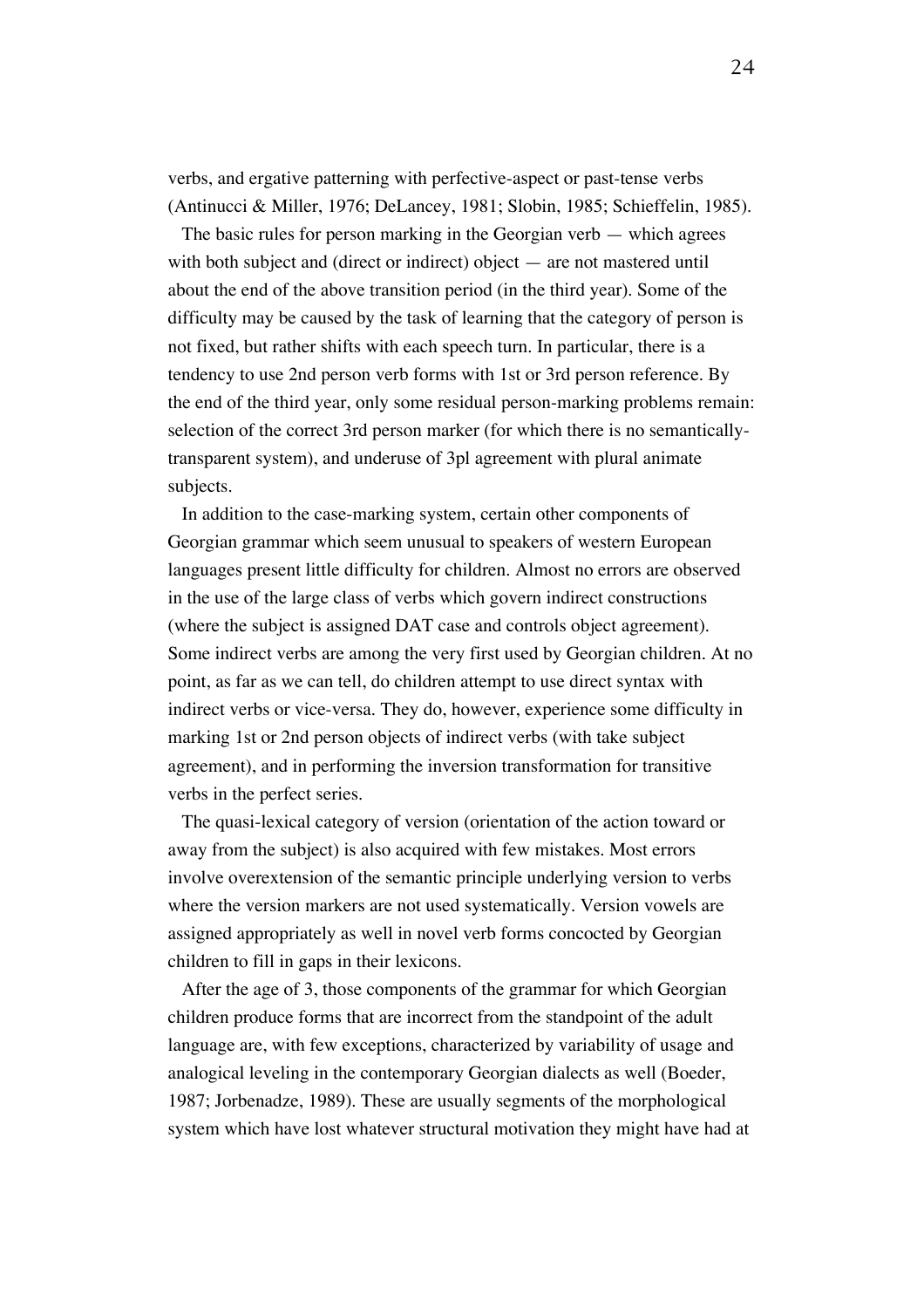verbs, and ergative patterning with perfective-aspect or past-tense verbs (Antinucci & Miller, 1976; DeLancey, 1981; Slobin, 1985; Schieffelin, 1985).

The basic rules for person marking in the Georgian verb — which agrees with both subject and (direct or indirect) object — are not mastered until about the end of the above transition period (in the third year). Some of the difficulty may be caused by the task of learning that the category of person is not fixed, but rather shifts with each speech turn. In particular, there is a tendency to use 2nd person verb forms with 1st or 3rd person reference. By the end of the third year, only some residual person-marking problems remain: selection of the correct 3rd person marker (for which there is no semantically-transparent system), and underuse of 3pl agreement with plural animate subjects.

In addition to the case-marking system, certain other components of Georgian grammar which seem unusual to speakers of western European languages present little difficulty for children. Almost no errors are observed in the use of the large class of verbs which govern indirect constructions (where the subject is assigned DAT case and controls object agreement). Some indirect verbs are among the very first used by Georgian children. At no point, as far as we can tell, do children attempt to use direct syntax with indirect verbs or vice-versa. They do, however, experience some difficulty in marking 1st or 2nd person objects of indirect verbs (with take subject agreement), and in performing the inversion transformation for transitive verbs in the perfect series.

The quasi-lexical category of version (orientation of the action toward or away from the subject) is also acquired with few mistakes. Most errors involve overextension of the semantic principle underlying version to verbs where the version markers are not used systematically. Version vowels are assigned appropriately as well in novel verb forms concocted by Georgian children to fill in gaps in their lexicons.

After the age of 3, those components of the grammar for which Georgian children produce forms that are incorrect from the standpoint of the adult language are, with few exceptions, characterized by variability of usage and analogical leveling in the contemporary Georgian dialects as well (Boeder, 1987; Jorbenadze, 1989). These are usually segments of the morphological system which have lost whatever structural motivation they might have had at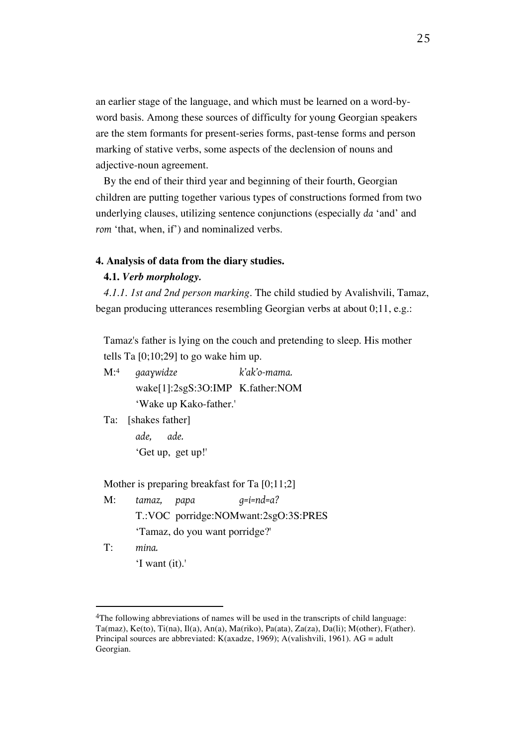an earlier stage of the language, and which must be learned on a word-by-word basis. Among these sources of difficulty for young Georgian speakers are the stem formants for present-series forms, past-tense forms and person marking of stative verbs, some aspects of the declension of nouns and adjective-noun agreement.

By the end of their third year and beginning of their fourth, Georgian children are putting together various types of constructions formed from two underlying clauses, utilizing sentence conjunctions (especially *da* 'and' and *rom* 'that, when, if') and nominalized verbs.

### 4. Analysis of data from the diary studies.

#### 4.1. *Verb morphology.*

*4.1.1. 1st and 2nd person marking*. The child studied by Avalishvili, Tamaz, began producing utterances resembling Georgian verbs at about 0;11, e.g.:

Tamaz's father is lying on the couch and pretending to sleep. His mother tells Ta [0;10;29] to go wake him up.

M:[4] *gaaɣwidze* *k'ak'o-mama.*
wake[1]:2sgS:3O:IMP K.father:NOM
'Wake up Kako-father.'

Ta: [shakes father]
*ade, ade.*
'Get up, get up!'

Mother is preparing breakfast for Ta [0;11;2]

M: *tamaz, papa g=i=nd=a?*
T.:VOC porridge:NOMwant:2sgO:3S:PRES
'Tamaz, do you want porridge?'

T: *mina.*
'I want (it).'

---

[4]The following abbreviations of names will be used in the transcripts of child language: Ta(maz), Ke(to), Ti(na), Il(a), An(a), Ma(riko), Pa(ata), Za(za), Da(li); M(other), F(ather). Principal sources are abbreviated: K(axadze, 1969); A(valishvili, 1961). AG = adult Georgian.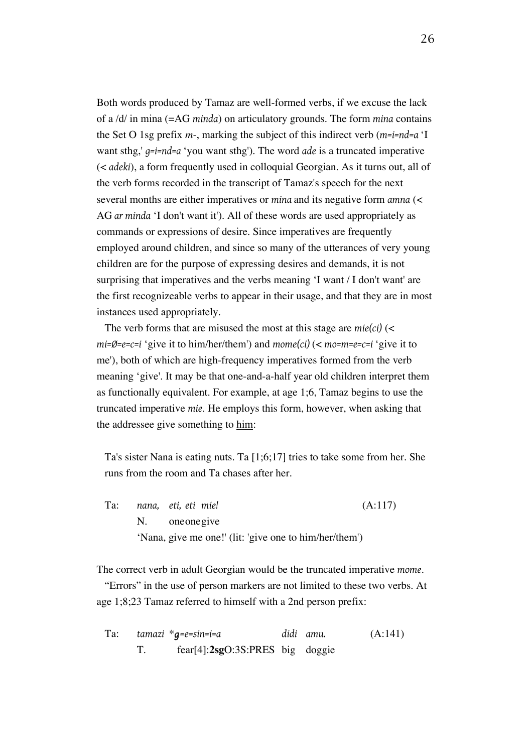Both words produced by Tamaz are well-formed verbs, if we excuse the lack of a /d/ in mina (=AG *minda*) on articulatory grounds. The form *mina* contains the Set O 1sg prefix *m-*, marking the subject of this indirect verb (*m=i=nd=a* 'I want sthg,' *g=i=nd=a* 'you want sthg'). The word *ade* is a truncated imperative (< *adeki*), a form frequently used in colloquial Georgian. As it turns out, all of the verb forms recorded in the transcript of Tamaz's speech for the next several months are either imperatives or *mina* and its negative form *amna* (< AG *ar minda* 'I don't want it'). All of these words are used appropriately as commands or expressions of desire. Since imperatives are frequently employed around children, and since so many of the utterances of very young children are for the purpose of expressing desires and demands, it is not surprising that imperatives and the verbs meaning 'I want / I don't want' are the first recognizeable verbs to appear in their usage, and that they are in most instances used appropriately.

The verb forms that are misused the most at this stage are *mie(ci)* (< *mi=Ø=e=c=i* 'give it to him/her/them') and *mome(ci)* (< *mo=m=e=c=i* 'give it to me'), both of which are high-frequency imperatives formed from the verb meaning 'give'. It may be that one-and-a-half year old children interpret them as functionally equivalent. For example, at age 1;6, Tamaz begins to use the truncated imperative *mie*. He employs this form, however, when asking that the addressee give something to <u>him</u>:

Ta's sister Nana is eating nuts. Ta [1;6;17] tries to take some from her. She runs from the room and Ta chases after her.

Ta: *nana, eti, eti mie!* (A:117)
N. one one give
'Nana, give me one!' (lit: 'give one to him/her/them')

The correct verb in adult Georgian would be the truncated imperative *mome*.

"Errors" in the use of person markers are not limited to these two verbs. At age 1;8;23 Tamaz referred to himself with a 2nd person prefix:

Ta: *tamazi \*g=e=sin=i=a didi amu.* (A:141)
T. fear[4]:**2sg**O:3S:PRES big doggie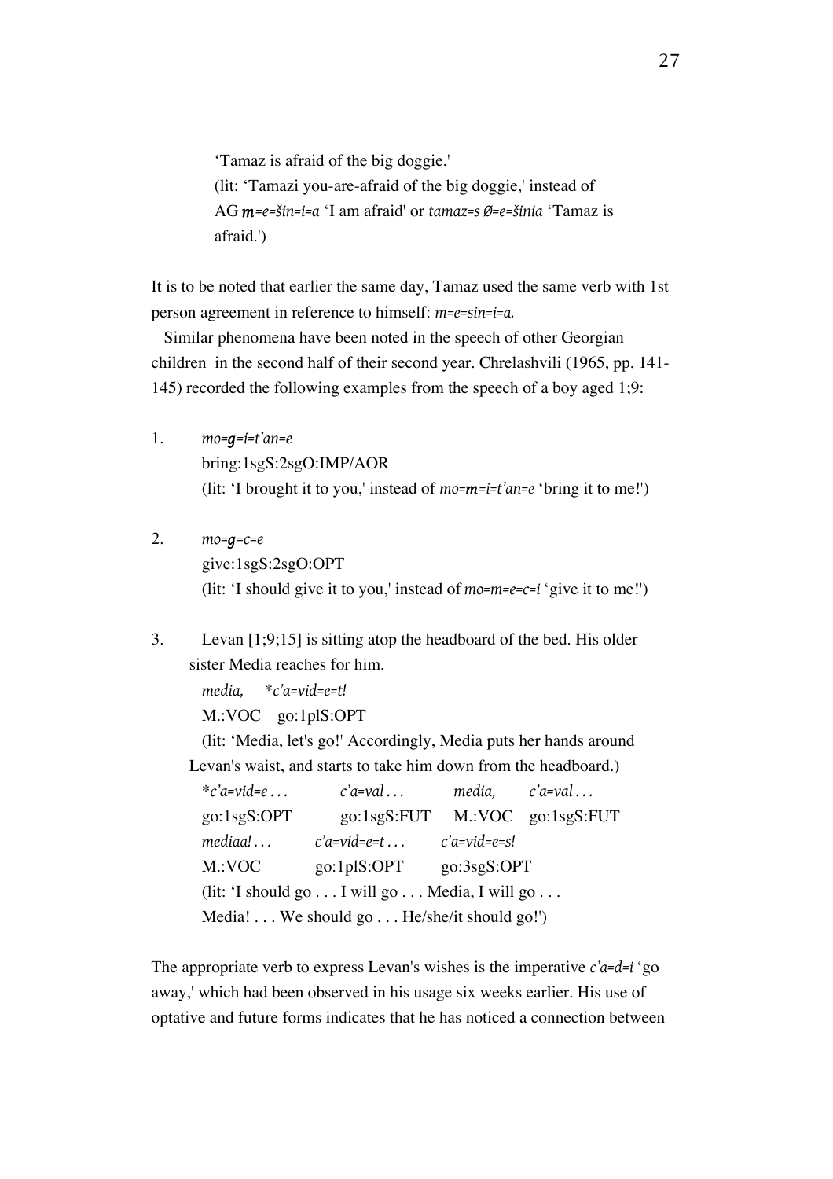'Tamaz is afraid of the big doggie.'
(lit: 'Tamazi you-are-afraid of the big doggie,' instead of AG ***m***=*e=šin=i=a* 'I am afraid' or *tamaz=s Ø=e=šinia* 'Tamaz is afraid.')

It is to be noted that earlier the same day, Tamaz used the same verb with 1st person agreement in reference to himself: *m=e=sin=i=a.*

Similar phenomena have been noted in the speech of other Georgian children in the second half of their second year. Chrelashvili (1965, pp. 141-145) recorded the following examples from the speech of a boy aged 1;9:

1. *mo=****g****=i=t'an=e*
   bring:1sgS:2sgO:IMP/AOR
   (lit: 'I brought it to you,' instead of *mo=****m****=i=t'an=e* 'bring it to me!')

2. *mo=****g****=c=e*
   give:1sgS:2sgO:OPT
   (lit: 'I should give it to you,' instead of *mo=m=e=c=i* 'give it to me!')

3. Levan [1;9;15] is sitting atop the headboard of the bed. His older sister Media reaches for him.
   *media,* \**c'a=vid=e=t!*
   M.:VOC go:1plS:OPT
   (lit: 'Media, let's go!' Accordingly, Media puts her hands around Levan's waist, and starts to take him down from the headboard.)
   \**c'a=vid=e . . .* *c'a=val . . .* *media,* *c'a=val . . .*
   go:1sgS:OPT go:1sgS:FUT M.:VOC go:1sgS:FUT
   *mediaa! . . .* *c'a=vid=e=t . . .* *c'a=vid=e=s!*
   M.:VOC go:1plS:OPT go:3sgS:OPT
   (lit: 'I should go . . . I will go . . . Media, I will go . . . Media! . . . We should go . . . He/she/it should go!')

The appropriate verb to express Levan's wishes is the imperative *c'a=d=i* 'go away,' which had been observed in his usage six weeks earlier. His use of optative and future forms indicates that he has noticed a connection between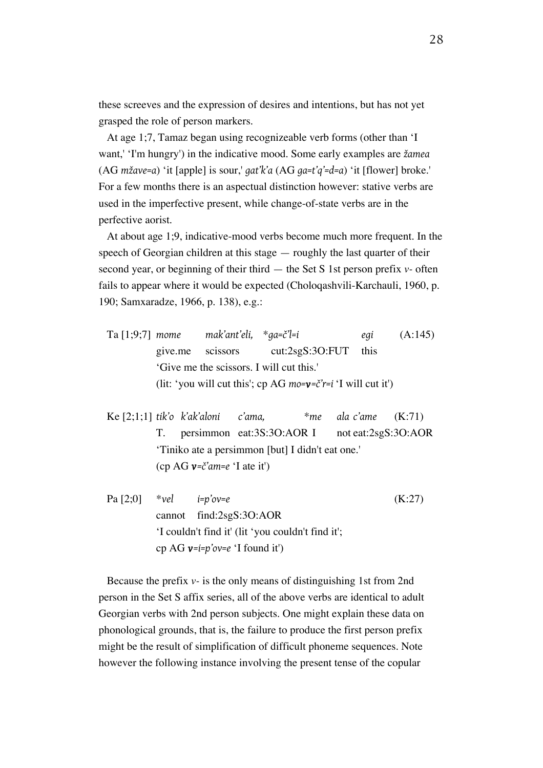these screeves and the expression of desires and intentions, but has not yet grasped the role of person markers.

At age 1;7, Tamaz began using recognizeable verb forms (other than 'I want,' 'I'm hungry') in the indicative mood. Some early examples are *žamea* (AG *mžave=a*) 'it [apple] is sour,' *gat'k'a* (AG *ga=t'q'=d=a*) 'it [flower] broke.' For a few months there is an aspectual distinction however: stative verbs are used in the imperfective present, while change-of-state verbs are in the perfective aorist.

At about age 1;9, indicative-mood verbs become much more frequent. In the speech of Georgian children at this stage — roughly the last quarter of their second year, or beginning of their third — the Set S 1st person prefix *v-* often fails to appear where it would be expected (Choloqashvili-Karchauli, 1960, p. 190; Samxaradze, 1966, p. 138), e.g.:

Ta [1;9;7] *mome* *mak'ant'eli,* *\*ga=č'l=i* *egi* (A:145)
give.me scissors cut:2sgS:3O:FUT this
'Give me the scissors. I will cut this.'
(lit: 'you will cut this'; cp AG *mo=**v**=č'r=i* 'I will cut it')

Ke [2;1;1] *tik'o* *k'ak'aloni* *c'ama,* *\*me* *ala* *c'ame* (K:71)
T. persimmon eat:3S:3O:AOR I not eat:2sgS:3O:AOR
'Tiniko ate a persimmon [but] I didn't eat one.'
(cp AG ***v**=č'am=e* 'I ate it')

Pa [2;0] *\*vel* *i=p'ov=e* (K:27)
cannot find:2sgS:3O:AOR
'I couldn't find it' (lit 'you couldn't find it';
cp AG ***v**=i=p'ov=e* 'I found it')

Because the prefix *v-* is the only means of distinguishing 1st from 2nd person in the Set S affix series, all of the above verbs are identical to adult Georgian verbs with 2nd person subjects. One might explain these data on phonological grounds, that is, the failure to produce the first person prefix might be the result of simplification of difficult phoneme sequences. Note however the following instance involving the present tense of the copular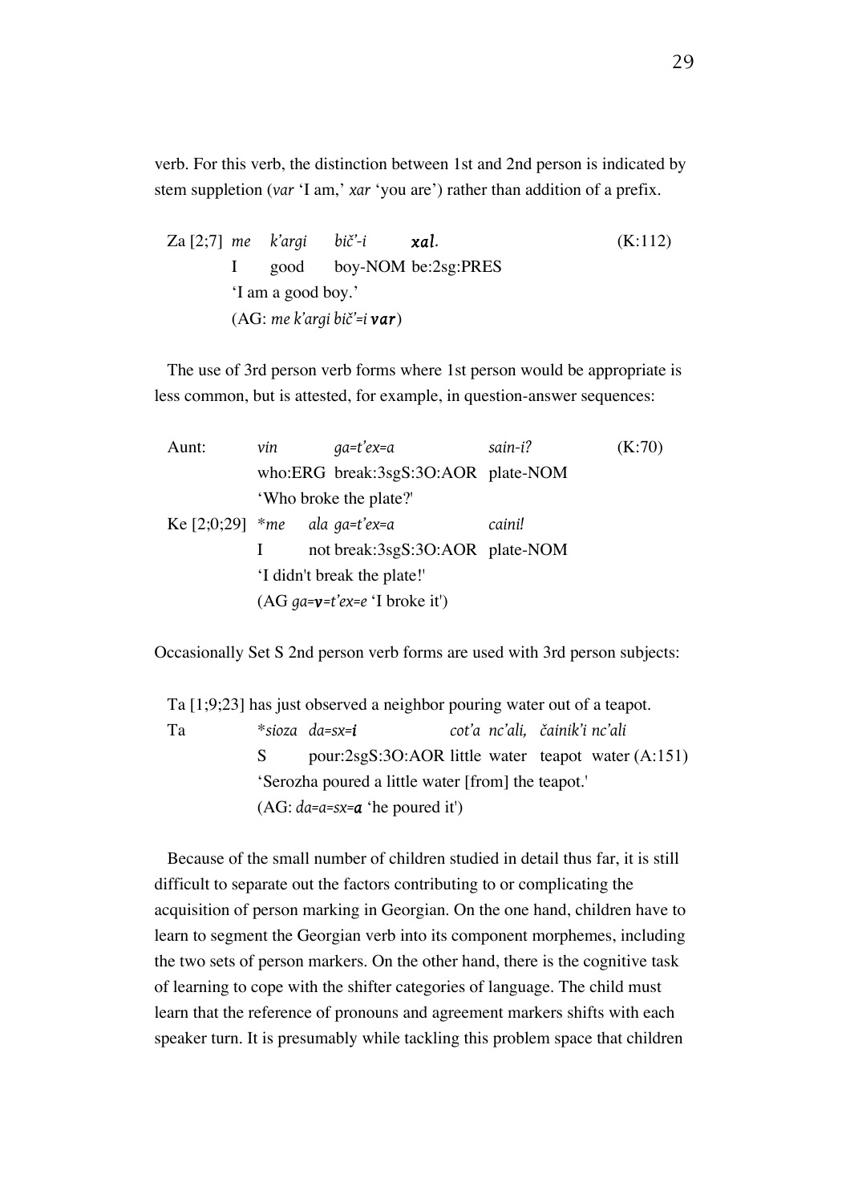verb. For this verb, the distinction between 1st and 2nd person is indicated by stem suppletion (*var* 'I am,' *xar* 'you are') rather than addition of a prefix.

| Za [2;7] | *me* | *k'argi* | *bič'-i* | ***xal***. | (K:112) |
|---|---|---|---|---|---|
| | I | good | boy-NOM | be:2sg:PRES | |
| | 'I am a good boy.' | | | | |
| | (AG: *me k'argi bič'=i* ***var***) | | | | |

The use of 3rd person verb forms where 1st person would be appropriate is less common, but is attested, for example, in question-answer sequences:

| Aunt: | *vin* | *ga=t'ex=a* | *sain-i?* | (K:70) |
|---|---|---|---|---|
| | who:ERG | break:3sgS:3O:AOR | plate-NOM | |
| | 'Who broke the plate?' | | | |
| Ke [2;0;29] | **me* *ala* | *ga=t'ex=a* | *caini!* | |
| | I not | break:3sgS:3O:AOR | plate-NOM | |
| | 'I didn't break the plate!' | | | |
| | (AG *ga=**v**=t'ex=e* 'I broke it') | | | |

Occasionally Set S 2nd person verb forms are used with 3rd person subjects:

Ta [1;9;23] has just observed a neighbor pouring water out of a teapot.

| Ta | **sioza* | *da=sx=**i*** | *cot'a* | *nc'ali,* | *čainik'i* | *nc'ali* | |
|---|---|---|---|---|---|---|---|
| | S | pour:2sgS:3O:AOR | little | water | teapot | water | (A:151) |
| | 'Serozha poured a little water [from] the teapot.' | | | | | | |
| | (AG: *da=a=sx=**a*** 'he poured it') | | | | | | |

Because of the small number of children studied in detail thus far, it is still difficult to separate out the factors contributing to or complicating the acquisition of person marking in Georgian. On the one hand, children have to learn to segment the Georgian verb into its component morphemes, including the two sets of person markers. On the other hand, there is the cognitive task of learning to cope with the shifter categories of language. The child must learn that the reference of pronouns and agreement markers shifts with each speaker turn. It is presumably while tackling this problem space that children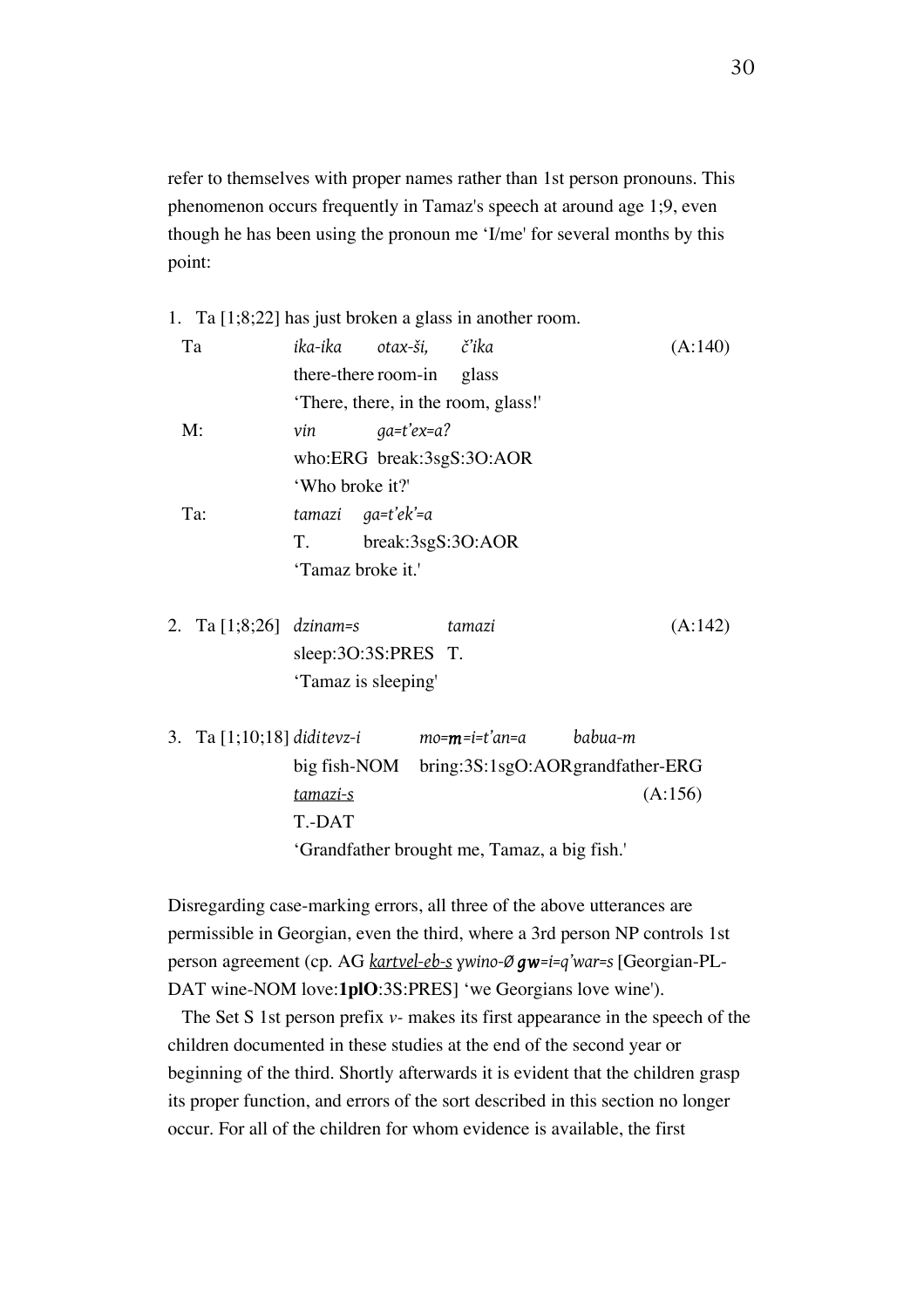refer to themselves with proper names rather than 1st person pronouns. This phenomenon occurs frequently in Tamaz's speech at around age 1;9, even though he has been using the pronoun me 'I/me' for several months by this point:

1. Ta [1;8;22] has just broken a glass in another room.

| | | |
|---|---|---|
| Ta | *ika-ika otax-ši, č'ika* | (A:140) |
| | there-there room-in glass | |
| | 'There, there, in the room, glass!' | |
| M: | *vin ga=t'ex=a?* | |
| | who:ERG break:3sgS:3O:AOR | |
| | 'Who broke it?' | |
| Ta: | *tamazi ga=t'ek'=a* | |
| | T. break:3sgS:3O:AOR | |
| | 'Tamaz broke it.' | |

2. Ta [1;8;26] *dzinam=s tamazi* (A:142)
   sleep:3O:3S:PRES T.
   'Tamaz is sleeping'

3. Ta [1;10;18] *diditevz-i mo=**m**=i=t'an=a babua-m*
   big fish-NOM bring:3S:1sgO:AOR grandfather-ERG
   <u>*tamazi-s*</u> (A:156)
   T.-DAT
   'Grandfather brought me, Tamaz, a big fish.'

Disregarding case-marking errors, all three of the above utterances are permissible in Georgian, even the third, where a 3rd person NP controls 1st person agreement (cp. AG <u>*kartvel-eb-s*</u> *ɣwino-Ø **gw**=i=q'war=s* [Georgian-PL-DAT wine-NOM love:**1plO**:3S:PRES] 'we Georgians love wine').

The Set S 1st person prefix *v-* makes its first appearance in the speech of the children documented in these studies at the end of the second year or beginning of the third. Shortly afterwards it is evident that the children grasp its proper function, and errors of the sort described in this section no longer occur. For all of the children for whom evidence is available, the first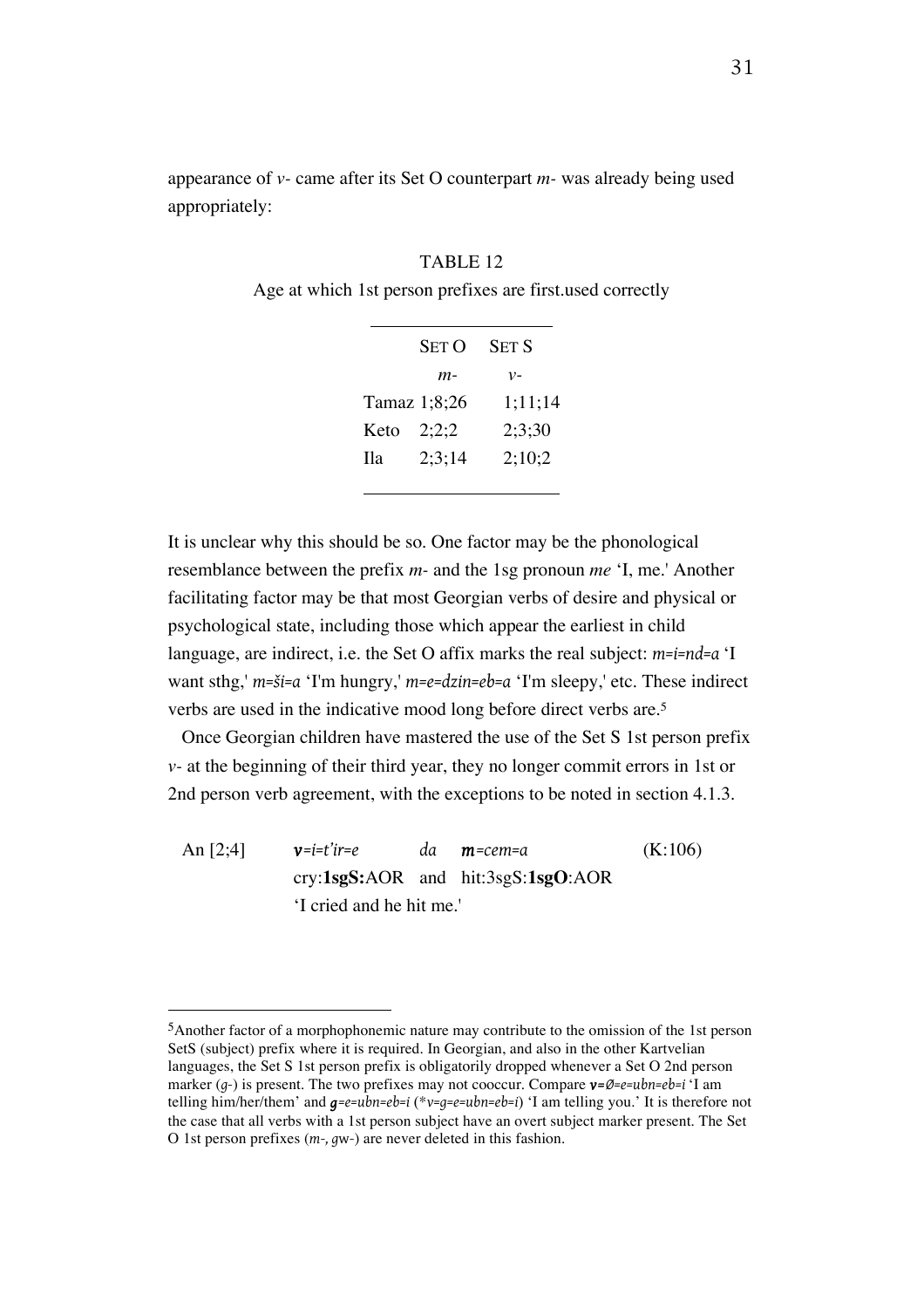appearance of *v-* came after its Set O counterpart *m-* was already being used appropriately:

TABLE 12

Age at which 1st person prefixes are first.used correctly

| | SET O | SET S |
|---|---|---|
| | *m-* | *v-* |
| Tamaz | 1;8;26 | 1;11;14 |
| Keto | 2;2;2 | 2;3;30 |
| Ila | 2;3;14 | 2;10;2 |

It is unclear why this should be so. One factor may be the phonological resemblance between the prefix *m-* and the 1sg pronoun *me* 'I, me.' Another facilitating factor may be that most Georgian verbs of desire and physical or psychological state, including those which appear the earliest in child language, are indirect, i.e. the Set O affix marks the real subject: *m=i=nd=a* 'I want sthg,' *m=ši=a* 'I'm hungry,' *m=e=dzin=eb=a* 'I'm sleepy,' etc. These indirect verbs are used in the indicative mood long before direct verbs are.[5]

Once Georgian children have mastered the use of the Set S 1st person prefix *v-* at the beginning of their third year, they no longer commit errors in 1st or 2nd person verb agreement, with the exceptions to be noted in section 4.1.3.

An [2;4] ***v****=i=t'ir=e* *da* ***m****=cem=a* (K:106)
cry:**1sgS:**AOR and hit:3sgS:**1sgO**:AOR
'I cried and he hit me.'

---

[5]Another factor of a morphophonemic nature may contribute to the omission of the 1st person SetS (subject) prefix where it is required. In Georgian, and also in the other Kartvelian languages, the Set S 1st person prefix is obligatorily dropped whenever a Set O 2nd person marker (*g-*) is present. The two prefixes may not cooccur. Compare ***v=Ø****=e=ubn=eb=i* 'I am telling him/her/them' and ***g****=e=ubn=eb=i* (**v=g=e=ubn=eb=i*) 'I am telling you.' It is therefore not the case that all verbs with a 1st person subject have an overt subject marker present. The Set O 1st person prefixes (*m-, g*w-) are never deleted in this fashion.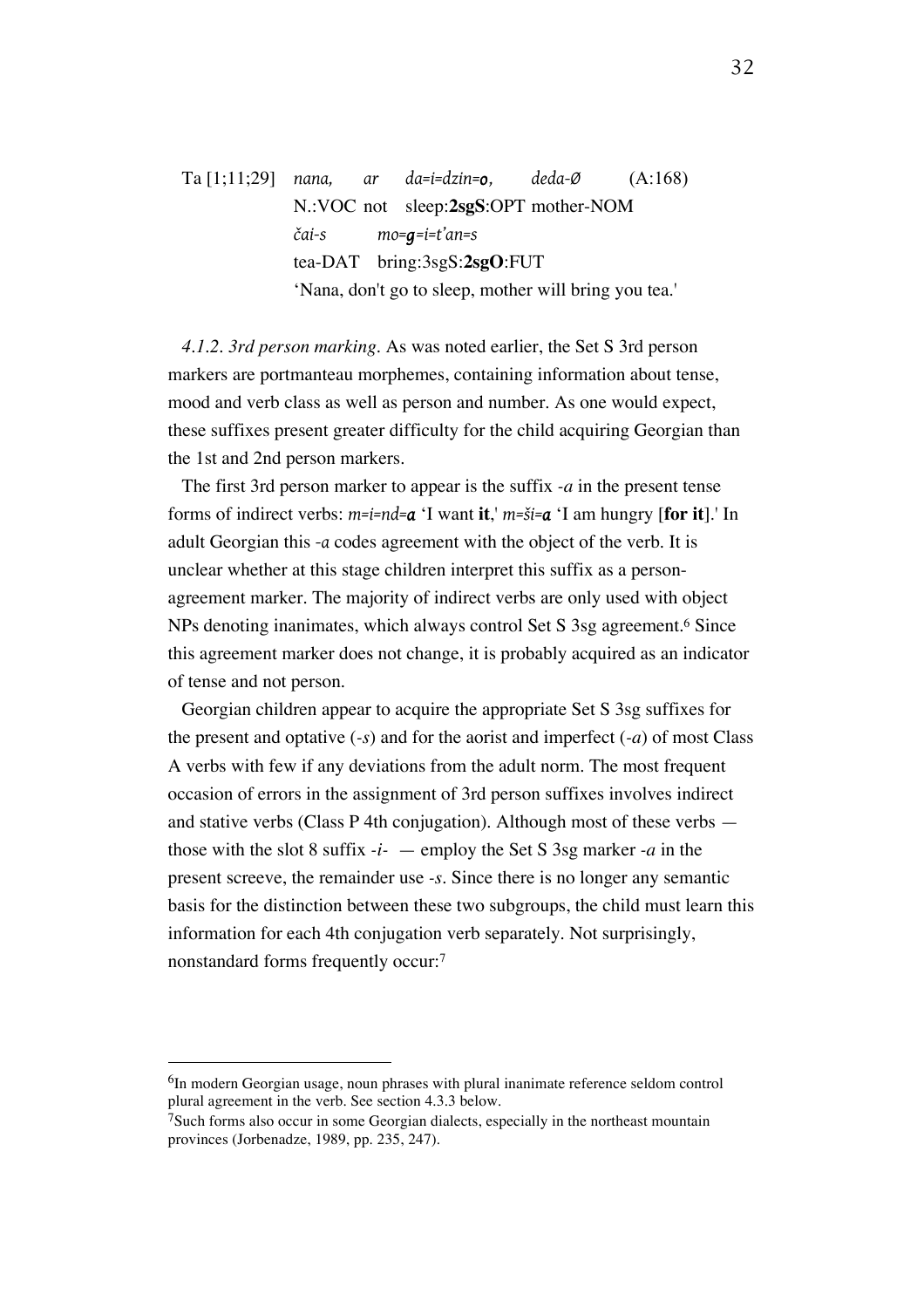Ta [1;11;29] *nana, ar da=i=dzin=**o**, deda-Ø* (A:168)
N.:VOC not sleep:**2sgS**:OPT mother-NOM
*čai-s mo=**g**=i=t'an=s*
tea-DAT bring:3sgS:**2sgO**:FUT
'Nana, don't go to sleep, mother will bring you tea.'

*4.1.2. 3rd person marking*. As was noted earlier, the Set S 3rd person markers are portmanteau morphemes, containing information about tense, mood and verb class as well as person and number. As one would expect, these suffixes present greater difficulty for the child acquiring Georgian than the 1st and 2nd person markers.

The first 3rd person marker to appear is the suffix *-a* in the present tense forms of indirect verbs: *m=i=nd=**a*** 'I want **it**,' *m=ši=**a*** 'I am hungry [**for it**].' In adult Georgian this *-a* codes agreement with the object of the verb. It is unclear whether at this stage children interpret this suffix as a person-agreement marker. The majority of indirect verbs are only used with object NPs denoting inanimates, which always control Set S 3sg agreement.[6] Since this agreement marker does not change, it is probably acquired as an indicator of tense and not person.

Georgian children appear to acquire the appropriate Set S 3sg suffixes for the present and optative (*-s*) and for the aorist and imperfect (*-a*) of most Class A verbs with few if any deviations from the adult norm. The most frequent occasion of errors in the assignment of 3rd person suffixes involves indirect and stative verbs (Class P 4th conjugation). Although most of these verbs — those with the slot 8 suffix *-i-* — employ the Set S 3sg marker *-a* in the present screeve, the remainder use *-s*. Since there is no longer any semantic basis for the distinction between these two subgroups, the child must learn this information for each 4th conjugation verb separately. Not surprisingly, nonstandard forms frequently occur:[7]

---

[6]In modern Georgian usage, noun phrases with plural inanimate reference seldom control plural agreement in the verb. See section 4.3.3 below.

[7]Such forms also occur in some Georgian dialects, especially in the northeast mountain provinces (Jorbenadze, 1989, pp. 235, 247).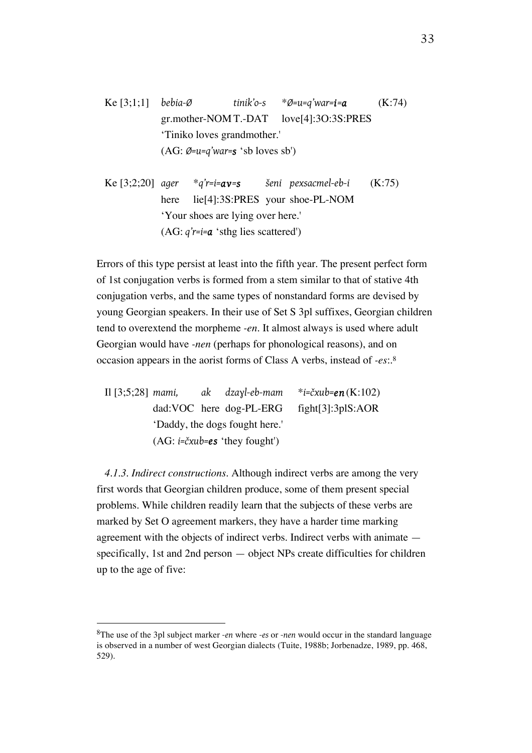Ke [3;1;1] *bebia-Ø* *tinik'o-s* **Ø=u=q'war=**i=a*** (K:74)
gr.mother-NOM T.-DAT love[4]:3O:3S:PRES
'Tiniko loves grandmother.'
(AG: *Ø=u=q'war=**s*** 'sb loves sb')

Ke [3;2;20] *ager* **q'r=i=**av=s*** *šeni* *pexsacmel-eb-i* (K:75)
here lie[4]:3S:PRES your shoe-PL-NOM
'Your shoes are lying over here.'
(AG: *q'r=i=**a*** 'sthg lies scattered')

Errors of this type persist at least into the fifth year. The present perfect form of 1st conjugation verbs is formed from a stem similar to that of stative 4th conjugation verbs, and the same types of nonstandard forms are devised by young Georgian speakers. In their use of Set S 3pl suffixes, Georgian children tend to overextend the morpheme *-en*. It almost always is used where adult Georgian would have *-nen* (perhaps for phonological reasons), and on occasion appears in the aorist forms of Class A verbs, instead of *-es*:.[8]

Il [3;5;28] *mami,* *ak* *dzaɣl-eb-mam* **i=čxub=**en*** (K:102)
dad:VOC here dog-PL-ERG fight[3]:3plS:AOR
'Daddy, the dogs fought here.'
(AG: *i=čxub=**es*** 'they fought')

*4.1.3. Indirect constructions.* Although indirect verbs are among the very first words that Georgian children produce, some of them present special problems. While children readily learn that the subjects of these verbs are marked by Set O agreement markers, they have a harder time marking agreement with the objects of indirect verbs. Indirect verbs with animate — specifically, 1st and 2nd person — object NPs create difficulties for children up to the age of five:

[8]The use of the 3pl subject marker *-en* where *-es* or *-nen* would occur in the standard language is observed in a number of west Georgian dialects (Tuite, 1988b; Jorbenadze, 1989, pp. 468, 529).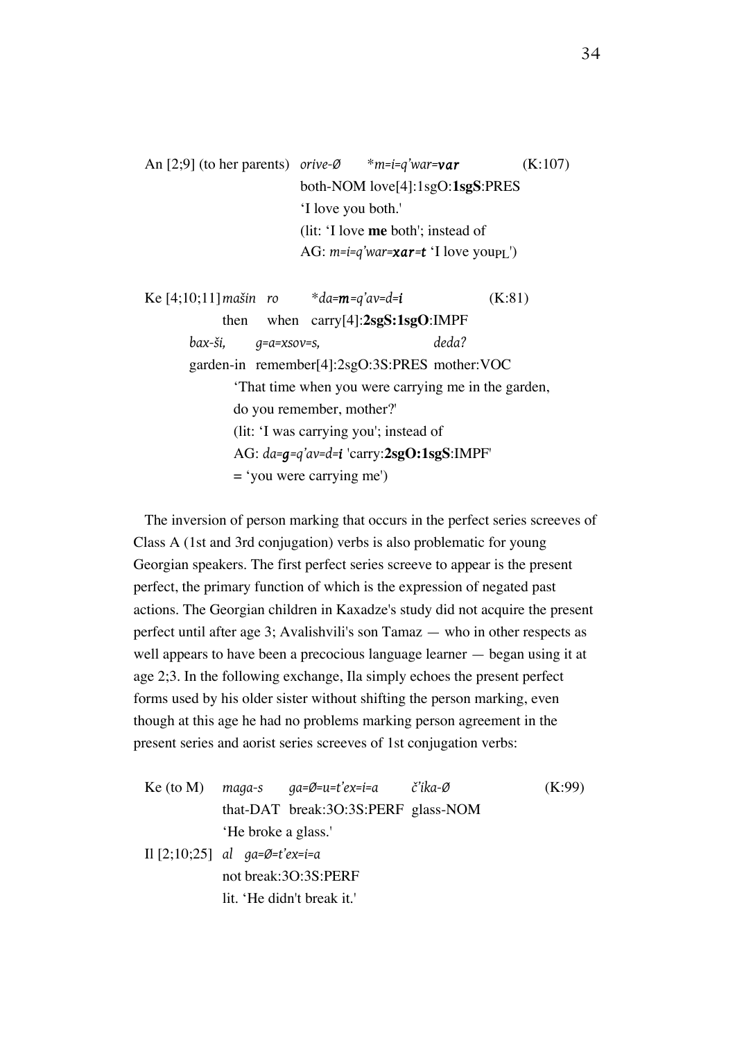An [2;9] (to her parents) *orive-Ø* \**m=i=q'war=**var** (K:107)
both-NOM love[4]:1sgO:**1sgS**:PRES
'I love you both.'
(lit: 'I love **me** both'; instead of
AG: *m=i=q'war=**xar**=**t*** 'I love you$_{PL}$')

Ke [4;10;11] *mašin ro* \**da=**m**=q'av=d=**i*** (K:81)
then when carry[4]:**2sgS:1sgO**:IMPF
*bax-ši, g=a=xsov=s, deda?*
garden-in remember[4]:2sgO:3S:PRES mother:VOC
'That time when you were carrying me in the garden,
do you remember, mother?'
(lit: 'I was carrying you'; instead of
AG: *da=**g**=q'av=d=**i*** 'carry:**2sgO:1sgS**:IMPF'
= 'you were carrying me')

The inversion of person marking that occurs in the perfect series screeves of Class A (1st and 3rd conjugation) verbs is also problematic for young Georgian speakers. The first perfect series screeve to appear is the present perfect, the primary function of which is the expression of negated past actions. The Georgian children in Kaxadze's study did not acquire the present perfect until after age 3; Avalishvili's son Tamaz — who in other respects as well appears to have been a precocious language learner — began using it at age 2;3. In the following exchange, Ila simply echoes the present perfect forms used by his older sister without shifting the person marking, even though at this age he had no problems marking person agreement in the present series and aorist series screeves of 1st conjugation verbs:

Ke (to M) *maga-s ga=Ø=u=t'ex=i=a č'ika-Ø* (K:99)
that-DAT break:3O:3S:PERF glass-NOM
'He broke a glass.'

Il [2;10;25] *al ga=Ø=t'ex=i=a*
not break:3O:3S:PERF
lit. 'He didn't break it.'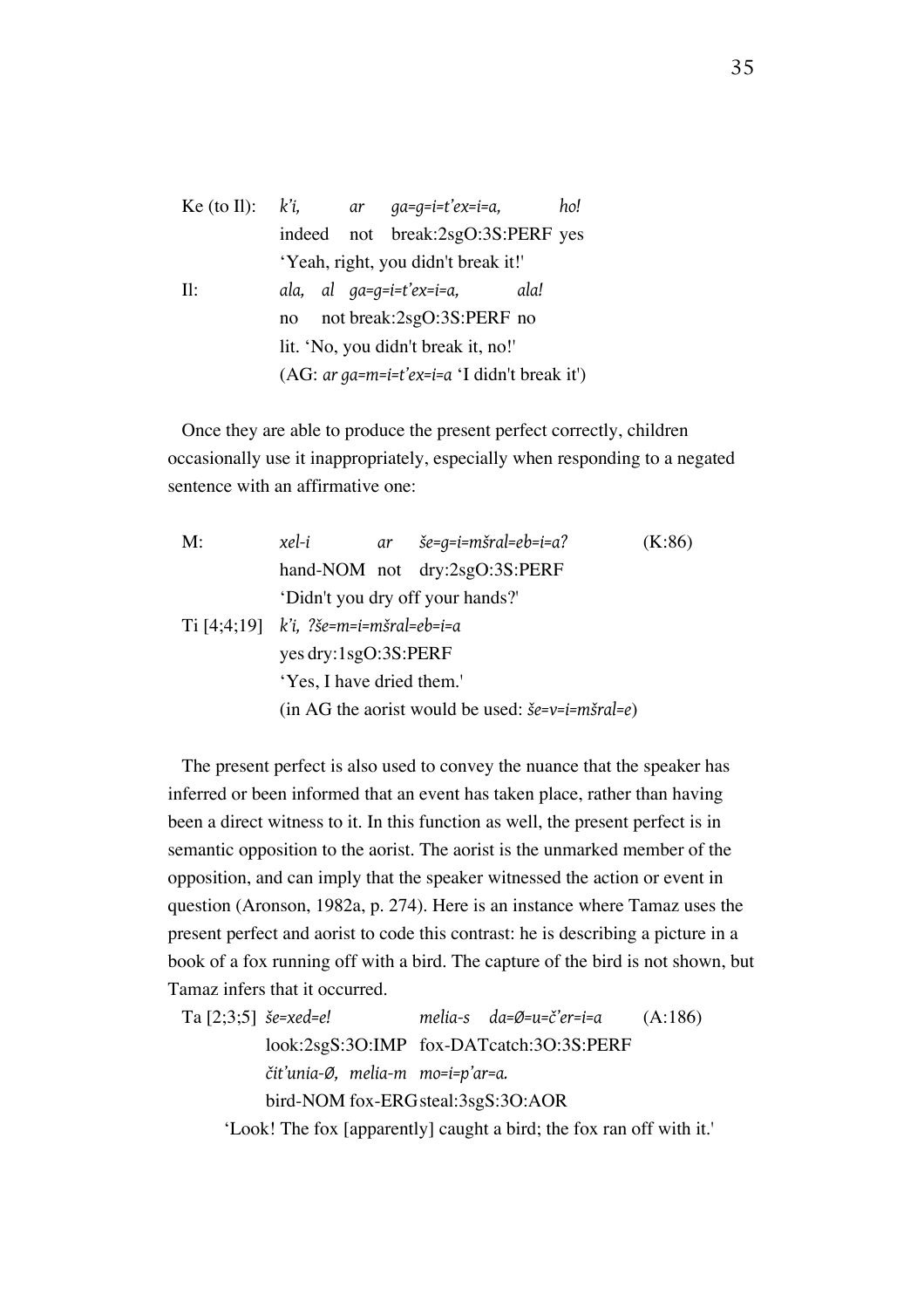Ke (to Il): *k'i, ar ga=g=i=t'ex=i=a, ho!*
indeed not break:2sgO:3S:PERF yes
'Yeah, right, you didn't break it!'

Il: *ala, al ga=g=i=t'ex=i=a, ala!*
no not break:2sgO:3S:PERF no
lit. 'No, you didn't break it, no!'
(AG: *ar ga=m=i=t'ex=i=a* 'I didn't break it')

Once they are able to produce the present perfect correctly, children occasionally use it inappropriately, especially when responding to a negated sentence with an affirmative one:

M: *xel-i ar še=g=i=mšral=eb=i=a?* (K:86)
hand-NOM not dry:2sgO:3S:PERF
'Didn't you dry off your hands?'

Ti [4;4;19] *k'i, ?še=m=i=mšral=eb=i=a*
yes dry:1sgO:3S:PERF
'Yes, I have dried them.'
(in AG the aorist would be used: *še=v=i=mšral=e*)

The present perfect is also used to convey the nuance that the speaker has inferred or been informed that an event has taken place, rather than having been a direct witness to it. In this function as well, the present perfect is in semantic opposition to the aorist. The aorist is the unmarked member of the opposition, and can imply that the speaker witnessed the action or event in question (Aronson, 1982a, p. 274). Here is an instance where Tamaz uses the present perfect and aorist to code this contrast: he is describing a picture in a book of a fox running off with a bird. The capture of the bird is not shown, but Tamaz infers that it occurred.

Ta [2;3;5] *še=xed=e! melia-s da=Ø=u=č'er=i=a* (A:186)
look:2sgS:3O:IMP fox-DAT catch:3O:3S:PERF
*čit'unia-Ø, melia-m mo=i=p'ar=a.*
bird-NOM fox-ERG steal:3sgS:3O:AOR
'Look! The fox [apparently] caught a bird; the fox ran off with it.'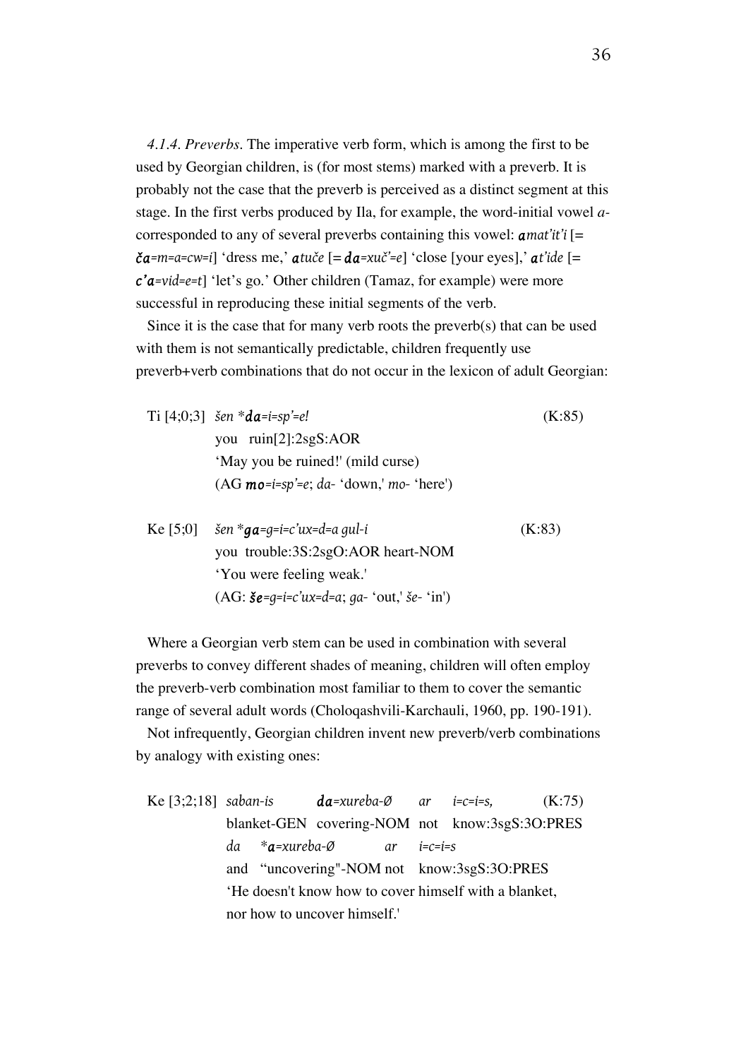*4.1.4. Preverbs.* The imperative verb form, which is among the first to be used by Georgian children, is (for most stems) marked with a preverb. It is probably not the case that the preverb is perceived as a distinct segment at this stage. In the first verbs produced by Ila, for example, the word-initial vowel *a-* corresponded to any of several preverbs containing this vowel: ***a****mat'it'i* [= ***ča****=m=a=cw=i*] 'dress me,' ***a****tuče* [= ***da****=xuč'=e*] 'close [your eyes],' ***a****t'ide* [= ***c'a****=vid=e=t*] 'let's go.' Other children (Tamaz, for example) were more successful in reproducing these initial segments of the verb.

Since it is the case that for many verb roots the preverb(s) that can be used with them is not semantically predictable, children frequently use preverb+verb combinations that do not occur in the lexicon of adult Georgian:

Ti [4;0;3] *šen* **da=i=sp'=e!* (K:85)
you ruin[2]:2sgS:AOR
'May you be ruined!' (mild curse)
(AG ***mo****=i=sp'=e*; *da-* 'down,' *mo-* 'here')

Ke [5;0] *šen* **ga=g=i=c'ux=d=a gul-i* (K:83)
you trouble:3S:2sgO:AOR heart-NOM
'You were feeling weak.'
(AG: ***še****=g=i=c'ux=d=a*; *ga-* 'out,' *še-* 'in')

Where a Georgian verb stem can be used in combination with several preverbs to convey different shades of meaning, children will often employ the preverb-verb combination most familiar to them to cover the semantic range of several adult words (Choloqashvili-Karchauli, 1960, pp. 190-191).

Not infrequently, Georgian children invent new preverb/verb combinations by analogy with existing ones:

Ke [3;2;18] *saban-is* ***da****=xureba-Ø* *ar* *i=c=i=s,* (K:75)
blanket-GEN covering-NOM not know:3sgS:3O:PRES
*da* **a=xureba-Ø* *ar* *i=c=i=s*
and "uncovering"-NOM not know:3sgS:3O:PRES
'He doesn't know how to cover himself with a blanket, nor how to uncover himself.'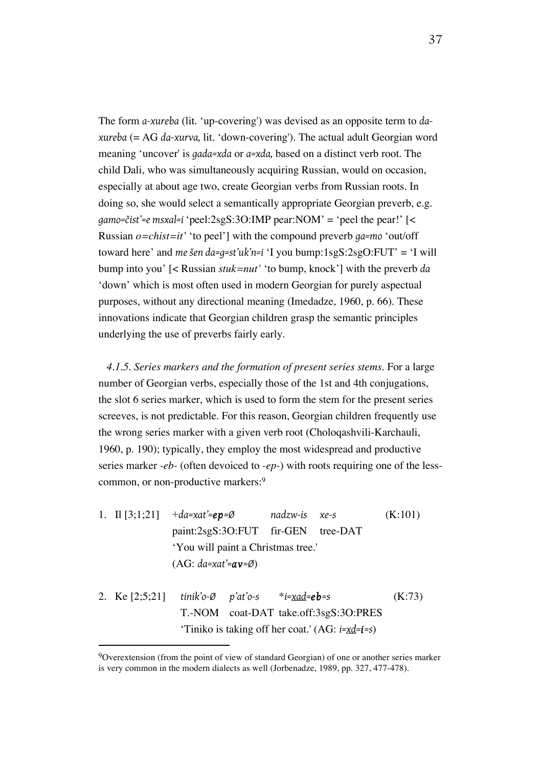The form *a-xureba* (lit. 'up-covering') was devised as an opposite term to *da-xureba* (= AG *da-xurva,* lit. 'down-covering'). The actual adult Georgian word meaning 'uncover' is *gada=xda* or *a=xda,* based on a distinct verb root. The child Dali, who was simultaneously acquiring Russian, would on occasion, especially at about age two, create Georgian verbs from Russian roots. In doing so, she would select a semantically appropriate Georgian preverb, e.g. *gamo=čist'=e msxal=i* 'peel:2sgS:3O:IMP pear:NOM' = 'peel the pear!' [< Russian *o=chist=it'* 'to peel'] with the compound preverb *ga=mo* 'out/off toward here' and *me šen da=g=st'uk'n=i* 'I you bump:1sgS:2sgO:FUT' = 'I will bump into you' [< Russian *stuk=nut'* 'to bump, knock'] with the preverb *da* 'down' which is most often used in modern Georgian for purely aspectual purposes, without any directional meaning (Imedadze, 1960, p. 66). These innovations indicate that Georgian children grasp the semantic principles underlying the use of preverbs fairly early.

*4.1.5. Series markers and the formation of present series stems.* For a large number of Georgian verbs, especially those of the 1st and 4th conjugations, the slot 6 series marker, which is used to form the stem for the present series screeves, is not predictable. For this reason, Georgian children frequently use the wrong series marker with a given verb root (Choloqashvili-Karchauli, 1960, p. 190); typically, they employ the most widespread and productive series marker *-eb-* (often devoiced to *-ep-*) with roots requiring one of the less-common, or non-productive markers:[9]

1. Il [3;1;21] +*da=xat'=**ep**=Ø* *nadzw-is* *xe-s* (K:101)
   paint:2sgS:3O:FUT fir-GEN tree-DAT
   'You will paint a Christmas tree.'
   (AG: *da=xat'=**av**=Ø*)

2. Ke [2;5;21] *tinik'o-Ø* *p'at'o-s* \**i=<u>xad</u>=**eb**=s* (K:73)
   T.-NOM coat-DAT take.off:3sgS:3O:PRES
   'Tiniko is taking off her coat.' (AG: *i=<u>xd</u>=**i**=s*)

[9]Overextension (from the point of view of standard Georgian) of one or another series marker is very common in the modern dialects as well (Jorbenadze, 1989, pp. 327, 477-478).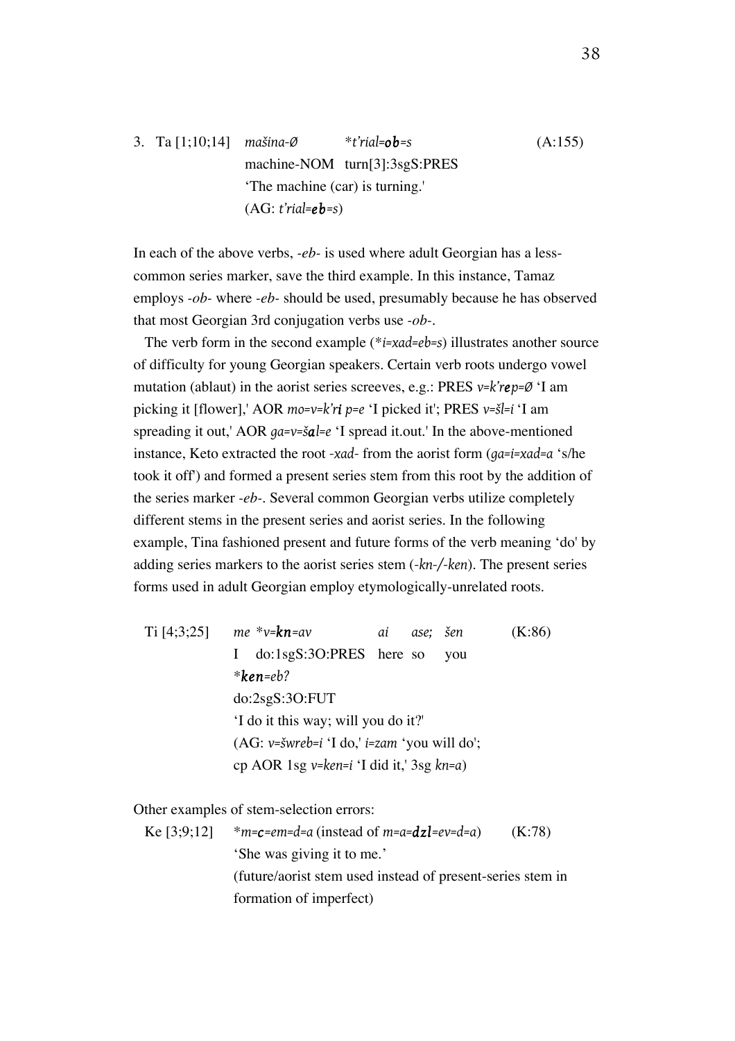3. Ta [1;10;14] *mašina-Ø* *\*t'rial=**ob**=s* (A:155)
   machine-NOM turn[3]:3sgS:PRES
   'The machine (car) is turning.'
   (AG: *t'rial=**eb**=s*)

In each of the above verbs, *-eb-* is used where adult Georgian has a less-common series marker, save the third example. In this instance, Tamaz employs *-ob-* where *-eb-* should be used, presumably because he has observed that most Georgian 3rd conjugation verbs use *-ob-*.

The verb form in the second example (*\*i=xad=eb=s*) illustrates another source of difficulty for young Georgian speakers. Certain verb roots undergo vowel mutation (ablaut) in the aorist series screeves, e.g.: PRES *v=k'**re**p=Ø* 'I am picking it [flower],' AOR *mo=v=k'**ri** p=e* 'I picked it'; PRES *v=šl=i* 'I am spreading it out,' AOR *ga=v=š**a**l=e* 'I spread it.out.' In the above-mentioned instance, Keto extracted the root *-xad-* from the aorist form (*ga=i=xad=a* 's/he took it off') and formed a present series stem from this root by the addition of the series marker *-eb-*. Several common Georgian verbs utilize completely different stems in the present series and aorist series. In the following example, Tina fashioned present and future forms of the verb meaning 'do' by adding series markers to the aorist series stem (*-kn-/-ken*). The present series forms used in adult Georgian employ etymologically-unrelated roots.

Ti [4;3;25] *me \*v=**kn**=av* *ai* *ase;* *šen* (K:86)
   I do:1sgS:3O:PRES here so you
   *\****ken**=eb?*
   do:2sgS:3O:FUT
   'I do it this way; will you do it?'
   (AG: *v=šwreb=i* 'I do,' *i=zam* 'you will do';
   cp AOR 1sg *v=ken=i* 'I did it,' 3sg *kn=a*)

Other examples of stem-selection errors:

Ke [3;9;12] *\*m=**c**=em=d=a* (instead of *m=a=**dzl**=ev=d=a*) (K:78)
   'She was giving it to me.'
   (future/aorist stem used instead of present-series stem in formation of imperfect)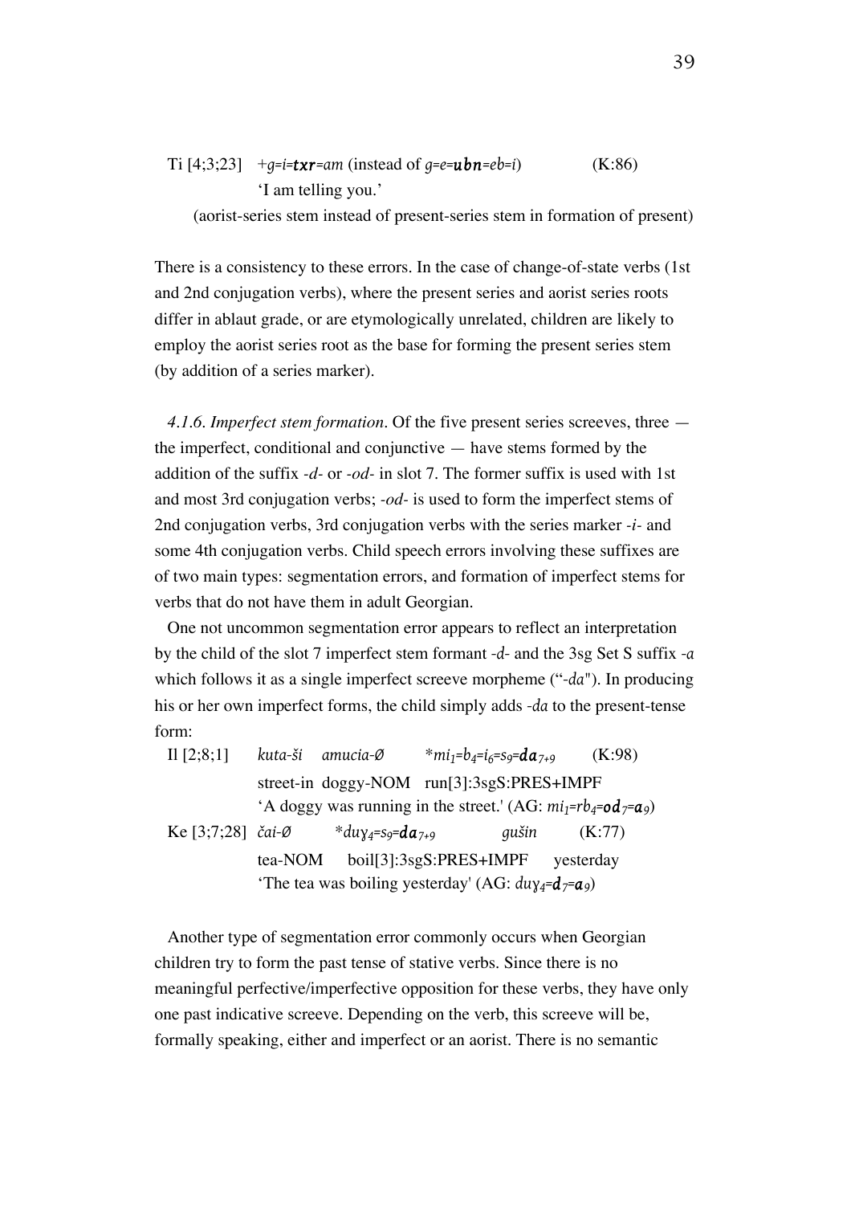Ti [4;3;23]   +*g=i=**txr**=am* (instead of *g=e=**ubn**=eb=i*)   (K:86)
'I am telling you.'
(aorist-series stem instead of present-series stem in formation of present)

There is a consistency to these errors. In the case of change-of-state verbs (1st and 2nd conjugation verbs), where the present series and aorist series roots differ in ablaut grade, or are etymologically unrelated, children are likely to employ the aorist series root as the base for forming the present series stem (by addition of a series marker).

*4.1.6. Imperfect stem formation*. Of the five present series screeves, three — the imperfect, conditional and conjunctive — have stems formed by the addition of the suffix *-d-* or *-od-* in slot 7. The former suffix is used with 1st and most 3rd conjugation verbs; *-od-* is used to form the imperfect stems of 2nd conjugation verbs, 3rd conjugation verbs with the series marker *-i-* and some 4th conjugation verbs. Child speech errors involving these suffixes are of two main types: segmentation errors, and formation of imperfect stems for verbs that do not have them in adult Georgian.

One not uncommon segmentation error appears to reflect an interpretation by the child of the slot 7 imperfect stem formant *-d-* and the 3sg Set S suffix *-a* which follows it as a single imperfect screeve morpheme ("*-da*"). In producing his or her own imperfect forms, the child simply adds *-da* to the present-tense form:

Il [2;8;1]   *kuta-ši*   *amucia-Ø*   *$mi_1$=$b_4$=$i_6$=$s_9$=**da**$_{7+9}$*   (K:98)
street-in doggy-NOM   run[3]:3sgS:PRES+IMPF
'A doggy was running in the street.' (AG: *$mi_1$=$rb_4$=**od**$_7$=**a**$_9$*)

Ke [3;7;28]   *čai-Ø*   *$du\gamma_4$=$s_9$=**da**$_{7+9}$*   *gušin*   (K:77)
tea-NOM   boil[3]:3sgS:PRES+IMPF   yesterday
'The tea was boiling yesterday' (AG: *$du\gamma_4$=**d**$_7$=**a**$_9$*)

Another type of segmentation error commonly occurs when Georgian children try to form the past tense of stative verbs. Since there is no meaningful perfective/imperfective opposition for these verbs, they have only one past indicative screeve. Depending on the verb, this screeve will be, formally speaking, either and imperfect or an aorist. There is no semantic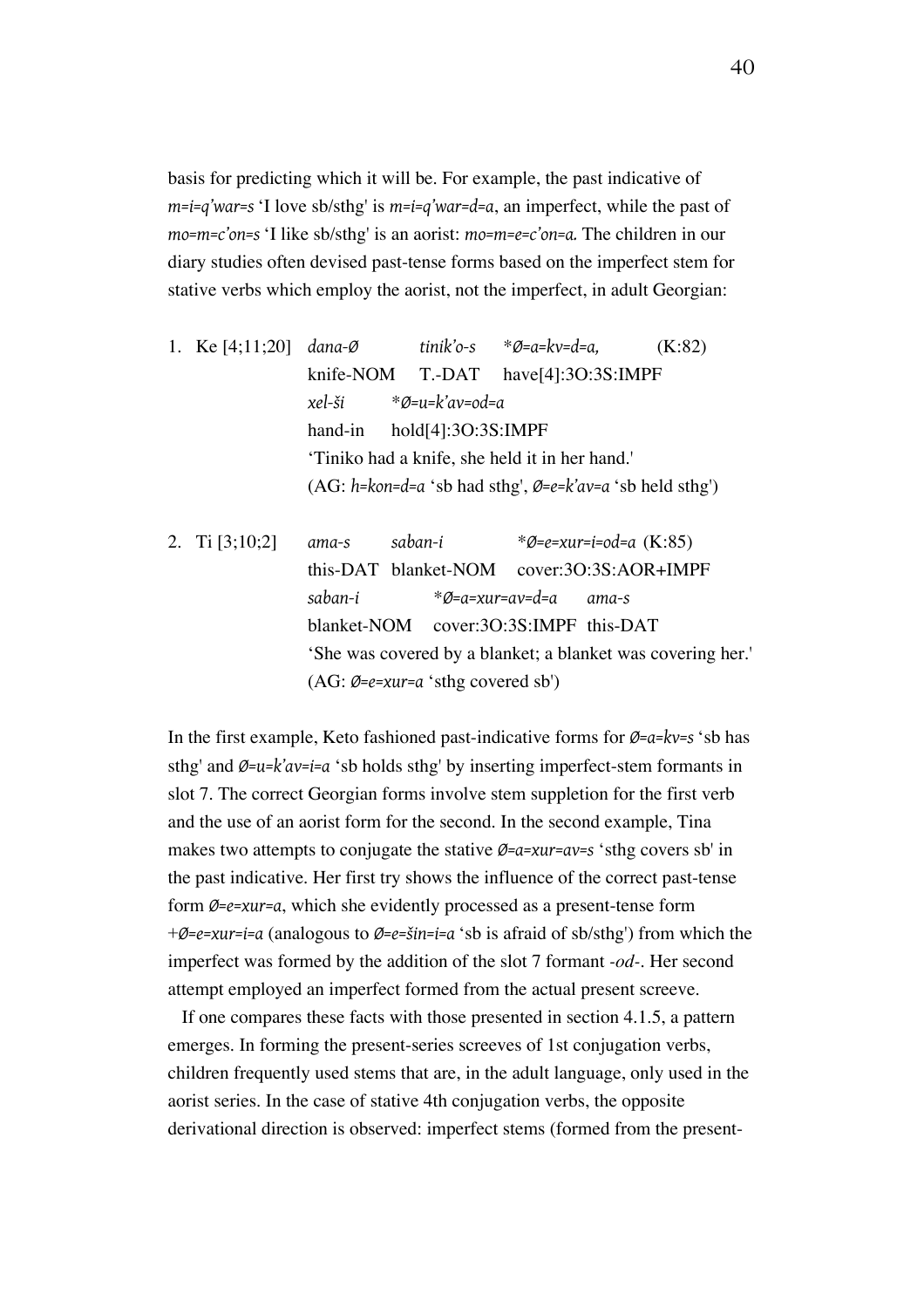basis for predicting which it will be. For example, the past indicative of *m=i=q'war=s* 'I love sb/sthg' is *m=i=q'war=d=a*, an imperfect, while the past of *mo=m=c'on=s* 'I like sb/sthg' is an aorist: *mo=m=e=c'on=a.* The children in our diary studies often devised past-tense forms based on the imperfect stem for stative verbs which employ the aorist, not the imperfect, in adult Georgian:

1. Ke [4;11;20] *dana-Ø* *tinik'o-s* *\*Ø=a=kv=d=a,* (K:82)
   knife-NOM T.-DAT have[4]:3O:3S:IMPF
   *xel-ši* *\*Ø=u=k'av=od=a*
   hand-in hold[4]:3O:3S:IMPF
   'Tiniko had a knife, she held it in her hand.'
   (AG: *h=kon=d=a* 'sb had sthg', *Ø=e=k'av=a* 'sb held sthg')

2. Ti [3;10;2] *ama-s* *saban-i* *\*Ø=e=xur=i=od=a* (K:85)
   this-DAT blanket-NOM cover:3O:3S:AOR+IMPF
   *saban-i* *\*Ø=a=xur=av=d=a* *ama-s*
   blanket-NOM cover:3O:3S:IMPF this-DAT
   'She was covered by a blanket; a blanket was covering her.'
   (AG: *Ø=e=xur=a* 'sthg covered sb')

In the first example, Keto fashioned past-indicative forms for *Ø=a=kv=s* 'sb has sthg' and *Ø=u=k'av=i=a* 'sb holds sthg' by inserting imperfect-stem formants in slot 7. The correct Georgian forms involve stem suppletion for the first verb and the use of an aorist form for the second. In the second example, Tina makes two attempts to conjugate the stative *Ø=a=xur=av=s* 'sthg covers sb' in the past indicative. Her first try shows the influence of the correct past-tense form *Ø=e=xur=a*, which she evidently processed as a present-tense form *+Ø=e=xur=i=a* (analogous to *Ø=e=šin=i=a* 'sb is afraid of sb/sthg') from which the imperfect was formed by the addition of the slot 7 formant *-od-*. Her second attempt employed an imperfect formed from the actual present screeve.

If one compares these facts with those presented in section 4.1.5, a pattern emerges. In forming the present-series screeves of 1st conjugation verbs, children frequently used stems that are, in the adult language, only used in the aorist series. In the case of stative 4th conjugation verbs, the opposite derivational direction is observed: imperfect stems (formed from the present-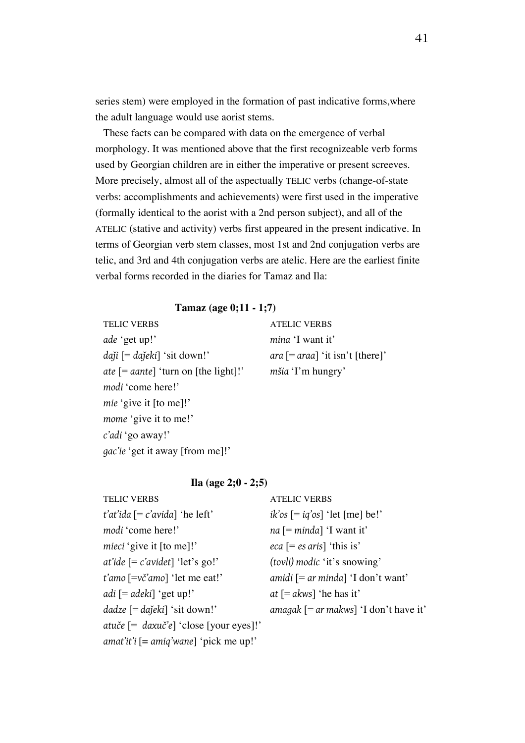series stem) were employed in the formation of past indicative forms,where the adult language would use aorist stems.

These facts can be compared with data on the emergence of verbal morphology. It was mentioned above that the first recognizeable verb forms used by Georgian children are in either the imperative or present screeves. More precisely, almost all of the aspectually TELIC verbs (change-of-state verbs: accomplishments and achievements) were first used in the imperative (formally identical to the aorist with a 2nd person subject), and all of the ATELIC (stative and activity) verbs first appeared in the present indicative. In terms of Georgian verb stem classes, most 1st and 2nd conjugation verbs are telic, and 3rd and 4th conjugation verbs are atelic. Here are the earliest finite verbal forms recorded in the diaries for Tamaz and Ila:

**Tamaz (age 0;11 - 1;7)**

| TELIC VERBS | ATELIC VERBS |
|---|---|
| *ade* 'get up!' | *mina* 'I want it' |
| *daǰi* [= *daǰeki*] 'sit down!' | *ara* [= *araa*] 'it isn't [there]' |
| *ate* [= *aante*] 'turn on [the light]!' | *mšia* 'I'm hungry' |
| *modi* 'come here!' | |
| *mie* 'give it [to me]!' | |
| *mome* 'give it to me!' | |
| *c'adi* 'go away!' | |
| *gac'ie* 'get it away [from me]!' | |

**Ila (age 2;0 - 2;5)**

| TELIC VERBS | ATELIC VERBS |
|---|---|
| *t'at'ida* [= *c'avida*] 'he left' | *ik'os* [= *iq'os*] 'let [me] be!' |
| *modi* 'come here!' | *na* [= *minda*] 'I want it' |
| *mieci* 'give it [to me]!' | *eca* [= *es aris*] 'this is' |
| *at'ide* [= *c'avidet*] 'let's go!' | *(tovli) modic* 'it's snowing' |
| *t'amo* [=*vč'amo*] 'let me eat!' | *amidi* [= *ar minda*] 'I don't want' |
| *adi* [= *adeki*] 'get up!' | *at* [= *akws*] 'he has it' |
| *dadze* [= *daǰeki*] 'sit down!' | *amagak* [= *ar makws*] 'I don't have it' |
| *atuče* [= *daxuč'e*] 'close [your eyes]!' | |
| *amat'it'i* [= *amiq'wane*] 'pick me up!' | |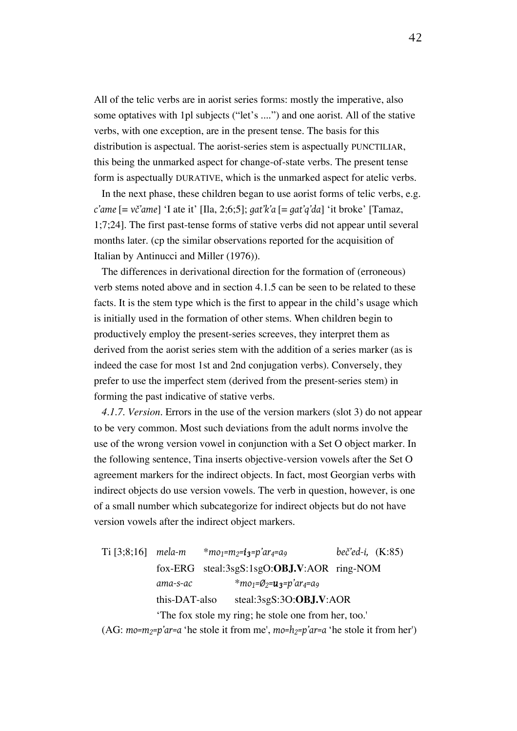All of the telic verbs are in aorist series forms: mostly the imperative, also some optatives with 1pl subjects ("let's ....") and one aorist. All of the stative verbs, with one exception, are in the present tense. The basis for this distribution is aspectual. The aorist-series stem is aspectually PUNCTILIAR, this being the unmarked aspect for change-of-state verbs. The present tense form is aspectually DURATIVE, which is the unmarked aspect for atelic verbs.

In the next phase, these children began to use aorist forms of telic verbs, e.g. *c'ame* [= *vč'ame*] 'I ate it' [Ila, 2;6;5]; *gat'k'a* [= *gat'q'da*] 'it broke' [Tamaz, 1;7;24]. The first past-tense forms of stative verbs did not appear until several months later. (cp the similar observations reported for the acquisition of Italian by Antinucci and Miller (1976)).

The differences in derivational direction for the formation of (erroneous) verb stems noted above and in section 4.1.5 can be seen to be related to these facts. It is the stem type which is the first to appear in the child's usage which is initially used in the formation of other stems. When children begin to productively employ the present-series screeves, they interpret them as derived from the aorist series stem with the addition of a series marker (as is indeed the case for most 1st and 2nd conjugation verbs). Conversely, they prefer to use the imperfect stem (derived from the present-series stem) in forming the past indicative of stative verbs.

*4.1.7. Version*. Errors in the use of the version markers (slot 3) do not appear to be very common. Most such deviations from the adult norms involve the use of the wrong version vowel in conjunction with a Set O object marker. In the following sentence, Tina inserts objective-version vowels after the Set O agreement markers for the indirect objects. In fact, most Georgian verbs with indirect objects do use version vowels. The verb in question, however, is one of a small number which subcategorize for indirect objects but do not have version vowels after the indirect object markers.

| Ti [3;8;16] | *mela-m* | \*$mo_1$=$m_2$=$\boldsymbol{i_3}$=$p'ar_4$=$a_9$ | *beč'ed-i,* (K:85) |
|---|---|---|---|
| | fox-ERG | steal:3sgS:1sgO:**OBJ.V**:AOR | ring-NOM |
| | *ama-s-ac* | \*$mo_1$=$Ø_2$=$\boldsymbol{u_3}$=$p'ar_4$=$a_9$ | |
| | this-DAT-also | steal:3sgS:3O:**OBJ.V**:AOR | |
| | 'The fox stole my ring; he stole one from her, too.' | | |

(AG: *mo*=$m_2$=*p'ar*=*a* 'he stole it from me', *mo*=$h_2$=*p'ar*=*a* 'he stole it from her')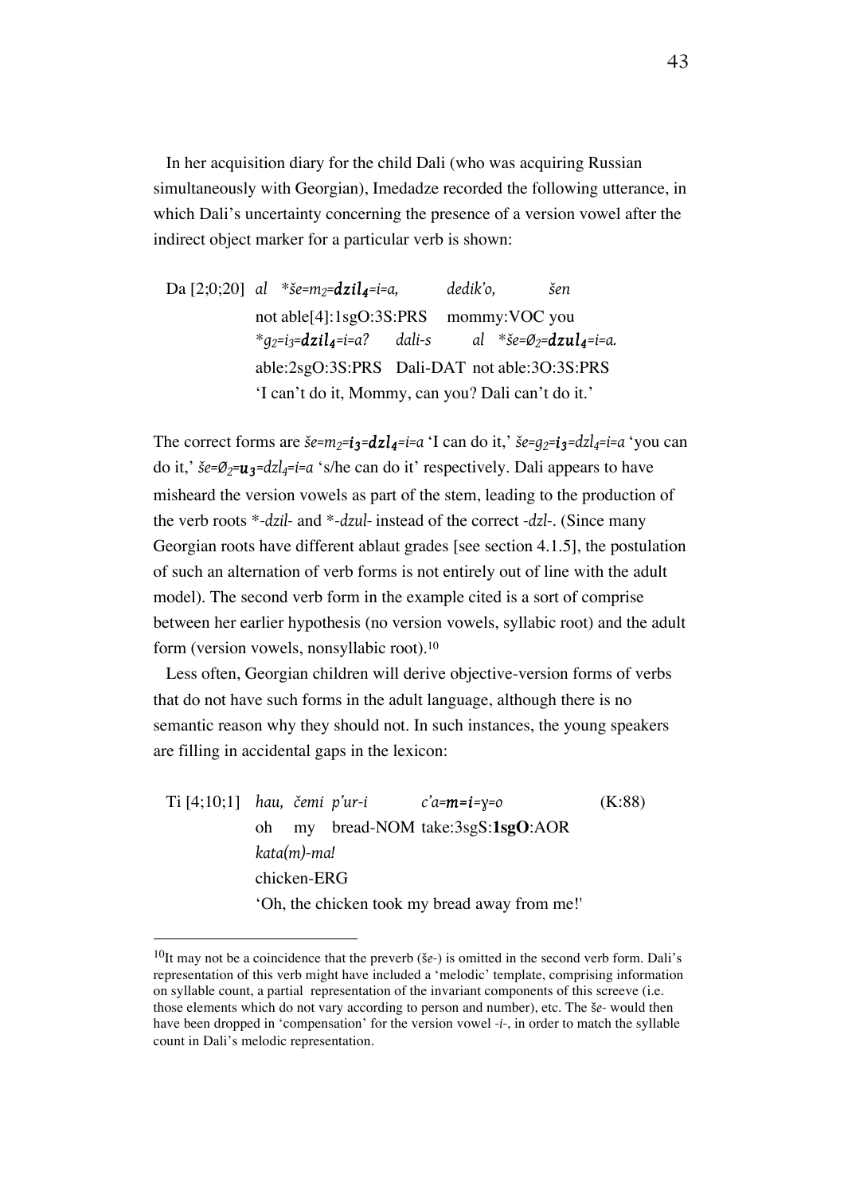In her acquisition diary for the child Dali (who was acquiring Russian simultaneously with Georgian), Imedadze recorded the following utterance, in which Dali's uncertainty concerning the presence of a version vowel after the indirect object marker for a particular verb is shown:

Da [2;0;20] *al* *\*še=m$_2$=**dzil$_4$**=i=a,* *dedik'o,* *šen*
not able[4]:1sgO:3S:PRS mommy:VOC you
*\*g$_2$=i$_3$=**dzil$_4$**=i=a?* *dali-s* *al* *\*še=Ø$_2$=**dzul$_4$**=i=a.*
able:2sgO:3S:PRS Dali-DAT not able:3O:3S:PRS
'I can't do it, Mommy, can you? Dali can't do it.'

The correct forms are *še=m$_2$=**i$_3$**=**dzl$_4$**=i=a* 'I can do it,' *še=g$_2$=**i$_3$**=dzl$_4$=i=a* 'you can do it,' *še=Ø$_2$=**u$_3$**=dzl$_4$=i=a* 's/he can do it' respectively. Dali appears to have misheard the version vowels as part of the stem, leading to the production of the verb roots \**-dzil-* and \**-dzul-* instead of the correct *-dzl-*. (Since many Georgian roots have different ablaut grades [see section 4.1.5], the postulation of such an alternation of verb forms is not entirely out of line with the adult model). The second verb form in the example cited is a sort of comprise between her earlier hypothesis (no version vowels, syllabic root) and the adult form (version vowels, nonsyllabic root).[10]

Less often, Georgian children will derive objective-version forms of verbs that do not have such forms in the adult language, although there is no semantic reason why they should not. In such instances, the young speakers are filling in accidental gaps in the lexicon:

Ti [4;10;1] *hau,* *čemi* *p'ur-i* *c'a=**m=i**=γ=o* (K:88)
oh my bread-NOM take:3sgS:**1sgO**:AOR
*kata(m)-ma!*
chicken-ERG
'Oh, the chicken took my bread away from me!'

[10]It may not be a coincidence that the preverb (*še-*) is omitted in the second verb form. Dali's representation of this verb might have included a 'melodic' template, comprising information on syllable count, a partial representation of the invariant components of this screeve (i.e. those elements which do not vary according to person and number), etc. The *še-* would then have been dropped in 'compensation' for the version vowel *-i-*, in order to match the syllable count in Dali's melodic representation.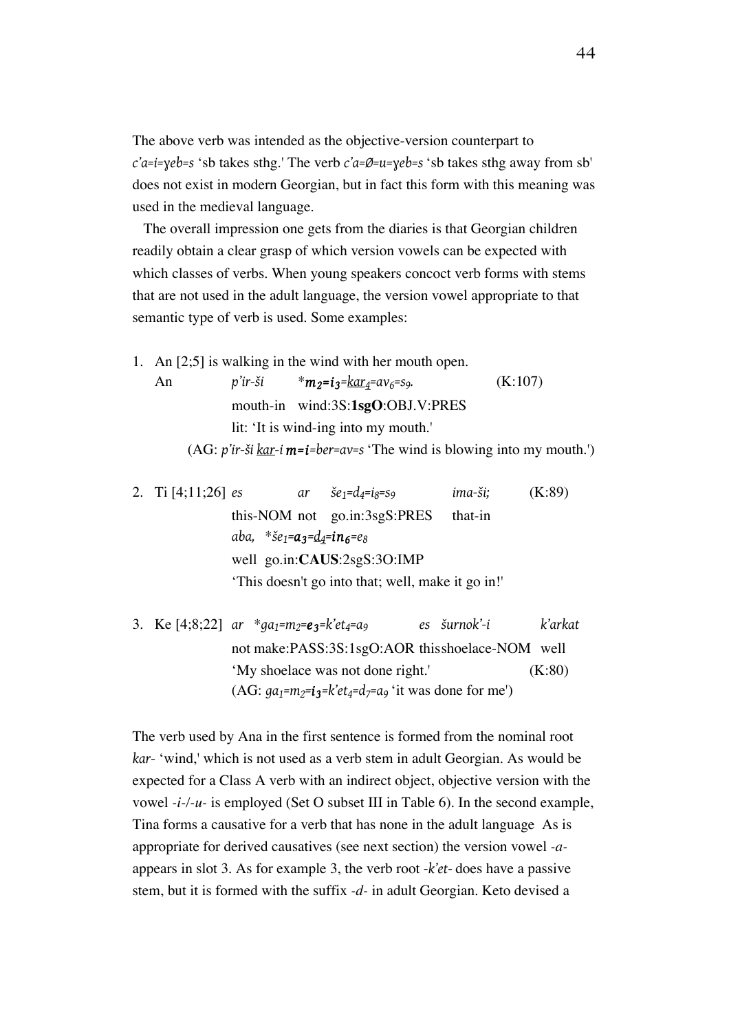The above verb was intended as the objective-version counterpart to *c'a=i=ɣeb=s* 'sb takes sthg.' The verb *c'a=Ø=u=ɣeb=s* 'sb takes sthg away from sb' does not exist in modern Georgian, but in fact this form with this meaning was used in the medieval language.

The overall impression one gets from the diaries is that Georgian children readily obtain a clear grasp of which version vowels can be expected with which classes of verbs. When young speakers concoct verb forms with stems that are not used in the adult language, the version vowel appropriate to that semantic type of verb is used. Some examples:

1. An [2;5] is walking in the wind with her mouth open.

   An *p'ir-ši* *\*m₂=i₃=kar₄=av₆=s₉.* (K:107)

   mouth-in wind:3S:**1sgO**:OBJ.V:PRES

   lit: 'It is wind-ing into my mouth.'

   (AG: *p'ir-ši kar-i **m=i**=ber=av=s* 'The wind is blowing into my mouth.')

2. Ti [4;11;26] *es* *ar* *še₁=d₄=i₈=s₉* *ima-ši;* (K:89)

   this-NOM not go.in:3sgS:PRES that-in

   *aba,* *\*še₁=**a₃**=d₄=**in₆**=e₈*

   well go.in:**CAUS**:2sgS:3O:IMP

   'This doesn't go into that; well, make it go in!'

3. Ke [4;8;22] *ar* *\*ga₁=m₂=**e₃**=k'et₄=a₉* *es* *šurnok'-i* *k'arkat*

   not make:PASS:3S:1sgO:AOR this shoelace-NOM well

   'My shoelace was not done right.' (K:80)

   (AG: *ga₁=m₂=**i₃**=k'et₄=d₇=a₉* 'it was done for me')

The verb used by Ana in the first sentence is formed from the nominal root *kar-* 'wind,' which is not used as a verb stem in adult Georgian. As would be expected for a Class A verb with an indirect object, objective version with the vowel *-i-*/*-u-* is employed (Set O subset III in Table 6). In the second example, Tina forms a causative for a verb that has none in the adult language As is appropriate for derived causatives (see next section) the version vowel *-a-* appears in slot 3. As for example 3, the verb root *-k'et-* does have a passive stem, but it is formed with the suffix *-d-* in adult Georgian. Keto devised a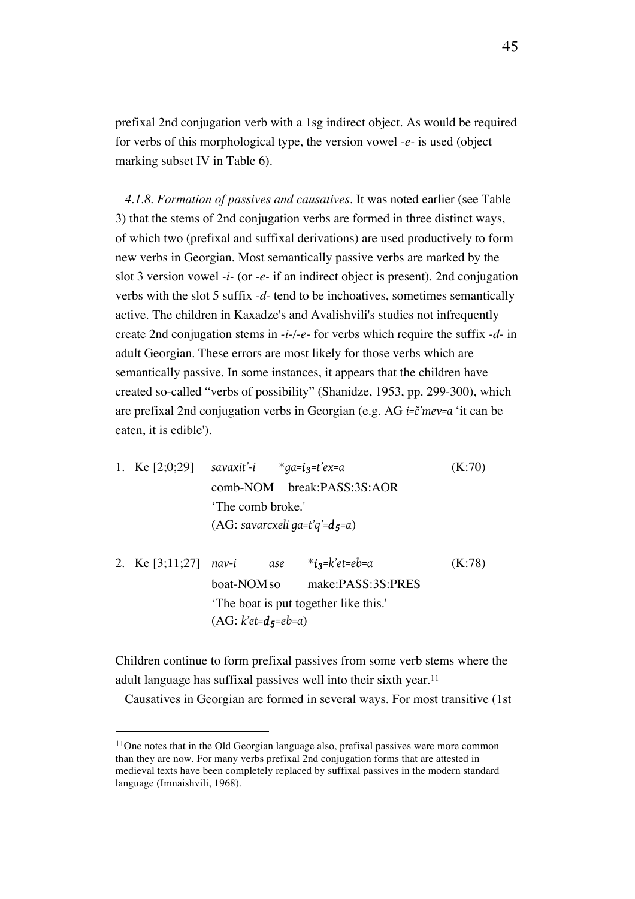prefixal 2nd conjugation verb with a 1sg indirect object. As would be required for verbs of this morphological type, the version vowel *-e-* is used (object marking subset IV in Table 6).

*4.1.8. Formation of passives and causatives*. It was noted earlier (see Table 3) that the stems of 2nd conjugation verbs are formed in three distinct ways, of which two (prefixal and suffixal derivations) are used productively to form new verbs in Georgian. Most semantically passive verbs are marked by the slot 3 version vowel *-i-* (or *-e-* if an indirect object is present). 2nd conjugation verbs with the slot 5 suffix *-d-* tend to be inchoatives, sometimes semantically active. The children in Kaxadze's and Avalishvili's studies not infrequently create 2nd conjugation stems in *-i-/-e-* for verbs which require the suffix *-d-* in adult Georgian. These errors are most likely for those verbs which are semantically passive. In some instances, it appears that the children have created so-called "verbs of possibility" (Shanidze, 1953, pp. 299-300), which are prefixal 2nd conjugation verbs in Georgian (e.g. AG *i=č'mev=a* 'it can be eaten, it is edible').

1. Ke [2;0;29] *savaxit'-i* \**ga=**$\boldsymbol{i_3}$**=t'ex=a* (K:70)
   comb-NOM break:PASS:3S:AOR
   'The comb broke.'
   (AG: *savarcxeli ga=t'q'=*$\boldsymbol{d_5}$*=a*)

2. Ke [3;11;27] *nav-i ase* \*$\boldsymbol{i_3}$*=k'et=eb=a* (K:78)
   boat-NOM so make:PASS:3S:PRES
   'The boat is put together like this.'
   (AG: *k'et=*$\boldsymbol{d_5}$*=eb=a*)

Children continue to form prefixal passives from some verb stems where the adult language has suffixal passives well into their sixth year.[11]

Causatives in Georgian are formed in several ways. For most transitive (1st

[11]One notes that in the Old Georgian language also, prefixal passives were more common than they are now. For many verbs prefixal 2nd conjugation forms that are attested in medieval texts have been completely replaced by suffixal passives in the modern standard language (Imnaishvili, 1968).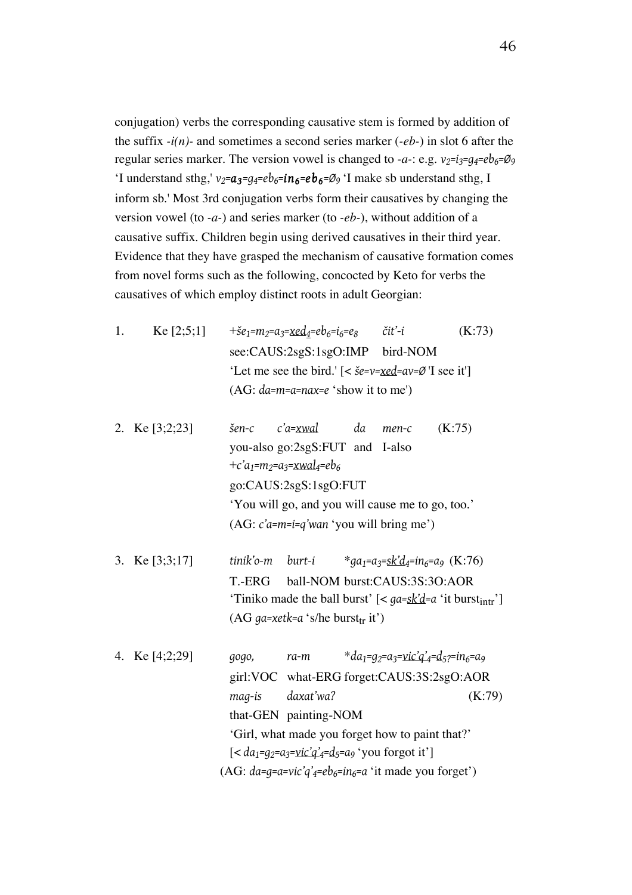conjugation) verbs the corresponding causative stem is formed by addition of the suffix *-i(n)-* and sometimes a second series marker (*-eb-*) in slot 6 after the regular series marker. The version vowel is changed to *-a-*: e.g. $v_2$=$i_3$=$g_4$=$eb_6$=$Ø_9$ 'I understand sthg,' $v_2$=$\boldsymbol{a_3}$=$g_4$=$eb_6$=$\boldsymbol{in_6}$=$\boldsymbol{eb_6}$=$Ø_9$ 'I make sb understand sthg, I inform sb.' Most 3rd conjugation verbs form their causatives by changing the version vowel (to *-a-*) and series marker (to *-eb-*), without addition of a causative suffix. Children begin using derived causatives in their third year. Evidence that they have grasped the mechanism of causative formation comes from novel forms such as the following, concocted by Keto for verbs the causatives of which employ distinct roots in adult Georgian:

1. Ke [2;5;1] +*še*$_1$=*m*$_2$=*a*$_3$=<u>*xed*</u>$_4$=*eb*$_6$=*i*$_6$=*e*$_8$ *čit'-i* (K:73)
   see:CAUS:2sgS:1sgO:IMP bird-NOM
   'Let me see the bird.' [< *še=v=<u>xed</u>=av=Ø* 'I see it']
   (AG: *da=m=a=nax=e* 'show it to me')

2. Ke [3;2;23] *šen-c c'a=<u>xwal</u> da men-c* (K:75)
   you-also go:2sgS:FUT and I-also
   +*c'a*$_1$=*m*$_2$=*a*$_3$=<u>*xwal*</u>$_4$=*eb*$_6$
   go:CAUS:2sgS:1sgO:FUT
   'You will go, and you will cause me to go, too.'
   (AG: *c'a=m=i=q'wan* 'you will bring me')

3. Ke [3;3;17] *tinik'o-m burt-i* \**ga*$_1$=*a*$_3$=<u>*sk'd*</u>$_4$=*in*$_6$=*a*$_9$ (K:76)
   T.-ERG ball-NOM burst:CAUS:3S:3O:AOR
   'Tiniko made the ball burst' [< *ga=<u>sk'd</u>=a* 'it burst$_{intr}$']
   (AG *ga=xetk=a* 's/he burst$_{tr}$ it')

4. Ke [4;2;29] *gogo, ra-m* \**da*$_1$=*g*$_2$=*a*$_3$=<u>*vic'q'*</u>$_4$=<u>*d*</u>$_{5?}$=*in*$_6$=*a*$_9$
   girl:VOC what-ERG forget:CAUS:3S:2sgO:AOR
   *mag-is daxat'wa?* (K:79)
   that-GEN painting-NOM
   'Girl, what made you forget how to paint that?'
   [< *da*$_1$=*g*$_2$=*a*$_3$=<u>*vic'q'*</u>$_4$=<u>*d*</u>$_5$=*a*$_9$ 'you forgot it']
   (AG: *da=g=a=vic'q'*$_4$=*eb*$_6$=*in*$_6$=*a* 'it made you forget')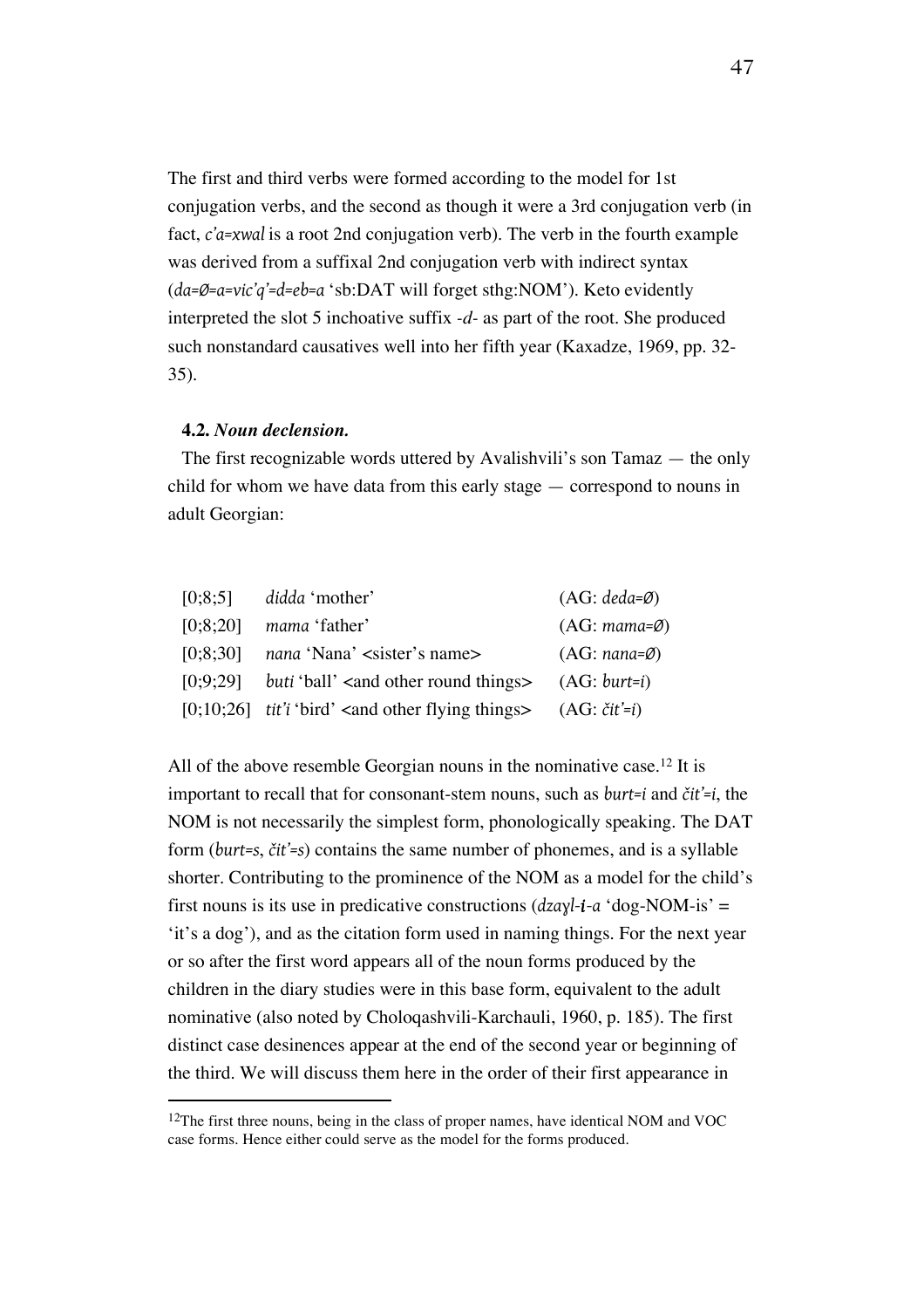The first and third verbs were formed according to the model for 1st conjugation verbs, and the second as though it were a 3rd conjugation verb (in fact, *c'a=xwal* is a root 2nd conjugation verb). The verb in the fourth example was derived from a suffixal 2nd conjugation verb with indirect syntax (*da=Ø=a=vic'q'=d=eb=a* 'sb:DAT will forget sthg:NOM'). Keto evidently interpreted the slot 5 inchoative suffix *-d-* as part of the root. She produced such nonstandard causatives well into her fifth year (Kaxadze, 1969, pp. 32-35).

**4.2.** ***Noun declension.***

The first recognizable words uttered by Avalishvili's son Tamaz — the only child for whom we have data from this early stage — correspond to nouns in adult Georgian:

| | | |
|---|---|---|
| [0;8;5] | *didda* 'mother' | (AG: *deda=Ø*) |
| [0;8;20] | *mama* 'father' | (AG: *mama=Ø*) |
| [0;8;30] | *nana* 'Nana' <sister's name> | (AG: *nana=Ø*) |
| [0;9;29] | *buti* 'ball' <and other round things> | (AG: *burt=i*) |
| [0;10;26] | *tit'i* 'bird' <and other flying things> | (AG: *čit'=i*) |

All of the above resemble Georgian nouns in the nominative case.[12] It is important to recall that for consonant-stem nouns, such as *burt=i* and *čit'=i*, the NOM is not necessarily the simplest form, phonologically speaking. The DAT form (*burt=s*, *čit'=s*) contains the same number of phonemes, and is a syllable shorter. Contributing to the prominence of the NOM as a model for the child's first nouns is its use in predicative constructions (*dzayl-i-a* 'dog-NOM-is' = 'it's a dog'), and as the citation form used in naming things. For the next year or so after the first word appears all of the noun forms produced by the children in the diary studies were in this base form, equivalent to the adult nominative (also noted by Choloqashvili-Karchauli, 1960, p. 185). The first distinct case desinences appear at the end of the second year or beginning of the third. We will discuss them here in the order of their first appearance in

[12]The first three nouns, being in the class of proper names, have identical NOM and VOC case forms. Hence either could serve as the model for the forms produced.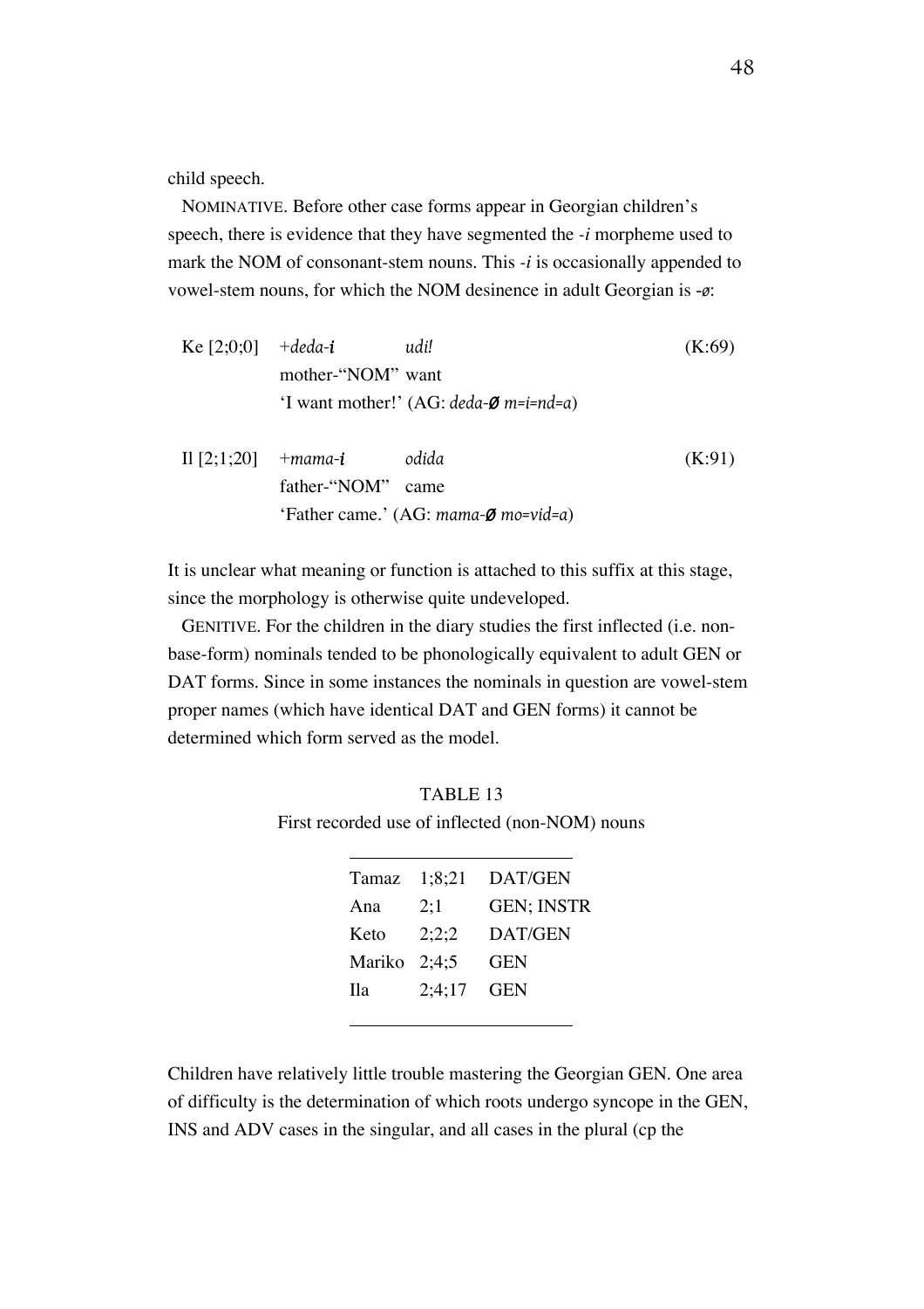child speech.

NOMINATIVE. Before other case forms appear in Georgian children's speech, there is evidence that they have segmented the *-i* morpheme used to mark the NOM of consonant-stem nouns. This *-i* is occasionally appended to vowel-stem nouns, for which the NOM desinence in adult Georgian is *-ø*:

Ke [2;0;0] +*deda-**i*** *udi!* (K:69)
mother-"NOM" want
'I want mother!' (AG: *deda-**ø** m=i=nd=a*)

Il [2;1;20] +*mama-**i*** *odida* (K:91)
father-"NOM" came
'Father came.' (AG: *mama-**ø** mo=vid=a*)

It is unclear what meaning or function is attached to this suffix at this stage, since the morphology is otherwise quite undeveloped.

GENITIVE. For the children in the diary studies the first inflected (i.e. non-base-form) nominals tended to be phonologically equivalent to adult GEN or DAT forms. Since in some instances the nominals in question are vowel-stem proper names (which have identical DAT and GEN forms) it cannot be determined which form served as the model.

TABLE 13

First recorded use of inflected (non-NOM) nouns

| | | |
|---|---|---|
| Tamaz | 1;8;21 | DAT/GEN |
| Ana | 2;1 | GEN; INSTR |
| Keto | 2;2;2 | DAT/GEN |
| Mariko | 2;4;5 | GEN |
| Ila | 2;4;17 | GEN |

Children have relatively little trouble mastering the Georgian GEN. One area of difficulty is the determination of which roots undergo syncope in the GEN, INS and ADV cases in the singular, and all cases in the plural (cp the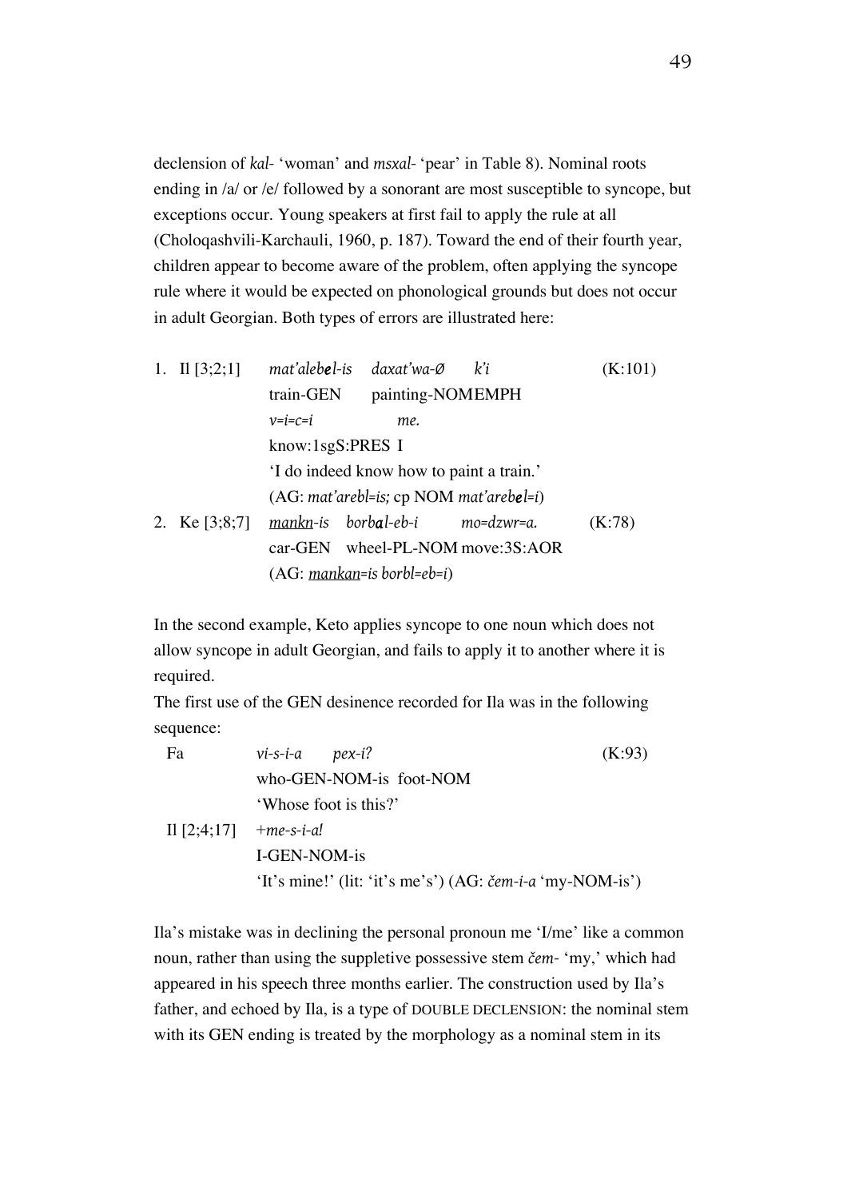declension of *kal-* 'woman' and *msxal-* 'pear' in Table 8). Nominal roots ending in /a/ or /e/ followed by a sonorant are most susceptible to syncope, but exceptions occur. Young speakers at first fail to apply the rule at all (Choloqashvili-Karchauli, 1960, p. 187). Toward the end of their fourth year, children appear to become aware of the problem, often applying the syncope rule where it would be expected on phonological grounds but does not occur in adult Georgian. Both types of errors are illustrated here:

1. Il [3;2;1]  *mat'alebel-is  daxat'wa-Ø  k'i*  (K:101)
   train-GEN  painting-NOMEMPH
   *v=i=c=i  me.*
   know:1sgS:PRES I
   'I do indeed know how to paint a train.'
   (AG: *mat'arebl=is;* cp NOM *mat'arebel=i*)
2. Ke [3;8;7]  <u>*mankn*</u>*-is  borbal-eb-i  mo=dzwr=a.*  (K:78)
   car-GEN  wheel-PL-NOM move:3S:AOR
   (AG: <u>*mankan*</u>*=is borbl=eb=i*)

In the second example, Keto applies syncope to one noun which does not allow syncope in adult Georgian, and fails to apply it to another where it is required.

The first use of the GEN desinence recorded for Ila was in the following sequence:

Fa  *vi-s-i-a  pex-i?*  (K:93)
who-GEN-NOM-is  foot-NOM
'Whose foot is this?'

Il [2;4;17]  *+me-s-i-a!*
I-GEN-NOM-is
'It's mine!' (lit: 'it's me's') (AG: *čem-i-a* 'my-NOM-is')

Ila's mistake was in declining the personal pronoun me 'I/me' like a common noun, rather than using the suppletive possessive stem *čem-* 'my,' which had appeared in his speech three months earlier. The construction used by Ila's father, and echoed by Ila, is a type of DOUBLE DECLENSION: the nominal stem with its GEN ending is treated by the morphology as a nominal stem in its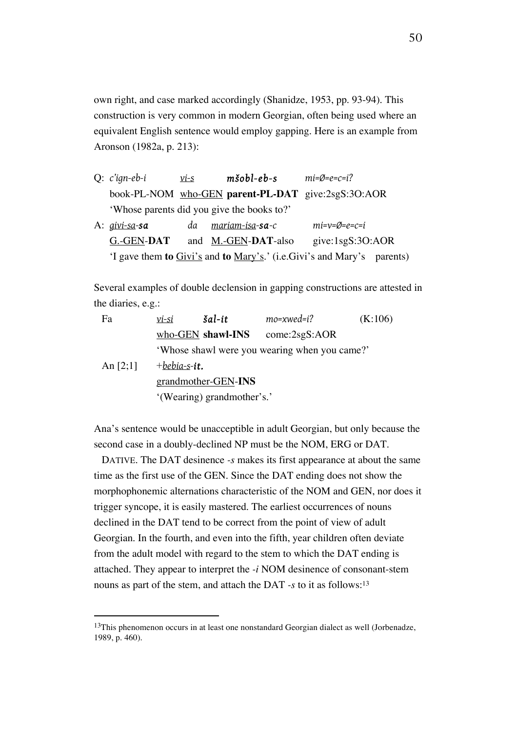own right, and case marked accordingly (Shanidze, 1953, pp. 93-94). This construction is very common in modern Georgian, often being used where an equivalent English sentence would employ gapping. Here is an example from Aronson (1982a, p. 213):

Q: *c'ign-eb-i* <u>*vi-s*</u> ***mšobl-eb-s*** *mi=Ø=e=c=i?*
book-PL-NOM <u>who-GEN</u> **parent-PL-DAT** give:2sgS:3O:AOR
'Whose parents did you give the books to?'

A: <u>*givi-sa*</u>-***sa*** *da* <u>*mariam-isa*</u>-***sa****-c* *mi=v=Ø=e=c=i*
<u>G.-GEN</u>-**DAT** and <u>M.-GEN</u>-**DAT**-also give:1sgS:3O:AOR
'I gave them **to** <u>Givi's</u> and **to** <u>Mary's</u>.' (i.e.Givi's and Mary's parents)

Several examples of double declension in gapping constructions are attested in the diaries, e.g.:

Fa <u>*vi-si*</u> ***šal-it*** *mo=xwed=i?* (K:106)
<u>who-GEN</u> **shawl-INS** come:2sgS:AOR
'Whose shawl were you wearing when you came?'

An [2;1] +<u>*bebia-s*</u>-***it.***
<u>grandmother-GEN</u>-**INS**
'(Wearing) grandmother's.'

Ana's sentence would be unacceptible in adult Georgian, but only because the second case in a doubly-declined NP must be the NOM, ERG or DAT.

DATIVE. The DAT desinence *-s* makes its first appearance at about the same time as the first use of the GEN. Since the DAT ending does not show the morphophonemic alternations characteristic of the NOM and GEN, nor does it trigger syncope, it is easily mastered. The earliest occurrences of nouns declined in the DAT tend to be correct from the point of view of adult Georgian. In the fourth, and even into the fifth, year children often deviate from the adult model with regard to the stem to which the DAT ending is attached. They appear to interpret the *-i* NOM desinence of consonant-stem nouns as part of the stem, and attach the DAT *-s* to it as follows:[13]

---

[13]This phenomenon occurs in at least one nonstandard Georgian dialect as well (Jorbenadze, 1989, p. 460).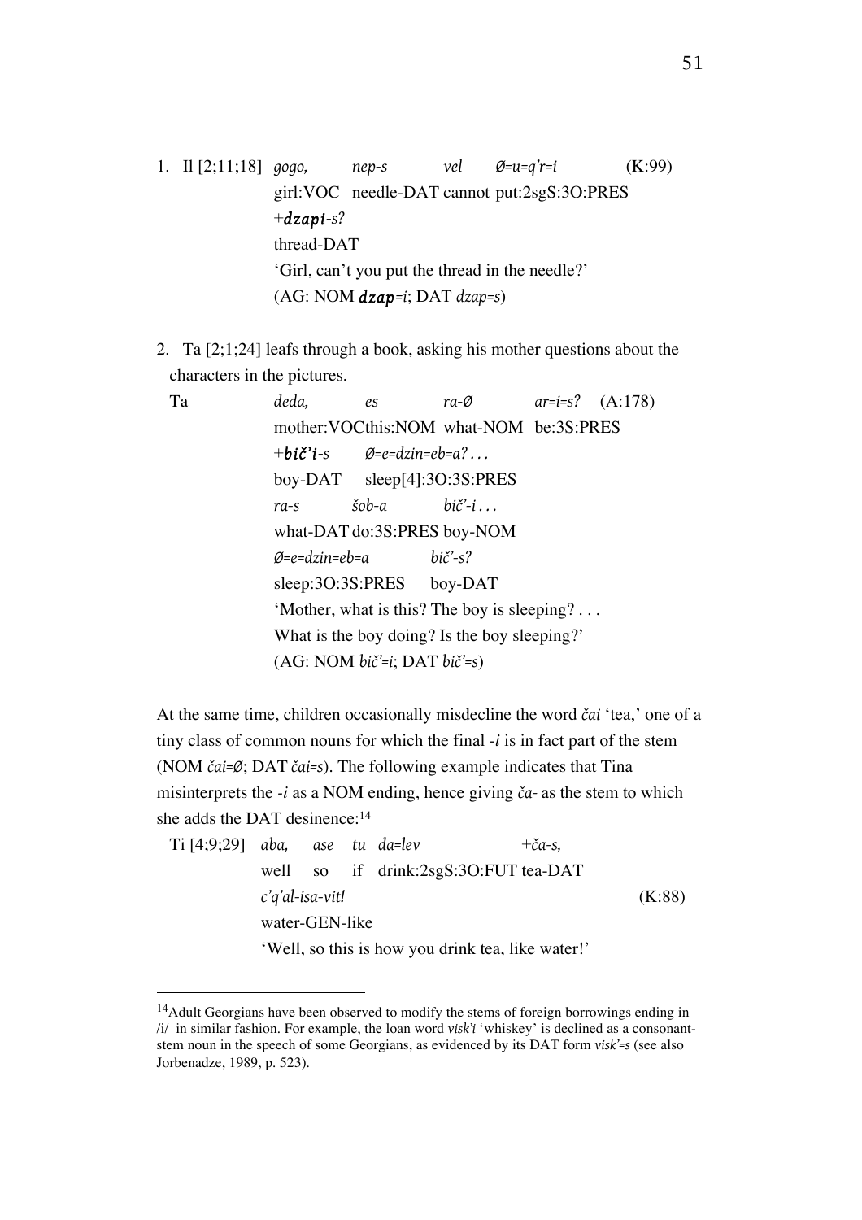1. Il [2;11;18] *gogo,* *nep-s* *vel* *Ø=u=q'r=i* (K:99)
   girl:VOC needle-DAT cannot put:2sgS:3O:PRES
   +***dzapi****-s?*
   thread-DAT
   'Girl, can't you put the thread in the needle?'
   (AG: NOM ***dzap****=i*; DAT *dzap=s*)

2. Ta [2;1;24] leafs through a book, asking his mother questions about the characters in the pictures.

   Ta *deda,* *es* *ra-Ø* *ar=i=s?* (A:178)
   mother:VOC this:NOM what-NOM be:3S:PRES
   +***bič'i****-s* *Ø=e=dzin=eb=a? . . .*
   boy-DAT sleep[4]:3O:3S:PRES
   *ra-s* *šob-a* *bič'-i . . .*
   what-DAT do:3S:PRES boy-NOM
   *Ø=e=dzin=eb=a* *bič'-s?*
   sleep:3O:3S:PRES boy-DAT
   'Mother, what is this? The boy is sleeping? . . .
   What is the boy doing? Is the boy sleeping?'
   (AG: NOM *bič'=i*; DAT *bič'=s*)

At the same time, children occasionally misdecline the word *čai* 'tea,' one of a tiny class of common nouns for which the final *-i* is in fact part of the stem (NOM *čai=Ø*; DAT *čai=s*). The following example indicates that Tina misinterprets the *-i* as a NOM ending, hence giving *ča-* as the stem to which she adds the DAT desinence:[14]

Ti [4;9;29] *aba,* *ase* *tu* *da=lev* +*ča-s,*
well so if drink:2sgS:3O:FUT tea-DAT
*c'q'al-isa-vit!* (K:88)
water-GEN-like
'Well, so this is how you drink tea, like water!'

---

[14]Adult Georgians have been observed to modify the stems of foreign borrowings ending in /i/ in similar fashion. For example, the loan word *visk'i* 'whiskey' is declined as a consonant-stem noun in the speech of some Georgians, as evidenced by its DAT form *visk'=s* (see also Jorbenadze, 1989, p. 523).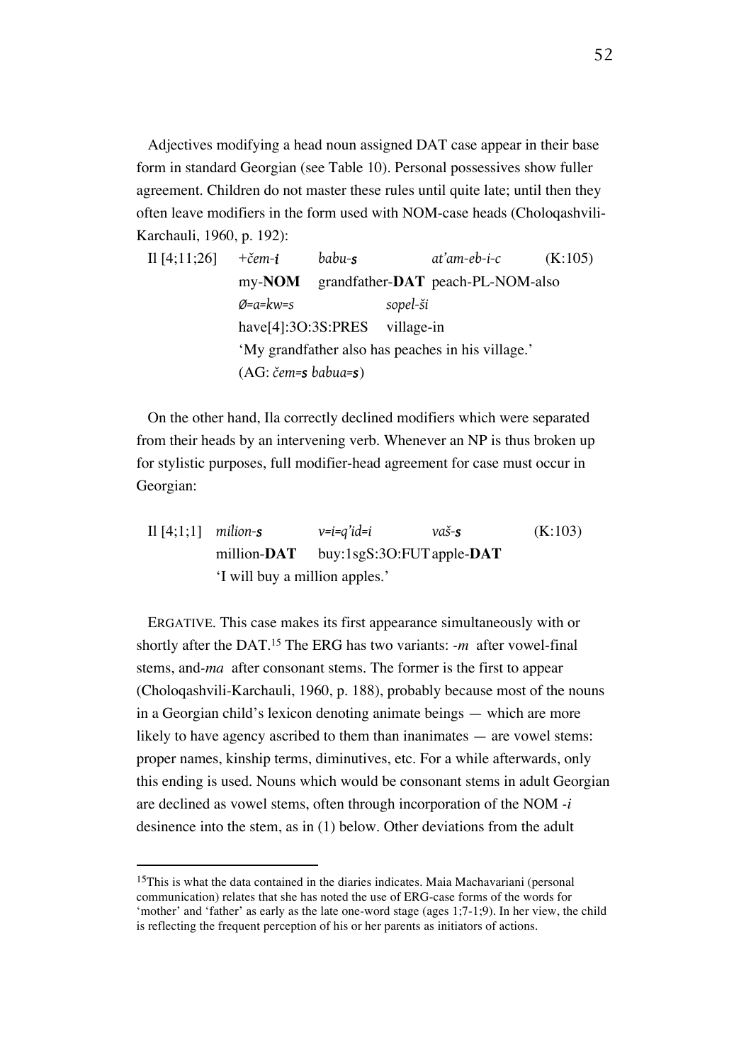Adjectives modifying a head noun assigned DAT case appear in their base form in standard Georgian (see Table 10). Personal possessives show fuller agreement. Children do not master these rules until quite late; until then they often leave modifiers in the form used with NOM-case heads (Choloqashvili-Karchauli, 1960, p. 192):

| Il [4;11;26] | *+čem-**i*** | *babu-**s*** | *at'am-eb-i-c* | (K:105) |
|---|---|---|---|---|
| | my-**NOM** | grandfather-**DAT** | peach-PL-NOM-also | |
| | *Ø=a=kw=s* | | *sopel-ši* | |
| | have[4]:3O:3S:PRES | | village-in | |
| | 'My grandfather also has peaches in his village.' | | | |
| | (AG: *čem=**s** babua=**s***) | | | |

On the other hand, Ila correctly declined modifiers which were separated from their heads by an intervening verb. Whenever an NP is thus broken up for stylistic purposes, full modifier-head agreement for case must occur in Georgian:

| Il [4;1;1] | *milion-**s*** | *v=i=q'id=i* | *vaš-**s*** | (K:103) |
|---|---|---|---|---|
| | million-**DAT** | buy:1sgS:3O:FUT | apple-**DAT** | |
| | 'I will buy a million apples.' | | | |

ERGATIVE. This case makes its first appearance simultaneously with or shortly after the DAT.[15] The ERG has two variants: *-m* after vowel-final stems, and*-ma* after consonant stems. The former is the first to appear (Choloqashvili-Karchauli, 1960, p. 188), probably because most of the nouns in a Georgian child's lexicon denoting animate beings — which are more likely to have agency ascribed to them than inanimates — are vowel stems: proper names, kinship terms, diminutives, etc. For a while afterwards, only this ending is used. Nouns which would be consonant stems in adult Georgian are declined as vowel stems, often through incorporation of the NOM *-i* desinence into the stem, as in (1) below. Other deviations from the adult

[15]This is what the data contained in the diaries indicates. Maia Machavariani (personal communication) relates that she has noted the use of ERG-case forms of the words for 'mother' and 'father' as early as the late one-word stage (ages 1;7-1;9). In her view, the child is reflecting the frequent perception of his or her parents as initiators of actions.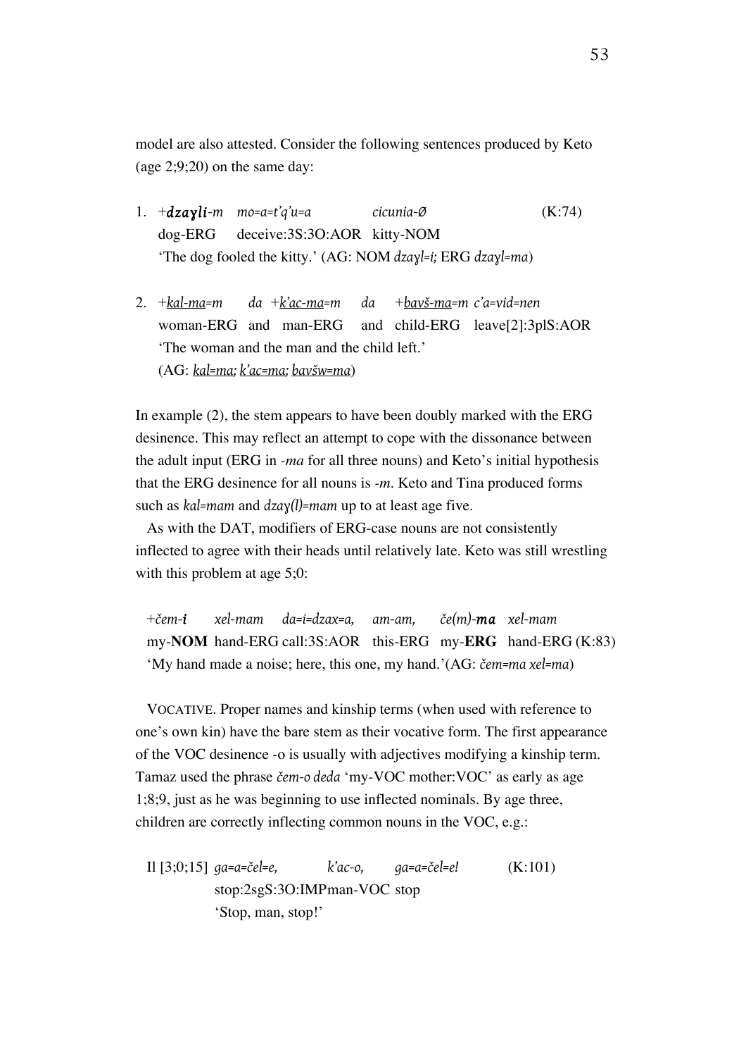model are also attested. Consider the following sentences produced by Keto (age 2;9;20) on the same day:

1. +***dzaɣli****-m* *mo=a=t'q'u=a* *cicunia-Ø* (K:74)
   dog-ERG deceive:3S:3O:AOR kitty-NOM
   'The dog fooled the kitty.' (AG: NOM *dzaɣl=i;* ERG *dzaɣl=ma*)

2. +*kal-ma=m* *da* +*k'ac-ma=m* *da* +*bavš-ma=m* *c'a=vid=nen*
   woman-ERG and man-ERG and child-ERG leave[2]:3plS:AOR
   'The woman and the man and the child left.'
   (AG: *kal=ma; k'ac=ma; bavšw=ma*)

In example (2), the stem appears to have been doubly marked with the ERG desinence. This may reflect an attempt to cope with the dissonance between the adult input (ERG in *-ma* for all three nouns) and Keto's initial hypothesis that the ERG desinence for all nouns is *-m*. Keto and Tina produced forms such as *kal=mam* and *dzaɣ(l)=mam* up to at least age five.

As with the DAT, modifiers of ERG-case nouns are not consistently inflected to agree with their heads until relatively late. Keto was still wrestling with this problem at age 5;0:

+*čem-**i*** *xel-mam* *da=i=dzax=a,* *am-am,* *če(m)-**ma*** *xel-mam*
my-**NOM** hand-ERG call:3S:AOR this-ERG my-**ERG** hand-ERG (K:83)
'My hand made a noise; here, this one, my hand.'(AG: *čem=ma xel=ma*)

VOCATIVE. Proper names and kinship terms (when used with reference to one's own kin) have the bare stem as their vocative form. The first appearance of the VOC desinence -o is usually with adjectives modifying a kinship term. Tamaz used the phrase *čem-o deda* 'my-VOC mother:VOC' as early as age 1;8;9, just as he was beginning to use inflected nominals. By age three, children are correctly inflecting common nouns in the VOC, e.g.:

Il [3;0;15] *ga=a=čel=e,* *k'ac-o,* *ga=a=čel=e!* (K:101)
stop:2sgS:3O:IMP man-VOC stop
'Stop, man, stop!'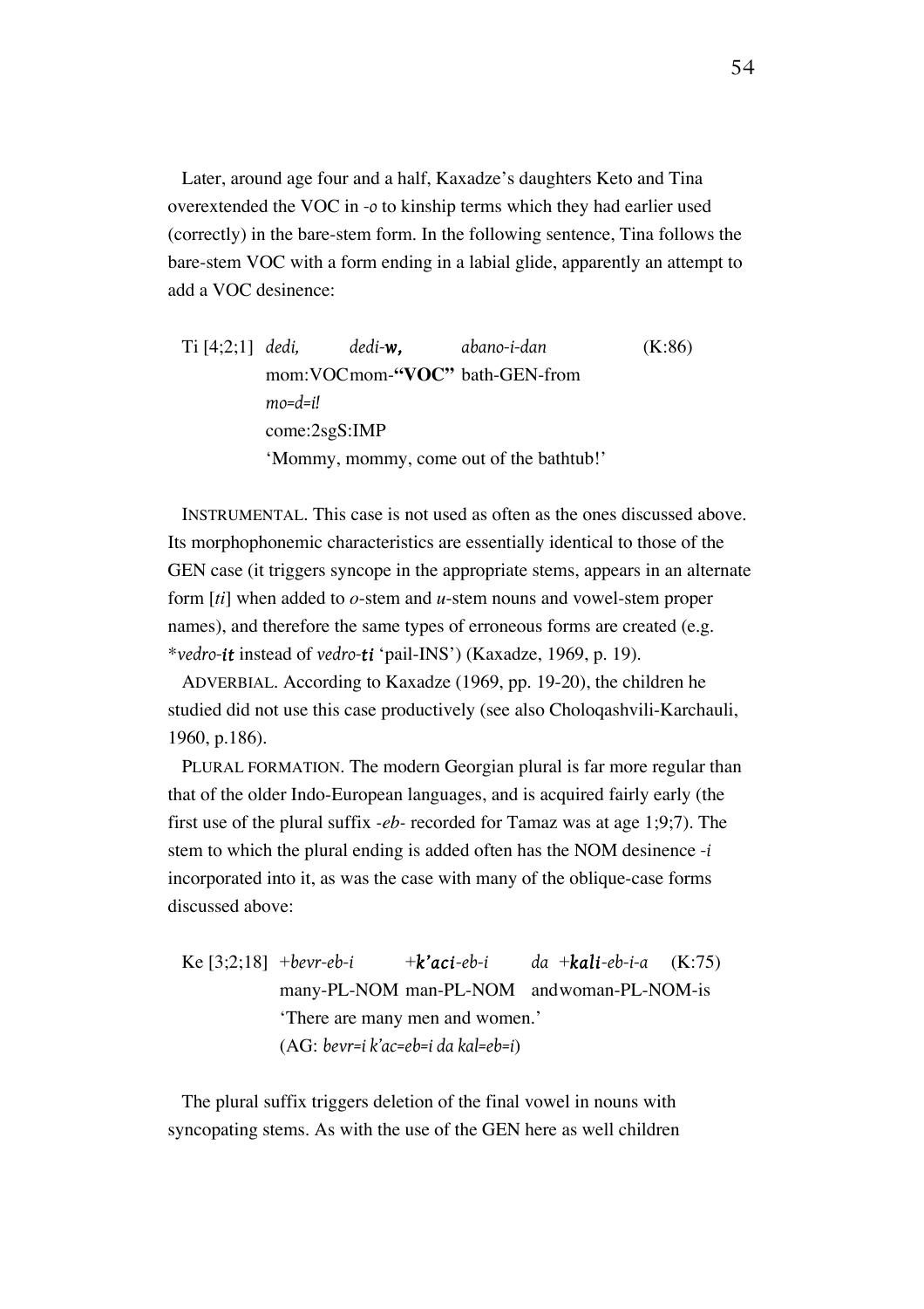Later, around age four and a half, Kaxadze's daughters Keto and Tina overextended the VOC in *-o* to kinship terms which they had earlier used (correctly) in the bare-stem form. In the following sentence, Tina follows the bare-stem VOC with a form ending in a labial glide, apparently an attempt to add a VOC desinence:

```
Ti [4;2;1]  dedi,      dedi-w,        abano-i-dan       (K:86)
            mom:VOC    mom-"VOC"      bath-GEN-from
            mo=d=i!
            come:2sgS:IMP
            'Mommy, mommy, come out of the bathtub!'
```

INSTRUMENTAL. This case is not used as often as the ones discussed above. Its morphophonemic characteristics are essentially identical to those of the GEN case (it triggers syncope in the appropriate stems, appears in an alternate form [*ti*] when added to *o*-stem and *u*-stem nouns and vowel-stem proper names), and therefore the same types of erroneous forms are created (e.g. *\*vedro-**it*** instead of *vedro-**ti*** 'pail-INS') (Kaxadze, 1969, p. 19).

ADVERBIAL. According to Kaxadze (1969, pp. 19-20), the children he studied did not use this case productively (see also Choloqashvili-Karchauli, 1960, p.186).

PLURAL FORMATION. The modern Georgian plural is far more regular than that of the older Indo-European languages, and is acquired fairly early (the first use of the plural suffix *-eb-* recorded for Tamaz was at age 1;9;7). The stem to which the plural ending is added often has the NOM desinence *-i* incorporated into it, as was the case with many of the oblique-case forms discussed above:

```
Ke [3;2;18]  +bevr-eb-i    +k'aci-eb-i    da   +kali-eb-i-a      (K:75)
             many-PL-NOM   man-PL-NOM     and  woman-PL-NOM-is
             'There are many men and women.'
             (AG: bevr=i k'ac=eb=i da kal=eb=i)
```

The plural suffix triggers deletion of the final vowel in nouns with syncopating stems. As with the use of the GEN here as well children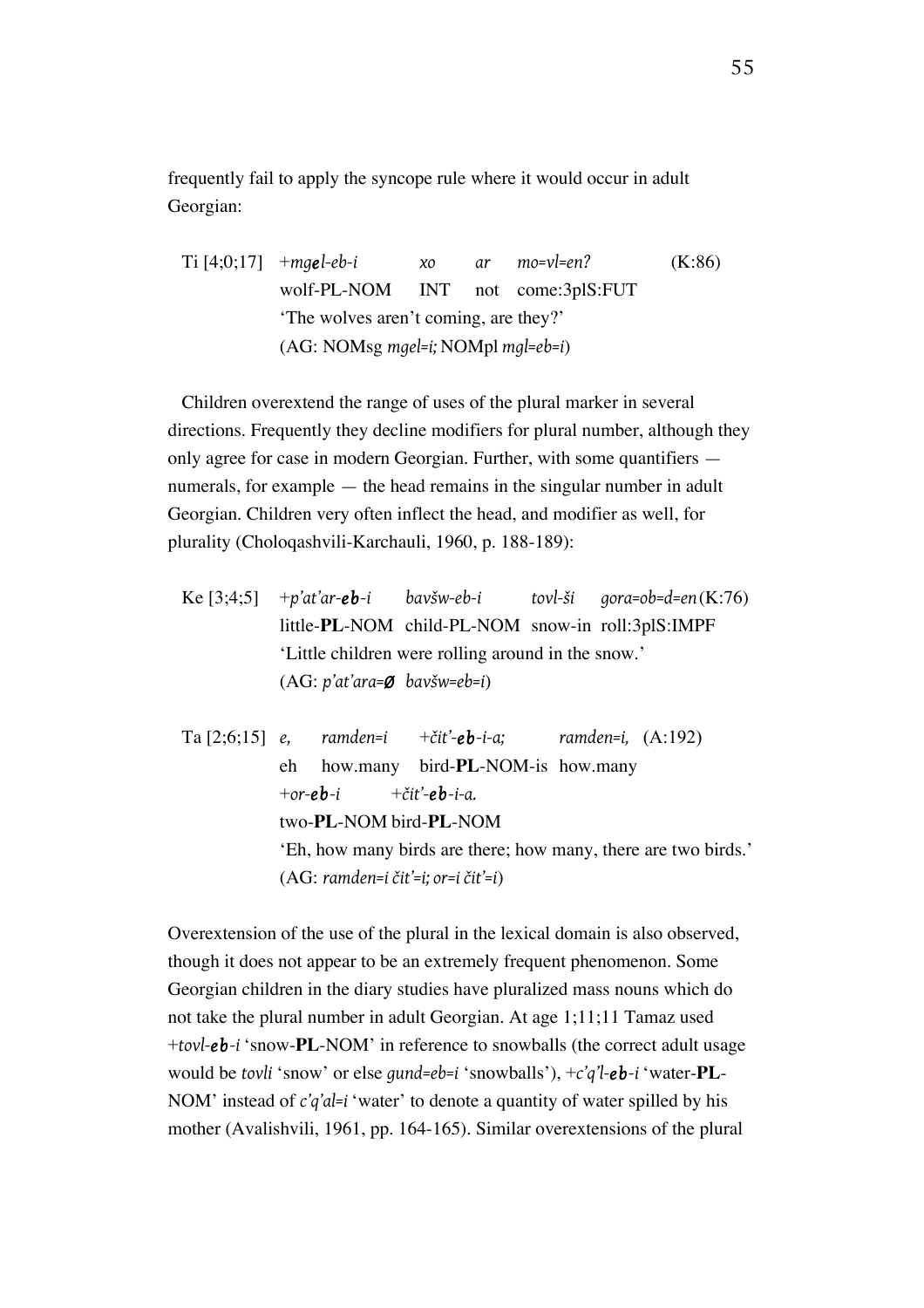frequently fail to apply the syncope rule where it would occur in adult Georgian:

```
Ti [4;0;17]  +mgel-eb-i     xo    ar    mo=vl=en?          (K:86)
             wolf-PL-NOM    INT   not   come:3plS:FUT
             'The wolves aren't coming, are they?'
             (AG: NOMsg mgel=i; NOMpl mgl=eb=i)
```

Children overextend the range of uses of the plural marker in several directions. Frequently they decline modifiers for plural number, although they only agree for case in modern Georgian. Further, with some quantifiers — numerals, for example — the head remains in the singular number in adult Georgian. Children very often inflect the head, and modifier as well, for plurality (Choloqashvili-Karchauli, 1960, p. 188-189):

```
Ke [3;4;5]   +p'at'ar-eb-i   bavšw-eb-i     tovl-ši   gora=ob=d=en (K:76)
             little-PL-NOM   child-PL-NOM   snow-in   roll:3plS:IMPF
             'Little children were rolling around in the snow.'
             (AG: p'at'ara=Ø  bavšw=eb=i)
```

```
Ta [2;6;15]  e,    ramden=i    +čit'-eb-i-a;      ramden=i,  (A:192)
             eh    how.many    bird-PL-NOM-is     how.many
             +or-eb-i       +čit'-eb-i-a.
             two-PL-NOM     bird-PL-NOM
             'Eh, how many birds are there; how many, there are two birds.'
             (AG: ramden=i čit'=i; or=i čit'=i)
```

Overextension of the use of the plural in the lexical domain is also observed, though it does not appear to be an extremely frequent phenomenon. Some Georgian children in the diary studies have pluralized mass nouns which do not take the plural number in adult Georgian. At age 1;11;11 Tamaz used *+tovl-**eb**-i* 'snow-**PL**-NOM' in reference to snowballs (the correct adult usage would be *tovli* 'snow' or else *gund=eb=i* 'snowballs'), *+c'q'l-**eb**-i* 'water-**PL**-NOM' instead of *c'q'al=i* 'water' to denote a quantity of water spilled by his mother (Avalishvili, 1961, pp. 164-165). Similar overextensions of the plural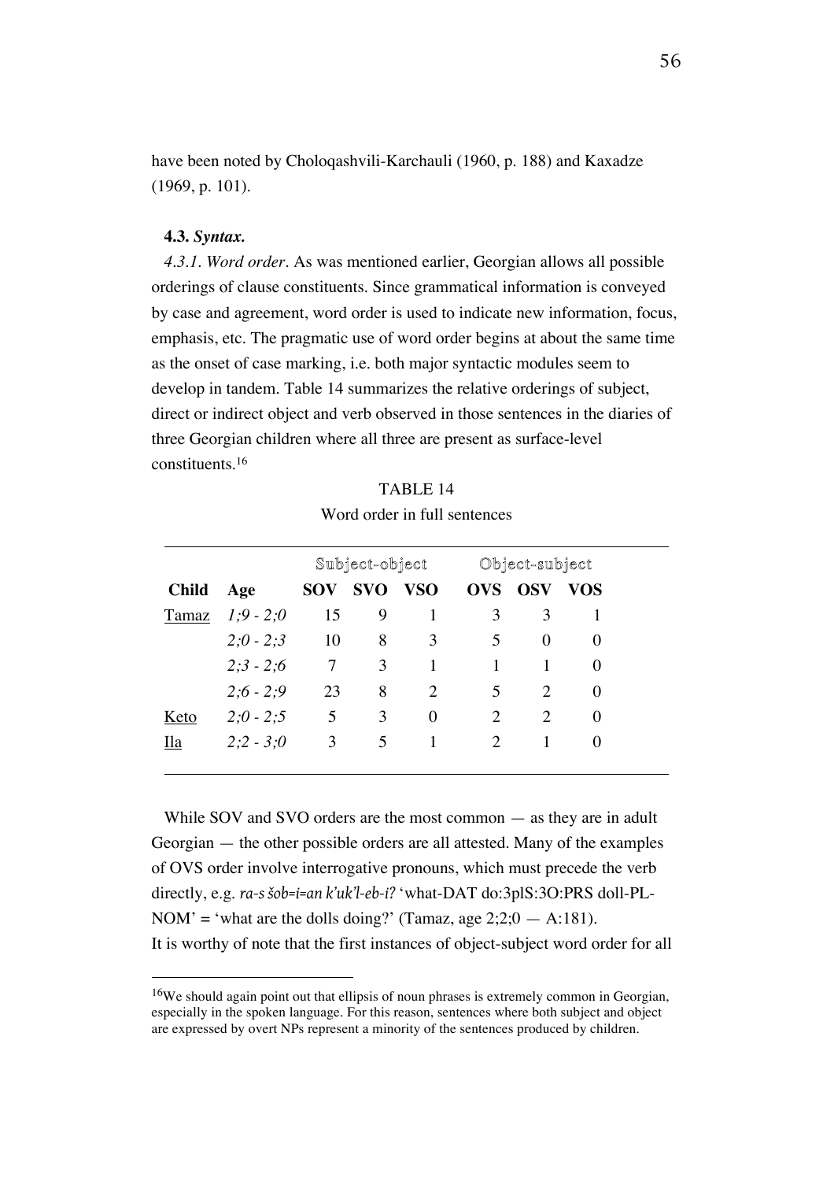have been noted by Choloqashvili-Karchauli (1960, p. 188) and Kaxadze (1969, p. 101).

### 4.3. *Syntax.*

*4.3.1. Word order*. As was mentioned earlier, Georgian allows all possible orderings of clause constituents. Since grammatical information is conveyed by case and agreement, word order is used to indicate new information, focus, emphasis, etc. The pragmatic use of word order begins at about the same time as the onset of case marking, i.e. both major syntactic modules seem to develop in tandem. Table 14 summarizes the relative orderings of subject, direct or indirect object and verb observed in those sentences in the diaries of three Georgian children where all three are present as surface-level constituents.[16]

TABLE 14

Word order in full sentences

| | | Subject-object | | | Object-subject | | |
|---|---|---|---|---|---|---|---|
| **Child** | **Age** | **SOV** | **SVO** | **VSO** | **OVS** | **OSV** | **VOS** |
| Tamaz | *1;9 - 2;0* | 15 | 9 | 1 | 3 | 3 | 1 |
| | *2;0 - 2;3* | 10 | 8 | 3 | 5 | 0 | 0 |
| | *2;3 - 2;6* | 7 | 3 | 1 | 1 | 1 | 0 |
| | *2;6 - 2;9* | 23 | 8 | 2 | 5 | 2 | 0 |
| Keto | *2;0 - 2;5* | 5 | 3 | 0 | 2 | 2 | 0 |
| Ila | *2;2 - 3;0* | 3 | 5 | 1 | 2 | 1 | 0 |

While SOV and SVO orders are the most common — as they are in adult Georgian — the other possible orders are all attested. Many of the examples of OVS order involve interrogative pronouns, which must precede the verb directly, e.g. *ra-s šob=i=an k'uk'l-eb-i?* 'what-DAT do:3plS:3O:PRS doll-PL-NOM' = 'what are the dolls doing?' (Tamaz, age 2;2;0 — A:181).
It is worthy of note that the first instances of object-subject word order for all

[16]We should again point out that ellipsis of noun phrases is extremely common in Georgian, especially in the spoken language. For this reason, sentences where both subject and object are expressed by overt NPs represent a minority of the sentences produced by children.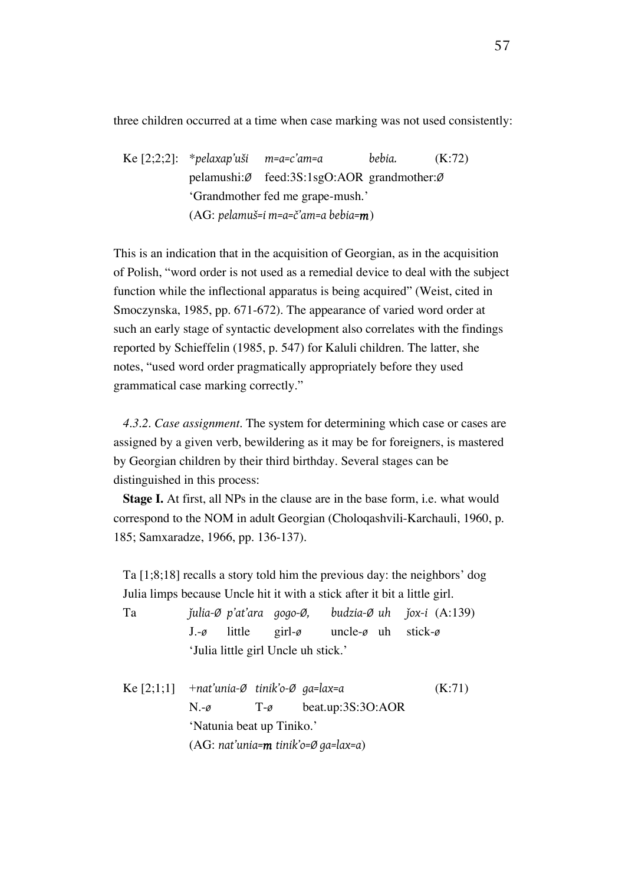three children occurred at a time when case marking was not used consistently:

Ke [2;2;2]: \**pelaxap'uši m=a=c'am=a bebia.* (K:72)
pelamushi:Ø feed:3S:1sgO:AOR grandmother:Ø
'Grandmother fed me grape-mush.'
(AG: *pelamuš=i m=a=č'am=a bebia=***m**)

This is an indication that in the acquisition of Georgian, as in the acquisition of Polish, "word order is not used as a remedial device to deal with the subject function while the inflectional apparatus is being acquired" (Weist, cited in Smoczynska, 1985, pp. 671-672). The appearance of varied word order at such an early stage of syntactic development also correlates with the findings reported by Schieffelin (1985, p. 547) for Kaluli children. The latter, she notes, "used word order pragmatically appropriately before they used grammatical case marking correctly."

*4.3.2. Case assignment*. The system for determining which case or cases are assigned by a given verb, bewildering as it may be for foreigners, is mastered by Georgian children by their third birthday. Several stages can be distinguished in this process:

**Stage I.** At first, all NPs in the clause are in the base form, i.e. what would correspond to the NOM in adult Georgian (Choloqashvili-Karchauli, 1960, p. 185; Samxaradze, 1966, pp. 136-137).

Ta [1;8;18] recalls a story told him the previous day: the neighbors' dog Julia limps because Uncle hit it with a stick after it bit a little girl.

Ta *ǰulia-Ø p'at'ara gogo-Ø, budzia-Ø uh ǰox-i* (A:139)
J.-ø little girl-ø uncle-ø uh stick-ø
'Julia little girl Uncle uh stick.'

Ke [2;1;1] +*nat'unia-Ø tinik'o-Ø ga=lax=a* (K:71)
N.-ø T-ø beat.up:3S:3O:AOR
'Natunia beat up Tiniko.'
(AG: *nat'unia=***m** *tinik'o=Ø ga=lax=a*)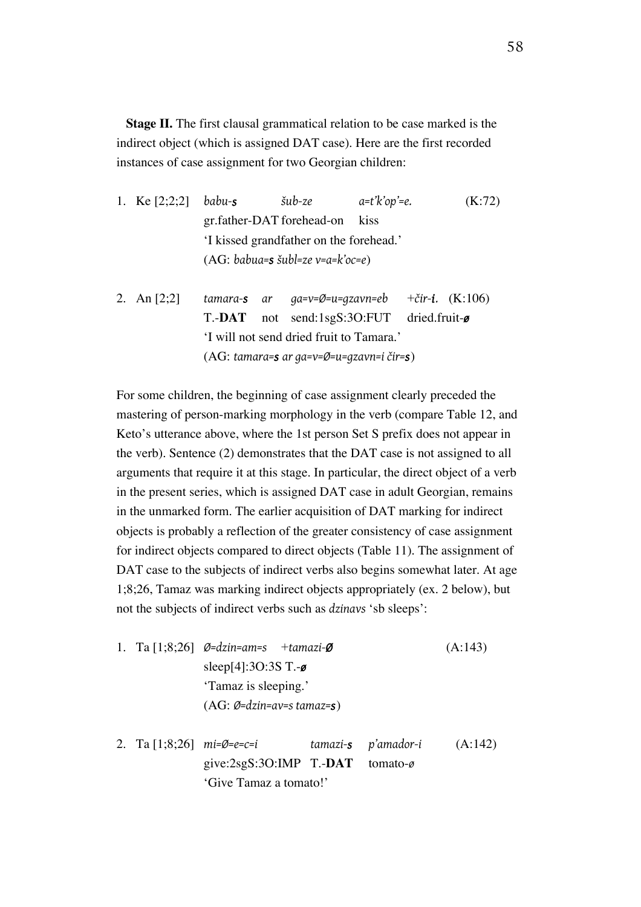**Stage II.** The first clausal grammatical relation to be case marked is the indirect object (which is assigned DAT case). Here are the first recorded instances of case assignment for two Georgian children:

1. Ke [2;2;2] *babu-**s*** *šub-ze* *a=t'k'op'=e.* (K:72)
   gr.father-DAT forehead-on kiss
   'I kissed grandfather on the forehead.'
   (AG: *babua=**s** šubl=ze v=a=k'oc=e*)

2. An [2;2] *tamara-**s*** *ar* *ga=v=Ø=u=gzavn=eb* *+čir-**i**.* (K:106)
   T.-**DAT** not send:1sgS:3O:FUT dried.fruit-***ø***
   'I will not send dried fruit to Tamara.'
   (AG: *tamara=**s** ar ga=v=Ø=u=gzavn=i čir=**s***)

For some children, the beginning of case assignment clearly preceded the mastering of person-marking morphology in the verb (compare Table 12, and Keto's utterance above, where the 1st person Set S prefix does not appear in the verb). Sentence (2) demonstrates that the DAT case is not assigned to all arguments that require it at this stage. In particular, the direct object of a verb in the present series, which is assigned DAT case in adult Georgian, remains in the unmarked form. The earlier acquisition of DAT marking for indirect objects is probably a reflection of the greater consistency of case assignment for indirect objects compared to direct objects (Table 11). The assignment of DAT case to the subjects of indirect verbs also begins somewhat later. At age 1;8;26, Tamaz was marking indirect objects appropriately (ex. 2 below), but not the subjects of indirect verbs such as *dzinavs* 'sb sleeps':

1. Ta [1;8;26] *Ø=dzin=am=s* *+tamazi-**Ø*** (A:143)
   sleep[4]:3O:3S T.-***ø***
   'Tamaz is sleeping.'
   (AG: *Ø=dzin=av=s tamaz=**s***)

2. Ta [1;8;26] *mi=Ø=e=c=i* *tamazi-**s*** *p'amador-i* (A:142)
   give:2sgS:3O:IMP T.-**DAT** tomato-*ø*
   'Give Tamaz a tomato!'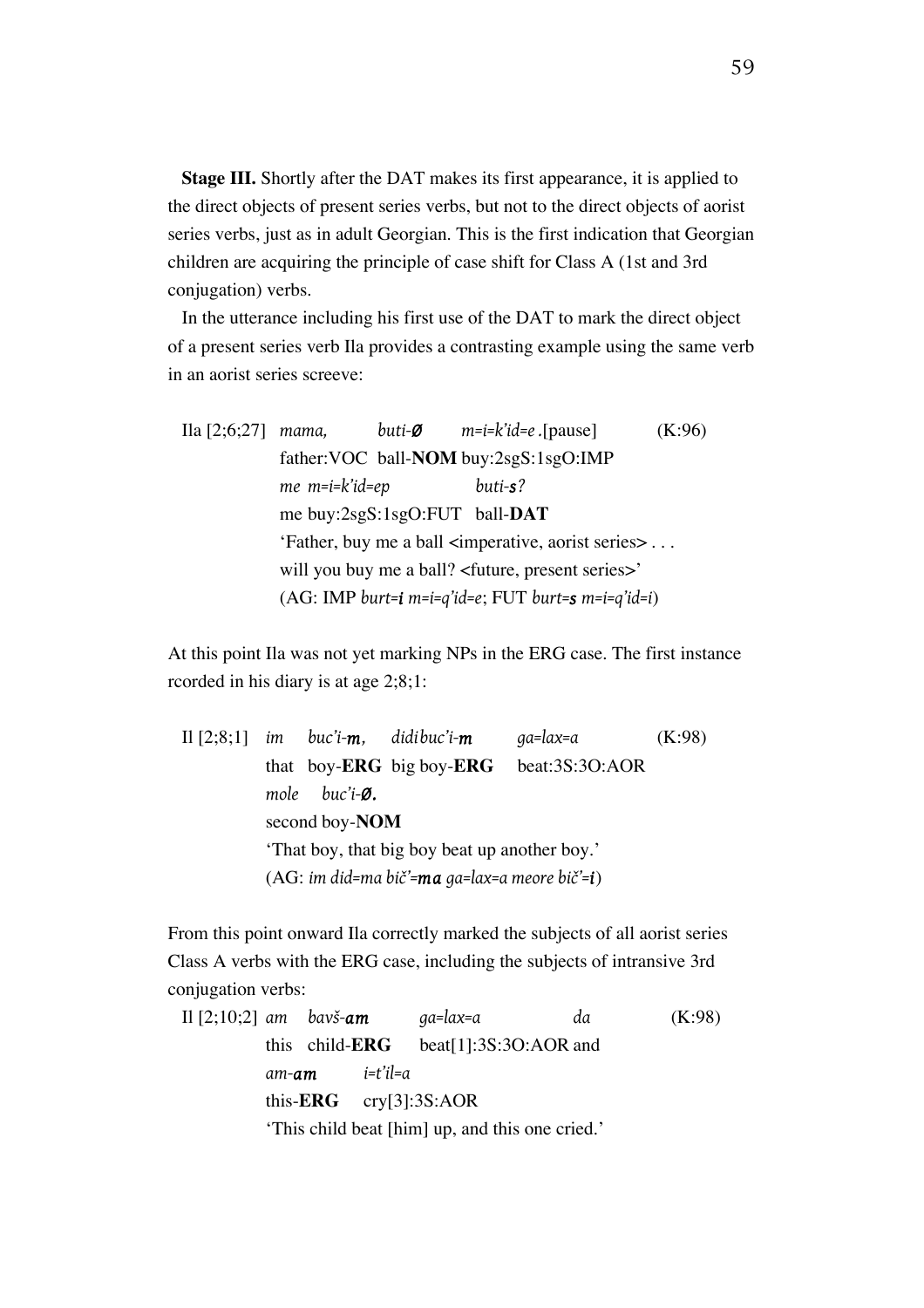**Stage III.** Shortly after the DAT makes its first appearance, it is applied to the direct objects of present series verbs, but not to the direct objects of aorist series verbs, just as in adult Georgian. This is the first indication that Georgian children are acquiring the principle of case shift for Class A (1st and 3rd conjugation) verbs.

In the utterance including his first use of the DAT to mark the direct object of a present series verb Ila provides a contrasting example using the same verb in an aorist series screeve:

Ila [2;6;27] *mama,* *buti-**Ø*** *m=i=k'id=e* .[pause] (K:96)
father:VOC ball-**NOM** buy:2sgS:1sgO:IMP
*me m=i=k'id=ep* *buti-**s**?*
me buy:2sgS:1sgO:FUT ball-**DAT**
'Father, buy me a ball <imperative, aorist series> . . .
will you buy me a ball? <future, present series>'
(AG: IMP *burt=**i** m=i=q'id=e*; FUT *burt=**s** m=i=q'id=i*)

At this point Ila was not yet marking NPs in the ERG case. The first instance rcorded in his diary is at age 2;8;1:

Il [2;8;1] *im* *buc'i-**m**,* *didi buc'i-**m*** *ga=lax=a* (K:98)
that boy-**ERG** big boy-**ERG** beat:3S:3O:AOR
*mole* *buc'i-**Ø.***
second boy-**NOM**
'That boy, that big boy beat up another boy.'
(AG: *im did=ma bič'=**ma** ga=lax=a meore bič'=**i***)

From this point onward Ila correctly marked the subjects of all aorist series Class A verbs with the ERG case, including the subjects of intransive 3rd conjugation verbs:

Il [2;10;2] *am* *bavš-**am*** *ga=lax=a* *da* (K:98)
this child-**ERG** beat[1]:3S:3O:AOR and
*am-**am*** *i=t'il=a*
this-**ERG** cry[3]:3S:AOR
'This child beat [him] up, and this one cried.'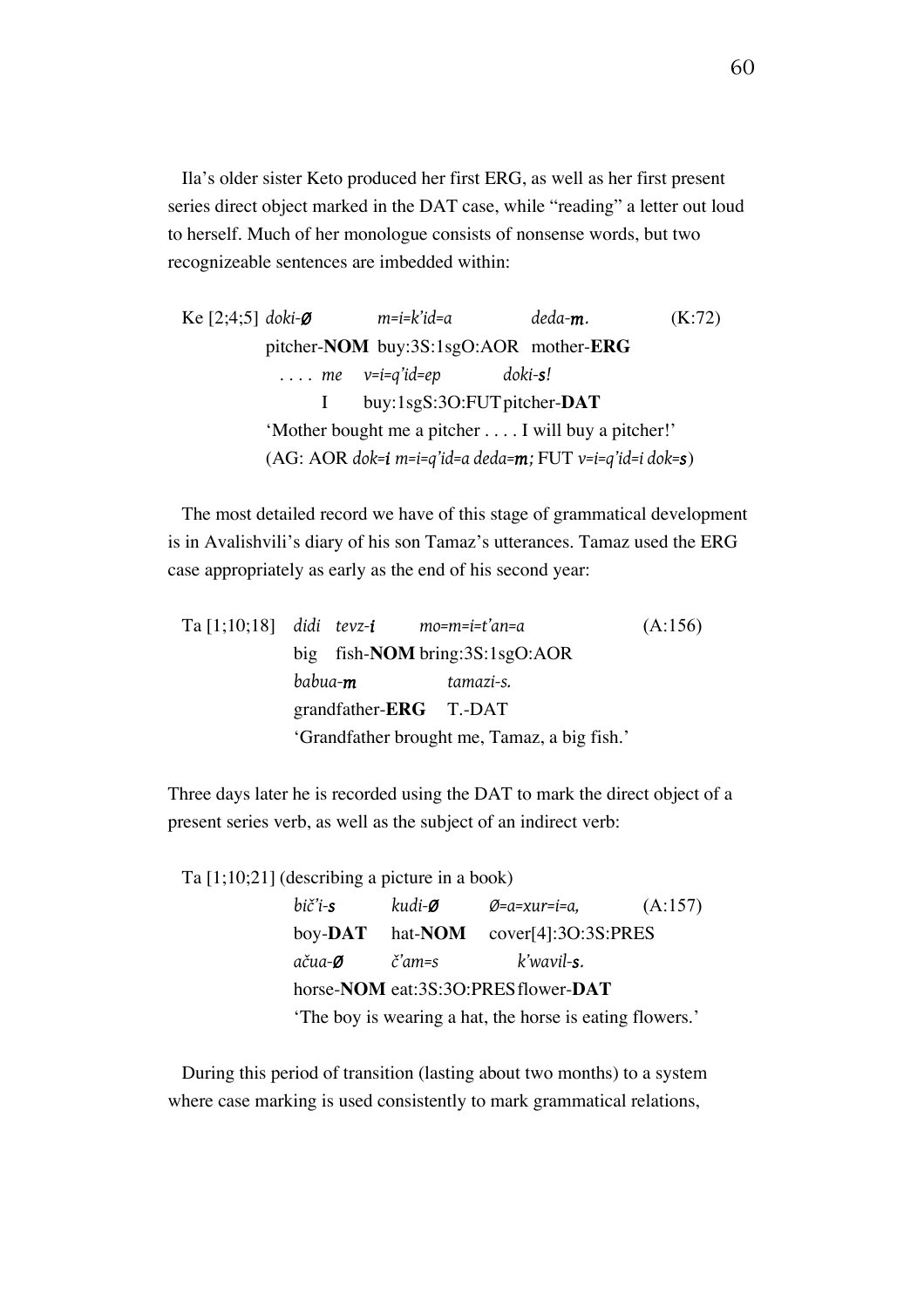Ila's older sister Keto produced her first ERG, as well as her first present series direct object marked in the DAT case, while "reading" a letter out loud to herself. Much of her monologue consists of nonsense words, but two recognizeable sentences are imbedded within:

```
Ke [2;4;5] doki-Ø          m=i=k'id=a          deda-m.          (K:72)
           pitcher-NOM     buy:3S:1sgO:AOR     mother-ERG
             . . . . me    v=i=q'id=ep         doki-s!
                     I     buy:1sgS:3O:FUT     pitcher-DAT
           'Mother bought me a pitcher . . . . I will buy a pitcher!'
           (AG: AOR dok=i m=i=q'id=a deda=m; FUT v=i=q'id=i dok=s)
```

The most detailed record we have of this stage of grammatical development is in Avalishvili's diary of his son Tamaz's utterances. Tamaz used the ERG case appropriately as early as the end of his second year:

```
Ta [1;10;18]   didi   tevz-i      mo=m=i=t'an=a          (A:156)
               big    fish-NOM    bring:3S:1sgO:AOR
               babua-m            tamazi-s.
               grandfather-ERG    T.-DAT
               'Grandfather brought me, Tamaz, a big fish.'
```

Three days later he is recorded using the DAT to mark the direct object of a present series verb, as well as the subject of an indirect verb:

```
Ta [1;10;21] (describing a picture in a book)
               bič'i-s     kudi-Ø      Ø=a=xur=i=a,          (A:157)
               boy-DAT     hat-NOM     cover[4]:3O:3S:PRES
               ačua-Ø      č'am=s              k'wavil-s.
               horse-NOM   eat:3S:3O:PRES      flower-DAT
               'The boy is wearing a hat, the horse is eating flowers.'
```

During this period of transition (lasting about two months) to a system where case marking is used consistently to mark grammatical relations,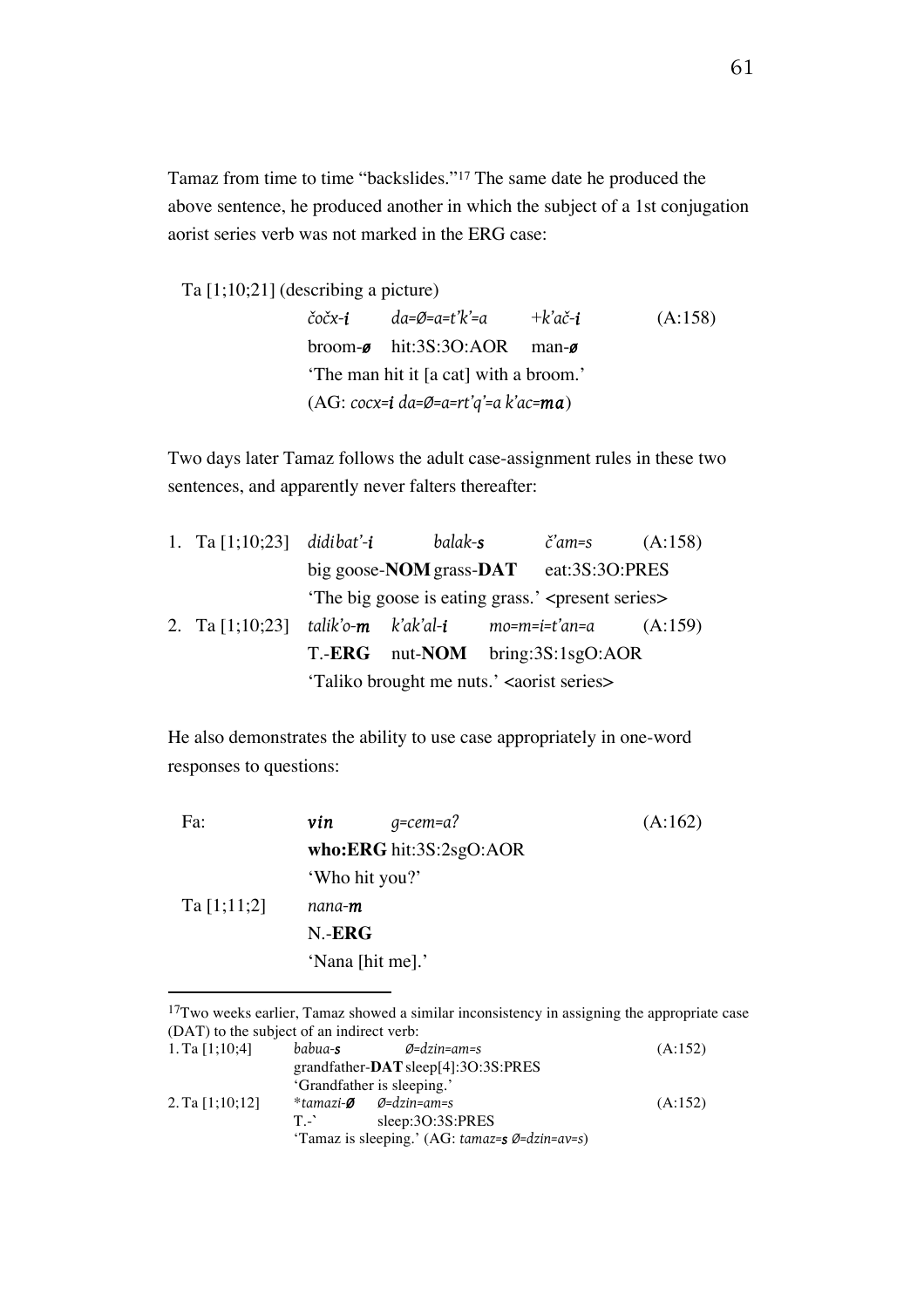Tamaz from time to time "backslides."[17] The same date he produced the above sentence, he produced another in which the subject of a 1st conjugation aorist series verb was not marked in the ERG case:

Ta [1;10;21] (describing a picture)

| | | | | |
|---|---|---|---|---|
| | *čočx-**i*** | *da=Ø=a=t'k'=a* | *+k'ač-**i*** | (A:158) |
| | broom-***ø*** | hit:3S:3O:AOR | man-***ø*** | |
| | 'The man hit it [a cat] with a broom.' | | | |
| | (AG: *cocx=**i** da=Ø=a=rt'q'=a k'ac=**ma***) | | | |

Two days later Tamaz follows the adult case-assignment rules in these two sentences, and apparently never falters thereafter:

| | | | | | |
|---|---|---|---|---|---|
| 1. | Ta [1;10;23] | *didibat'-**i*** | *balak-**s*** | *č'am=s* | (A:158) |
| | | big goose-**NOM** | grass-**DAT** | eat:3S:3O:PRES | |
| | | 'The big goose is eating grass.' <present series> | | | |
| 2. | Ta [1;10;23] | *talik'o-**m*** | *k'ak'al-**i*** | *mo=m=i=t'an=a* | (A:159) |
| | | T.-**ERG** | nut-**NOM** | bring:3S:1sgO:AOR | |
| | | 'Taliko brought me nuts.' <aorist series> | | | |

He also demonstrates the ability to use case appropriately in one-word responses to questions:

| | | | |
|---|---|---|---|
| Fa: | ***vin*** | *g=cem=a?* | (A:162) |
| | **who:ERG** | hit:3S:2sgO:AOR | |
| | 'Who hit you?' | | |
| Ta [1;11;2] | *nana-**m*** | | |
| | N.-**ERG** | | |
| | 'Nana [hit me].' | | |

---

[17] Two weeks earlier, Tamaz showed a similar inconsistency in assigning the appropriate case (DAT) to the subject of an indirect verb:

| | | | |
|---|---|---|---|
| 1. Ta [1;10;4] | *babua-**s*** | *Ø=dzin=am=s* | (A:152) |
| | grandfather-**DAT** | sleep[4]:3O:3S:PRES | |
| | 'Grandfather is sleeping.' | | |
| 2. Ta [1;10;12] | **tamazi-**Ø*** | *Ø=dzin=am=s* | (A:152) |
| | T.-` | sleep:3O:3S:PRES | |
| | 'Tamaz is sleeping.' (AG: *tamaz=**s** Ø=dzin=av=s*) | | |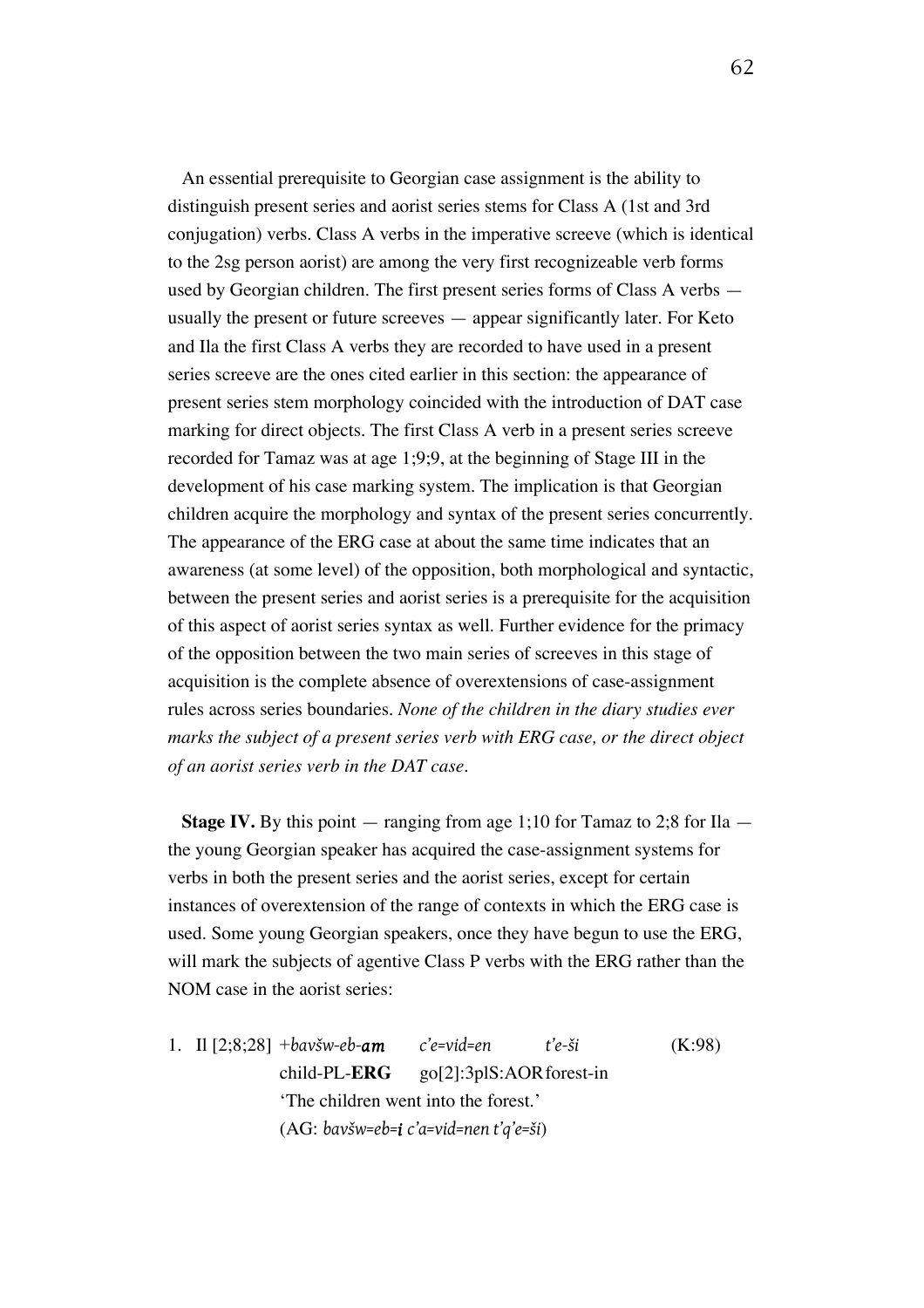An essential prerequisite to Georgian case assignment is the ability to distinguish present series and aorist series stems for Class A (1st and 3rd conjugation) verbs. Class A verbs in the imperative screeve (which is identical to the 2sg person aorist) are among the very first recognizeable verb forms used by Georgian children. The first present series forms of Class A verbs — usually the present or future screeves — appear significantly later. For Keto and Ila the first Class A verbs they are recorded to have used in a present series screeve are the ones cited earlier in this section: the appearance of present series stem morphology coincided with the introduction of DAT case marking for direct objects. The first Class A verb in a present series screeve recorded for Tamaz was at age 1;9;9, at the beginning of Stage III in the development of his case marking system. The implication is that Georgian children acquire the morphology and syntax of the present series concurrently. The appearance of the ERG case at about the same time indicates that an awareness (at some level) of the opposition, both morphological and syntactic, between the present series and aorist series is a prerequisite for the acquisition of this aspect of aorist series syntax as well. Further evidence for the primacy of the opposition between the two main series of screeves in this stage of acquisition is the complete absence of overextensions of case-assignment rules across series boundaries. *None of the children in the diary studies ever marks the subject of a present series verb with ERG case, or the direct object of an aorist series verb in the DAT case.*

**Stage IV.** By this point — ranging from age 1;10 for Tamaz to 2;8 for Ila — the young Georgian speaker has acquired the case-assignment systems for verbs in both the present series and the aorist series, except for certain instances of overextension of the range of contexts in which the ERG case is used. Some young Georgian speakers, once they have begun to use the ERG, will mark the subjects of agentive Class P verbs with the ERG rather than the NOM case in the aorist series:

1. Il [2;8;28] +*bavšw-eb-**am*** *c'e=vid=en* *t'e-ši* (K:98)
   child-PL-**ERG** go[2]:3plS:AOR forest-in
   'The children went into the forest.'
   (AG: *bavšw=eb=**i** c'a=vid=nen t'q'e=ši*)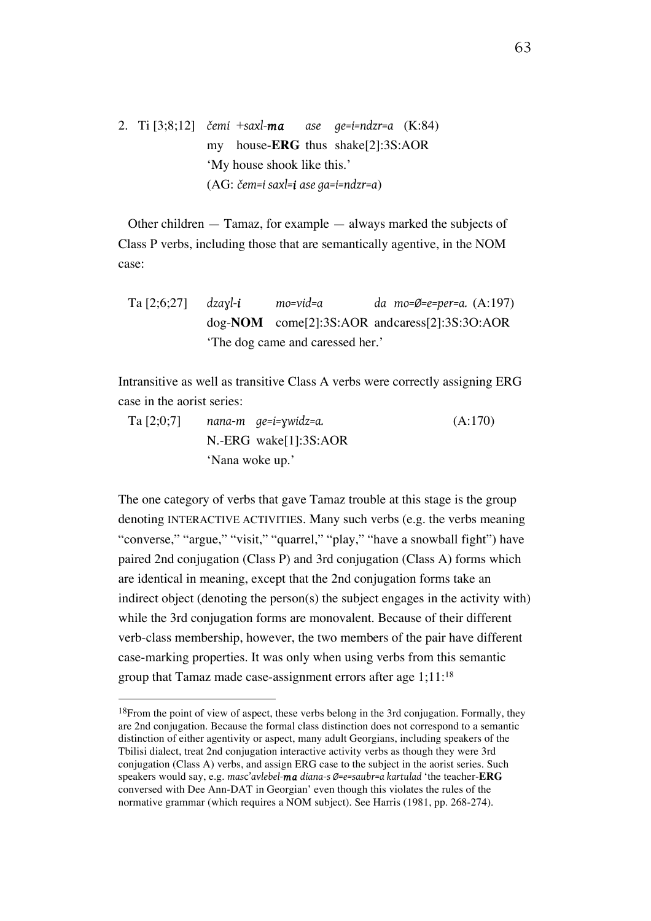2. Ti [3;8;12] *čemi +saxl-**ma** ase ge=i=ndzr=a* (K:84)
   my house-**ERG** thus shake[2]:3S:AOR
   'My house shook like this.'
   (AG: *čem=i saxl=**i** ase ga=i=ndzr=a*)

Other children — Tamaz, for example — always marked the subjects of Class P verbs, including those that are semantically agentive, in the NOM case:

Ta [2;6;27] *dzaɣl-**i** mo=vid=a da mo=Ø=e=per=a.* (A:197)
   dog-**NOM** come[2]:3S:AOR and caress[2]:3S:3O:AOR
   'The dog came and caressed her.'

Intransitive as well as transitive Class A verbs were correctly assigning ERG case in the aorist series:

Ta [2;0;7] *nana-m ge=i=ɣwidz=a.* (A:170)
   N.-ERG wake[1]:3S:AOR
   'Nana woke up.'

The one category of verbs that gave Tamaz trouble at this stage is the group denoting INTERACTIVE ACTIVITIES. Many such verbs (e.g. the verbs meaning "converse," "argue," "visit," "quarrel," "play," "have a snowball fight") have paired 2nd conjugation (Class P) and 3rd conjugation (Class A) forms which are identical in meaning, except that the 2nd conjugation forms take an indirect object (denoting the person(s) the subject engages in the activity with) while the 3rd conjugation forms are monovalent. Because of their different verb-class membership, however, the two members of the pair have different case-marking properties. It was only when using verbs from this semantic group that Tamaz made case-assignment errors after age 1;11:[18]

---

[18]From the point of view of aspect, these verbs belong in the 3rd conjugation. Formally, they are 2nd conjugation. Because the formal class distinction does not correspond to a semantic distinction of either agentivity or aspect, many adult Georgians, including speakers of the Tbilisi dialect, treat 2nd conjugation interactive activity verbs as though they were 3rd conjugation (Class A) verbs, and assign ERG case to the subject in the aorist series. Such speakers would say, e.g. *masc'avlebel-**ma** diana-s Ø=e=saubr=a kartulad* 'the teacher-**ERG** conversed with Dee Ann-DAT in Georgian' even though this violates the rules of the normative grammar (which requires a NOM subject). See Harris (1981, pp. 268-274).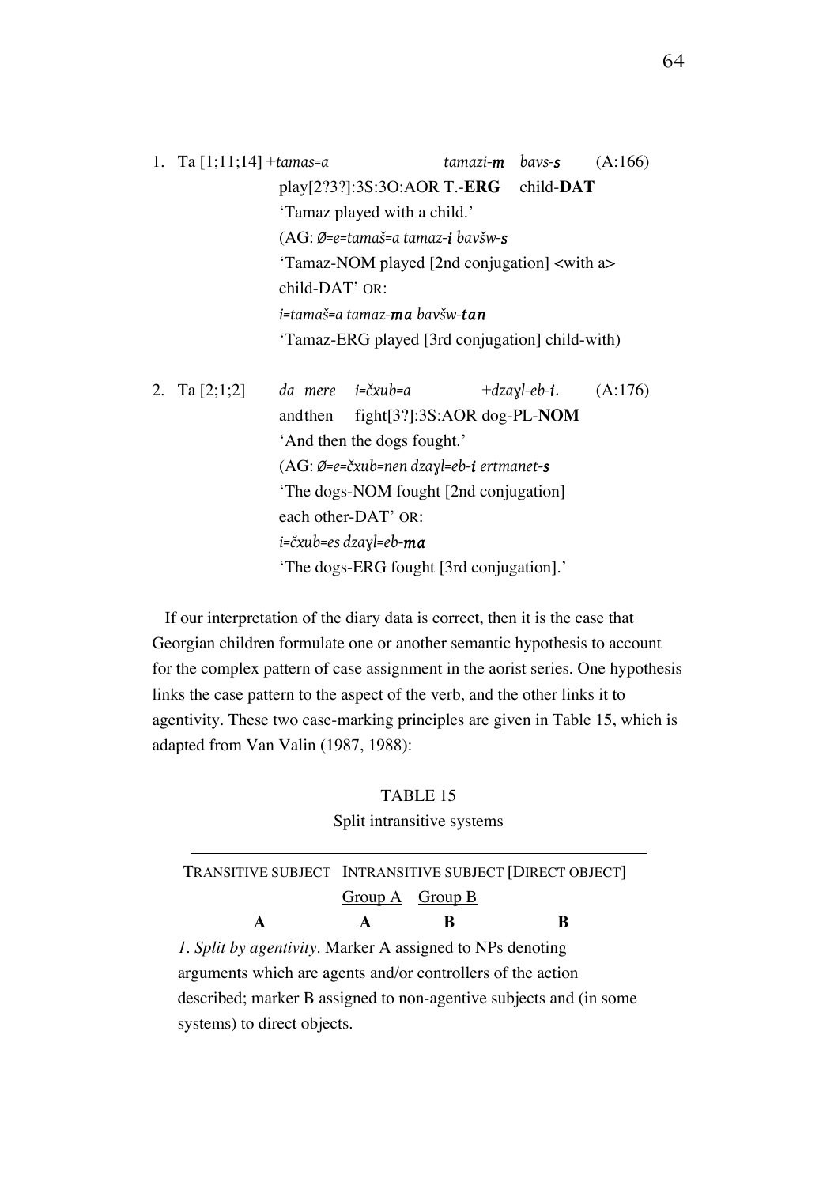1. Ta [1;11;14] +*tamas=a* *tamazi-**m*** *bavs-**s*** (A:166)
   play[2?3?]:3S:3O:AOR T.-**ERG** child-**DAT**
   'Tamaz played with a child.'
   (AG: *Ø=e=tamaš=a tamaz-**i** bavšw-**s***
   'Tamaz-NOM played [2nd conjugation] <with a> child-DAT' OR:
   *i=tamaš=a tamaz-**ma** bavšw-**tan***
   'Tamaz-ERG played [3rd conjugation] child-with)

2. Ta [2;1;2] *da mere* *i=čxub=a* *+dzaɣl-eb-**i**.* (A:176)
   and then fight[3?]:3S:AOR dog-PL-**NOM**
   'And then the dogs fought.'
   (AG: *Ø=e=čxub=nen dzaɣl=eb-**i** ertmanet-**s***
   'The dogs-NOM fought [2nd conjugation] each other-DAT' OR:
   *i=čxub=es dzaɣl=eb-**ma***
   'The dogs-ERG fought [3rd conjugation].'

If our interpretation of the diary data is correct, then it is the case that Georgian children formulate one or another semantic hypothesis to account for the complex pattern of case assignment in the aorist series. One hypothesis links the case pattern to the aspect of the verb, and the other links it to agentivity. These two case-marking principles are given in Table 15, which is adapted from Van Valin (1987, 1988):

TABLE 15

Split intransitive systems

| TRANSITIVE SUBJECT | INTRANSITIVE SUBJECT | | [DIRECT OBJECT] |
|---|---|---|---|
| | Group A | Group B | |
| **A** | **A** | **B** | **B** |

*1. Split by agentivity*. Marker A assigned to NPs denoting arguments which are agents and/or controllers of the action described; marker B assigned to non-agentive subjects and (in some systems) to direct objects.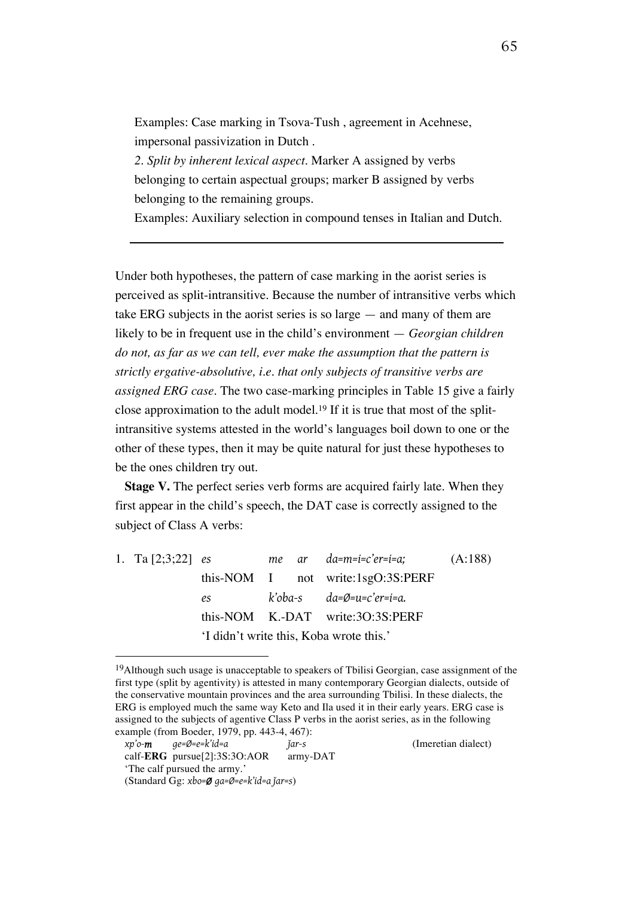Examples: Case marking in Tsova-Tush , agreement in Acehnese, impersonal passivization in Dutch .

*2. Split by inherent lexical aspect.* Marker A assigned by verbs belonging to certain aspectual groups; marker B assigned by verbs belonging to the remaining groups.

Examples: Auxiliary selection in compound tenses in Italian and Dutch.

---

Under both hypotheses, the pattern of case marking in the aorist series is perceived as split-intransitive. Because the number of intransitive verbs which take ERG subjects in the aorist series is so large — and many of them are likely to be in frequent use in the child's environment — *Georgian children do not, as far as we can tell, ever make the assumption that the pattern is strictly ergative-absolutive, i.e. that only subjects of transitive verbs are assigned ERG case.* The two case-marking principles in Table 15 give a fairly close approximation to the adult model.[19] If it is true that most of the split-intransitive systems attested in the world's languages boil down to one or the other of these types, then it may be quite natural for just these hypotheses to be the ones children try out.

**Stage V.** The perfect series verb forms are acquired fairly late. When they first appear in the child's speech, the DAT case is correctly assigned to the subject of Class A verbs:

1. Ta [2;3;22] *es* *me* *ar* *da=m=i=c'er=i=a;* (A:188)
   this-NOM I not write:1sgO:3S:PERF
   *es* *k'oba-s* *da=Ø=u=c'er=i=a.*
   this-NOM K.-DAT write:3O:3S:PERF
   'I didn't write this, Koba wrote this.'

---

[19]Although such usage is unacceptable to speakers of Tbilisi Georgian, case assignment of the first type (split by agentivity) is attested in many contemporary Georgian dialects, outside of the conservative mountain provinces and the area surrounding Tbilisi. In these dialects, the ERG is employed much the same way Keto and Ila used it in their early years. ERG case is assigned to the subjects of agentive Class P verbs in the aorist series, as in the following example (from Boeder, 1979, pp. 443-4, 467):

*xp'o-**m*** *ge=Ø=e=k'id=a* *ǰar-s* (Imeretian dialect)
calf-**ERG** pursue[2]:3S:3O:AOR army-DAT
'The calf pursued the army.'
(Standard Gg: *xbo=**Ø** ga=Ø=e=k'id=a ǰar=s*)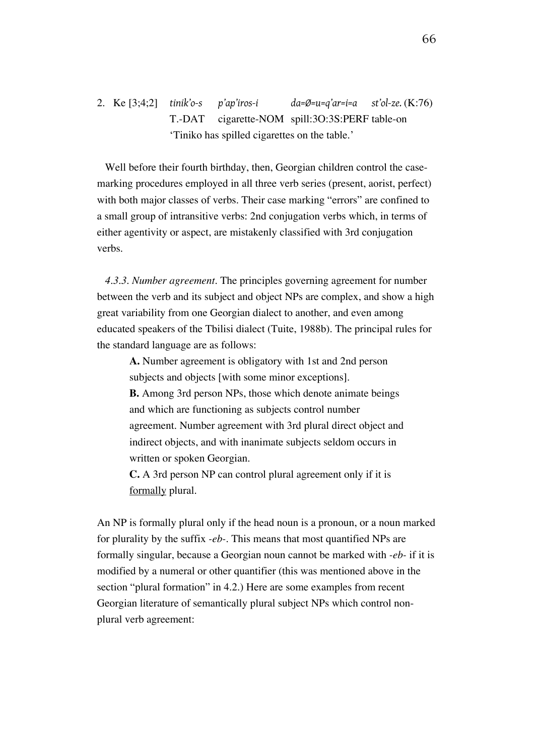2. Ke [3;4;2] *tinik'o-s p'ap'iros-i da=Ø=u=q'ar=i=a st'ol-ze.* (K:76)
   T.-DAT cigarette-NOM spill:3O:3S:PERF table-on
   'Tiniko has spilled cigarettes on the table.'

Well before their fourth birthday, then, Georgian children control the case-marking procedures employed in all three verb series (present, aorist, perfect) with both major classes of verbs. Their case marking "errors" are confined to a small group of intransitive verbs: 2nd conjugation verbs which, in terms of either agentivity or aspect, are mistakenly classified with 3rd conjugation verbs.

*4.3.3. Number agreement*. The principles governing agreement for number between the verb and its subject and object NPs are complex, and show a high great variability from one Georgian dialect to another, and even among educated speakers of the Tbilisi dialect (Tuite, 1988b). The principal rules for the standard language are as follows:

> **A.** Number agreement is obligatory with 1st and 2nd person subjects and objects [with some minor exceptions].
>
> **B.** Among 3rd person NPs, those which denote animate beings and which are functioning as subjects control number agreement. Number agreement with 3rd plural direct object and indirect objects, and with inanimate subjects seldom occurs in written or spoken Georgian.
>
> **C.** A 3rd person NP can control plural agreement only if it is <u>formally</u> plural.

An NP is formally plural only if the head noun is a pronoun, or a noun marked for plurality by the suffix *-eb-*. This means that most quantified NPs are formally singular, because a Georgian noun cannot be marked with *-eb-* if it is modified by a numeral or other quantifier (this was mentioned above in the section "plural formation" in 4.2.) Here are some examples from recent Georgian literature of semantically plural subject NPs which control non-plural verb agreement: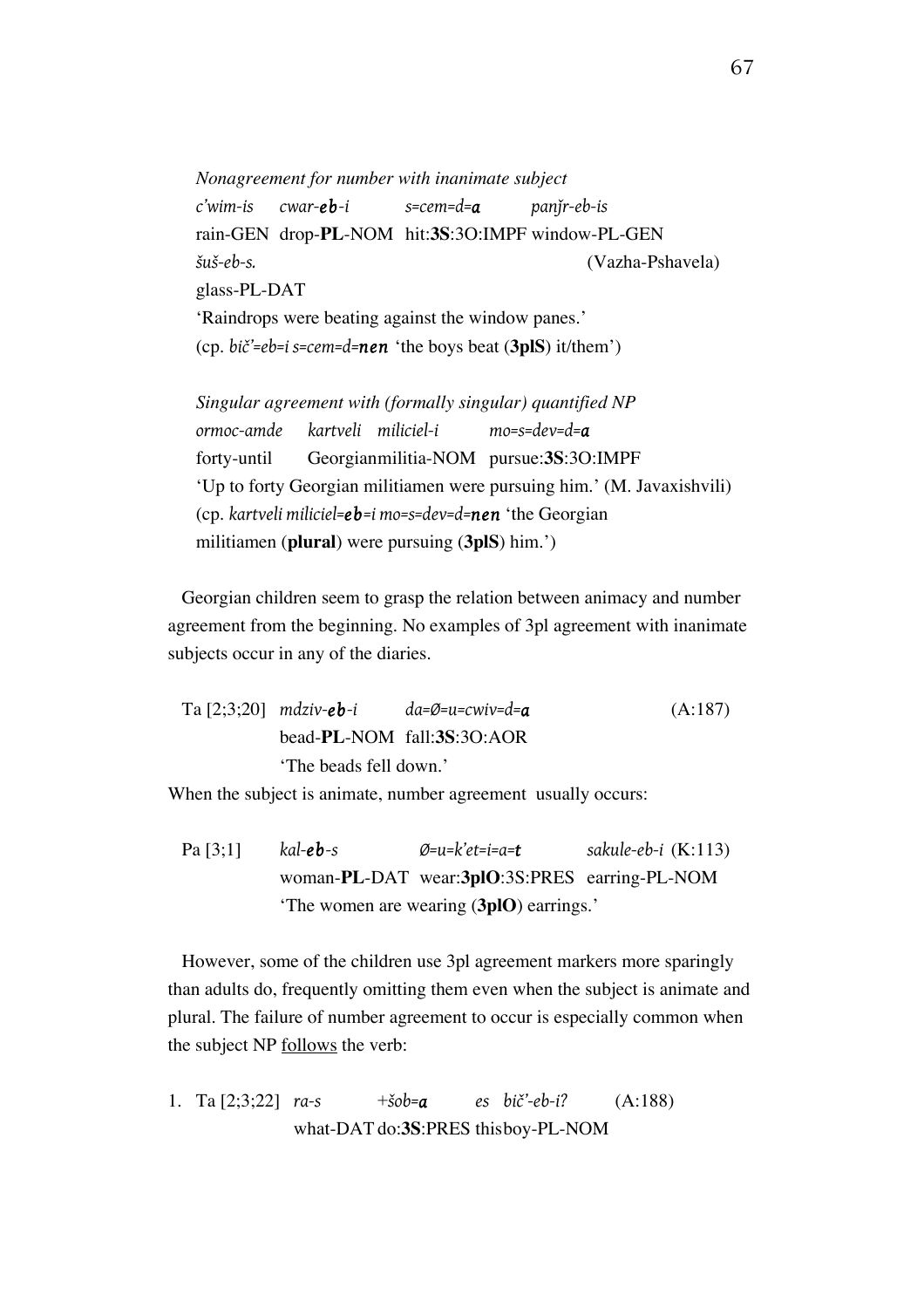*Nonagreement for number with inanimate subject*

*c'wim-is* *cwar-**eb**-i* *s=cem=d=**a*** *panǰr-eb-is*
rain-GEN drop-**PL**-NOM hit:**3S**:3O:IMPF window-PL-GEN
*šuš-eb-s.* (Vazha-Pshavela)
glass-PL-DAT
'Raindrops were beating against the window panes.'
(cp. *bič'=eb=i s=cem=d=**nen*** 'the boys beat (**3plS**) it/them')

*Singular agreement with (formally singular) quantified NP*

*ormoc-amde* *kartveli* *miliciel-i* *mo=s=dev=d=**a***
forty-until Georgianmilitia-NOM pursue:**3S**:3O:IMPF
'Up to forty Georgian militiamen were pursuing him.' (M. Javaxishvili)
(cp. *kartveli miliciel=**eb**=i mo=s=dev=d=**nen*** 'the Georgian militiamen (**plural**) were pursuing (**3plS**) him.')

Georgian children seem to grasp the relation between animacy and number agreement from the beginning. No examples of 3pl agreement with inanimate subjects occur in any of the diaries.

Ta [2;3;20] *mdziv-**eb**-i* *da=Ø=u=cwiv=d=**a*** (A:187)
bead-**PL**-NOM fall:**3S**:3O:AOR
'The beads fell down.'

When the subject is animate, number agreement usually occurs:

Pa [3;1] *kal-**eb**-s* *Ø=u=k'et=i=a=**t*** *sakule-eb-i* (K:113)
woman-**PL**-DAT wear:**3plO**:3S:PRES earring-PL-NOM
'The women are wearing (**3plO**) earrings.'

However, some of the children use 3pl agreement markers more sparingly than adults do, frequently omitting them even when the subject is animate and plural. The failure of number agreement to occur is especially common when the subject NP <u>follows</u> the verb:

1. Ta [2;3;22] *ra-s* *+šob=**a*** *es* *bič'-eb-i?* (A:188)
what-DAT do:**3S**:PRES thisboy-PL-NOM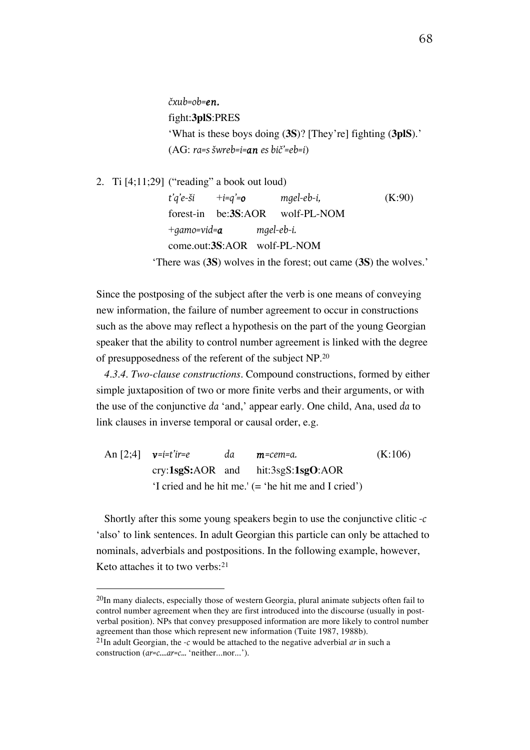*čxub=ob=**en.***
fight:**3plS**:PRES
'What is these boys doing (**3S**)? [They're] fighting (**3plS**).'
(AG: *ra=s šwreb=i=**an** es bič'=eb=i*)

2. Ti [4;11;29] ("reading" a book out loud)

| | | |
|---|---|---|
| *t'q'e-ši* | *+i=q'=**o*** | *mgel-eb-i,* (K:90) |
| forest-in | be:**3S**:AOR | wolf-PL-NOM |
| *+gamo=vid=**a*** | *mgel-eb-i.* | |
| come.out:**3S**:AOR | wolf-PL-NOM | |

'There was (**3S**) wolves in the forest; out came (**3S**) the wolves.'

Since the postposing of the subject after the verb is one means of conveying new information, the failure of number agreement to occur in constructions such as the above may reflect a hypothesis on the part of the young Georgian speaker that the ability to control number agreement is linked with the degree of presupposedness of the referent of the subject NP.[20]

*4.3.4. Two-clause constructions*. Compound constructions, formed by either simple juxtaposition of two or more finite verbs and their arguments, or with the use of the conjunctive *da* 'and,' appear early. One child, Ana, used *da* to link clauses in inverse temporal or causal order, e.g.

| | | | | |
|---|---|---|---|---|
| An [2;4] | ***v**=i=t'ir=e* | *da* | ***m**=cem=a.* | (K:106) |
| | cry:**1sgS:**AOR | and | hit:3sgS:**1sgO**:AOR | |

'I cried and he hit me.' (= 'he hit me and I cried')

Shortly after this some young speakers begin to use the conjunctive clitic *-c* 'also' to link sentences. In adult Georgian this particle can only be attached to nominals, adverbials and postpositions. In the following example, however, Keto attaches it to two verbs:[21]

---

[20]In many dialects, especially those of western Georgia, plural animate subjects often fail to control number agreement when they are first introduced into the discourse (usually in post-verbal position). NPs that convey presupposed information are more likely to control number agreement than those which represent new information (Tuite 1987, 1988b).

[21]In adult Georgian, the *-c* would be attached to the negative adverbial *ar* in such a construction (*ar=c....ar=c...* 'neither...nor...').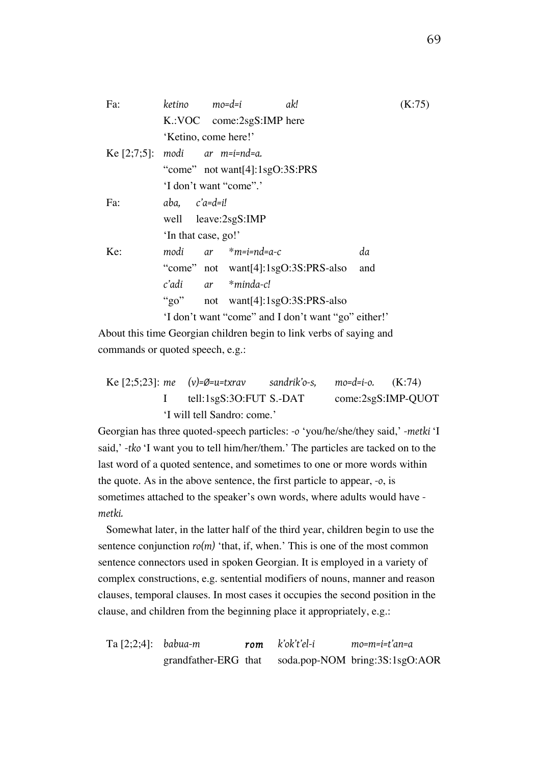| | | | | |
|---|---|---|---|---|
| Fa: | *ketino* | *mo=d=i* | *ak!* | (K:75) |
| | K.:VOC | come:2sgS:IMP here | | |
| | 'Ketino, come here!' | | | |
| Ke [2;7;5]: | *modi* | *ar m=i=nd=a.* | | |
| | "come" | not want[4]:1sgO:3S:PRS | | |
| | 'I don't want "come".' | | | |
| Fa: | *aba,* | *c'a=d=i!* | | |
| | well | leave:2sgS:IMP | | |
| | 'In that case, go!' | | | |
| Ke: | *modi* | *ar \*m=i=nd=a-c* | *da* | |
| | "come" | not want[4]:1sgO:3S:PRS-also | and | |
| | *c'adi* | *ar \*minda-c!* | | |
| | "go" | not want[4]:1sgO:3S:PRS-also | | |
| | 'I don't want "come" and I don't want "go" either!' | | | |

About this time Georgian children begin to link verbs of saying and commands or quoted speech, e.g.:

| | | | | | |
|---|---|---|---|---|---|
| Ke [2;5;23]: | *me* | *(v)=Ø=u=txrav* | *sandrik'o-s,* | *mo=d=i-o.* | (K:74) |
| | I | tell:1sgS:3O:FUT | S.-DAT | come:2sgS:IMP-QUOT | |
| | 'I will tell Sandro: come.' | | | | |

Georgian has three quoted-speech particles: *-o* 'you/he/she/they said,' *-metki* 'I said,' *-tko* 'I want you to tell him/her/them.' The particles are tacked on to the last word of a quoted sentence, and sometimes to one or more words within the quote. As in the above sentence, the first particle to appear, *-o*, is sometimes attached to the speaker's own words, where adults would have *-metki.*

Somewhat later, in the latter half of the third year, children begin to use the sentence conjunction *ro(m)* 'that, if, when.' This is one of the most common sentence connectors used in spoken Georgian. It is employed in a variety of complex constructions, e.g. sentential modifiers of nouns, manner and reason clauses, temporal clauses. In most cases it occupies the second position in the clause, and children from the beginning place it appropriately, e.g.:

| | | | | |
|---|---|---|---|---|
| Ta [2;2;4]: | *babua-m* | ***rom*** | *k'ok't'el-i* | *mo=m=i=t'an=a* |
| | grandfather-ERG | that | soda.pop-NOM | bring:3S:1sgO:AOR |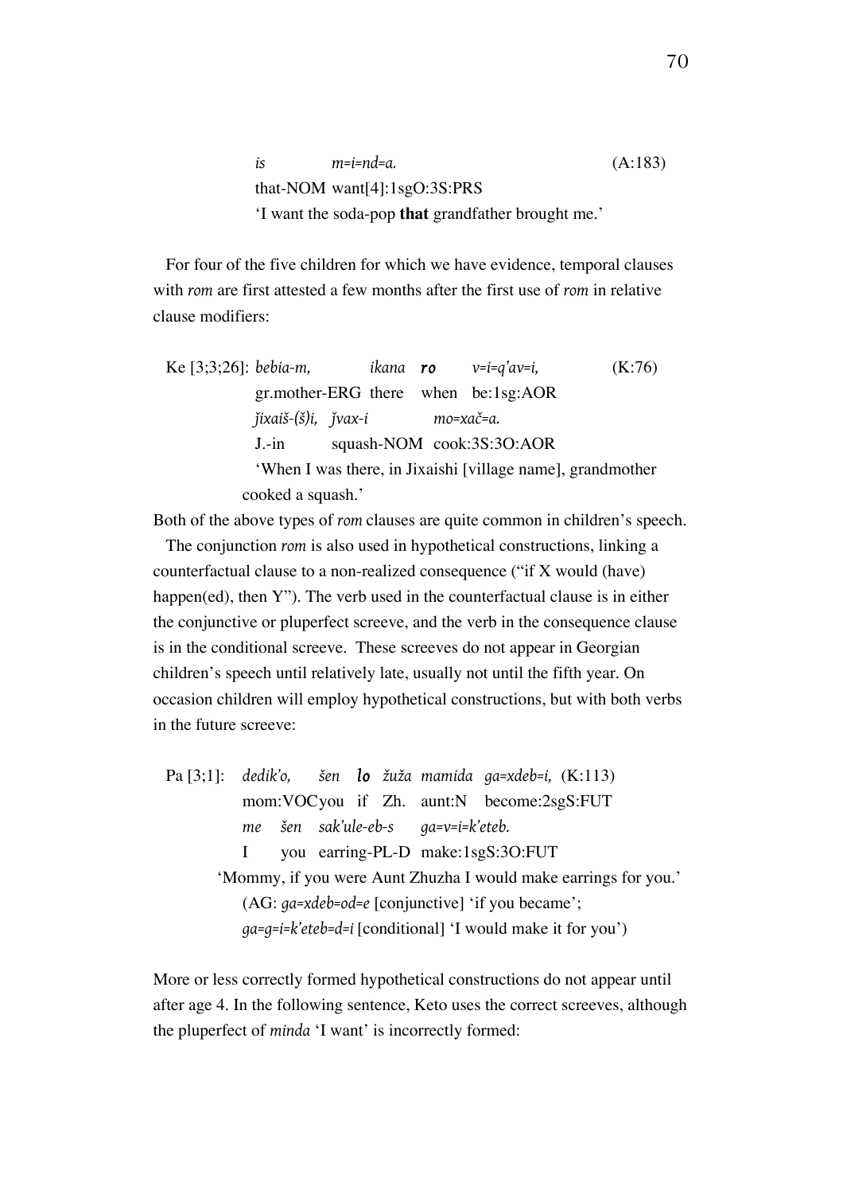*is* *m=i=nd=a.* (A:183)
that-NOM want[4]:1sgO:3S:PRS
'I want the soda-pop **that** grandfather brought me.'

For four of the five children for which we have evidence, temporal clauses with *rom* are first attested a few months after the first use of *rom* in relative clause modifiers:

Ke [3;3;26]: *bebia-m,* *ikana* ***ro*** *v=i=q'av=i,* (K:76)
gr.mother-ERG there when be:1sg:AOR
*ǰixaiš-(š)i,* *ǰvax-i* *mo=xač=a.*
J.-in squash-NOM cook:3S:3O:AOR
'When I was there, in Jixaishi [village name], grandmother cooked a squash.'

Both of the above types of *rom* clauses are quite common in children's speech.

The conjunction *rom* is also used in hypothetical constructions, linking a counterfactual clause to a non-realized consequence ("if X would (have) happen(ed), then Y"). The verb used in the counterfactual clause is in either the conjunctive or pluperfect screeve, and the verb in the consequence clause is in the conditional screeve. These screeves do not appear in Georgian children's speech until relatively late, usually not until the fifth year. On occasion children will employ hypothetical constructions, but with both verbs in the future screeve:

Pa [3;1]: *dedik'o,* *šen* ***lo*** *žuža* *mamida* *ga=xdeb=i,* (K:113)
mom:VOC you if Zh. aunt:N become:2sgS:FUT
*me* *šen* *sak'ule-eb-s* *ga=v=i=k'eteb.*
I you earring-PL-D make:1sgS:3O:FUT
'Mommy, if you were Aunt Zhuzha I would make earrings for you.'
(AG: *ga=xdeb=od=e* [conjunctive] 'if you became';
*ga=g=i=k'eteb=d=i* [conditional] 'I would make it for you')

More or less correctly formed hypothetical constructions do not appear until after age 4. In the following sentence, Keto uses the correct screeves, although the pluperfect of *minda* 'I want' is incorrectly formed: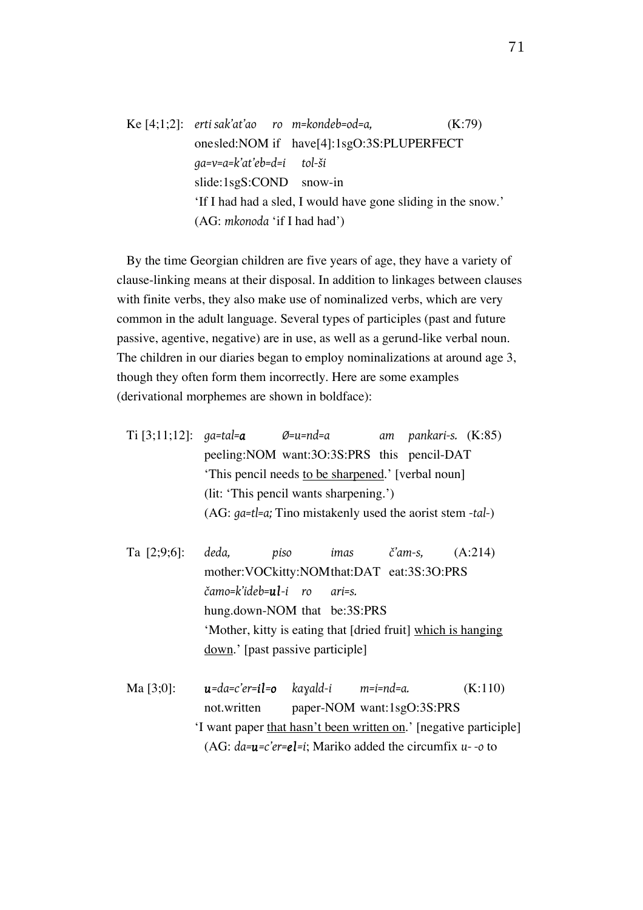Ke [4;1;2]: *erti sak'at'ao ro m=kondeb=od=a,* (K:79)
one sled:NOM if have[4]:1sgO:3S:PLUPERFECT
*ga=v=a=k'at'eb=d=i tol-ši*
slide:1sgS:COND snow-in
'If I had had a sled, I would have gone sliding in the snow.'
(AG: *mkonoda* 'if I had had')

By the time Georgian children are five years of age, they have a variety of clause-linking means at their disposal. In addition to linkages between clauses with finite verbs, they also make use of nominalized verbs, which are very common in the adult language. Several types of participles (past and future passive, agentive, negative) are in use, as well as a gerund-like verbal noun. The children in our diaries began to employ nominalizations at around age 3, though they often form them incorrectly. Here are some examples (derivational morphemes are shown in boldface):

Ti [3;11;12]: *ga=tal=**a** Ø=u=nd=a am pankari-s.* (K:85)
peeling:NOM want:3O:3S:PRS this pencil-DAT
'This pencil needs to be sharpened.' [verbal noun]
(lit: 'This pencil wants sharpening.')
(AG: *ga=tl=a;* Tino mistakenly used the aorist stem *-tal-*)

Ta [2;9;6]: *deda, piso imas č'am-s,* (A:214)
mother:VOC kitty:NOM that:DAT eat:3S:3O:PRS
*čamo=k'ideb=**ul**-i ro ari=s.*
hung.down-NOM that be:3S:PRS
'Mother, kitty is eating that [dried fruit] which is hanging down.' [past passive participle]

Ma [3;0]: ***u**=da=c'er=**il**=**o** kaɣald-i m=i=nd=a.* (K:110)
not.written paper-NOM want:1sgO:3S:PRS
'I want paper that hasn't been written on.' [negative participle]
(AG: *da=**u**=c'er=**el**=i*; Mariko added the circumfix *u- -o* to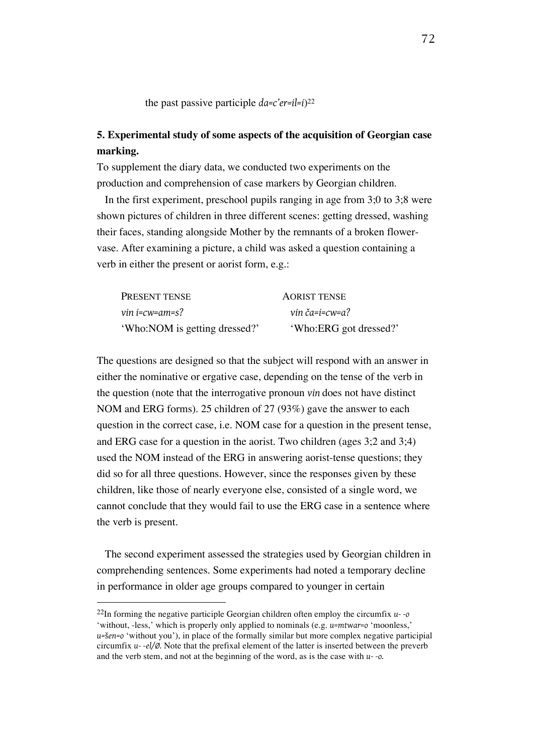the past passive participle *da=c'er=il=i*)[22]

## 5. Experimental study of some aspects of the acquisition of Georgian case marking.

To supplement the diary data, we conducted two experiments on the production and comprehension of case markers by Georgian children.

In the first experiment, preschool pupils ranging in age from 3;0 to 3;8 were shown pictures of children in three different scenes: getting dressed, washing their faces, standing alongside Mother by the remnants of a broken flower-vase. After examining a picture, a child was asked a question containing a verb in either the present or aorist form, e.g.:

| PRESENT TENSE | AORIST TENSE |
|---|---|
| *vin i=cw=am=s?* | *vin ča=i=cw=a?* |
| 'Who:NOM is getting dressed?' | 'Who:ERG got dressed?' |

The questions are designed so that the subject will respond with an answer in either the nominative or ergative case, depending on the tense of the verb in the question (note that the interrogative pronoun *vin* does not have distinct NOM and ERG forms). 25 children of 27 (93%) gave the answer to each question in the correct case, i.e. NOM case for a question in the present tense, and ERG case for a question in the aorist. Two children (ages 3;2 and 3;4) used the NOM instead of the ERG in answering aorist-tense questions; they did so for all three questions. However, since the responses given by these children, like those of nearly everyone else, consisted of a single word, we cannot conclude that they would fail to use the ERG case in a sentence where the verb is present.

The second experiment assessed the strategies used by Georgian children in comprehending sentences. Some experiments had noted a temporary decline in performance in older age groups compared to younger in certain

---

[22]In forming the negative participle Georgian children often employ the circumfix *u- -o* 'without, -less,' which is properly only applied to nominals (e.g. *u=mtwar=o* 'moonless,' *u=šen=o* 'without you'), in place of the formally similar but more complex negative participial circumfix *u- -el/Ø*. Note that the prefixal element of the latter is inserted between the preverb and the verb stem, and not at the beginning of the word, as is the case with *u- -o*.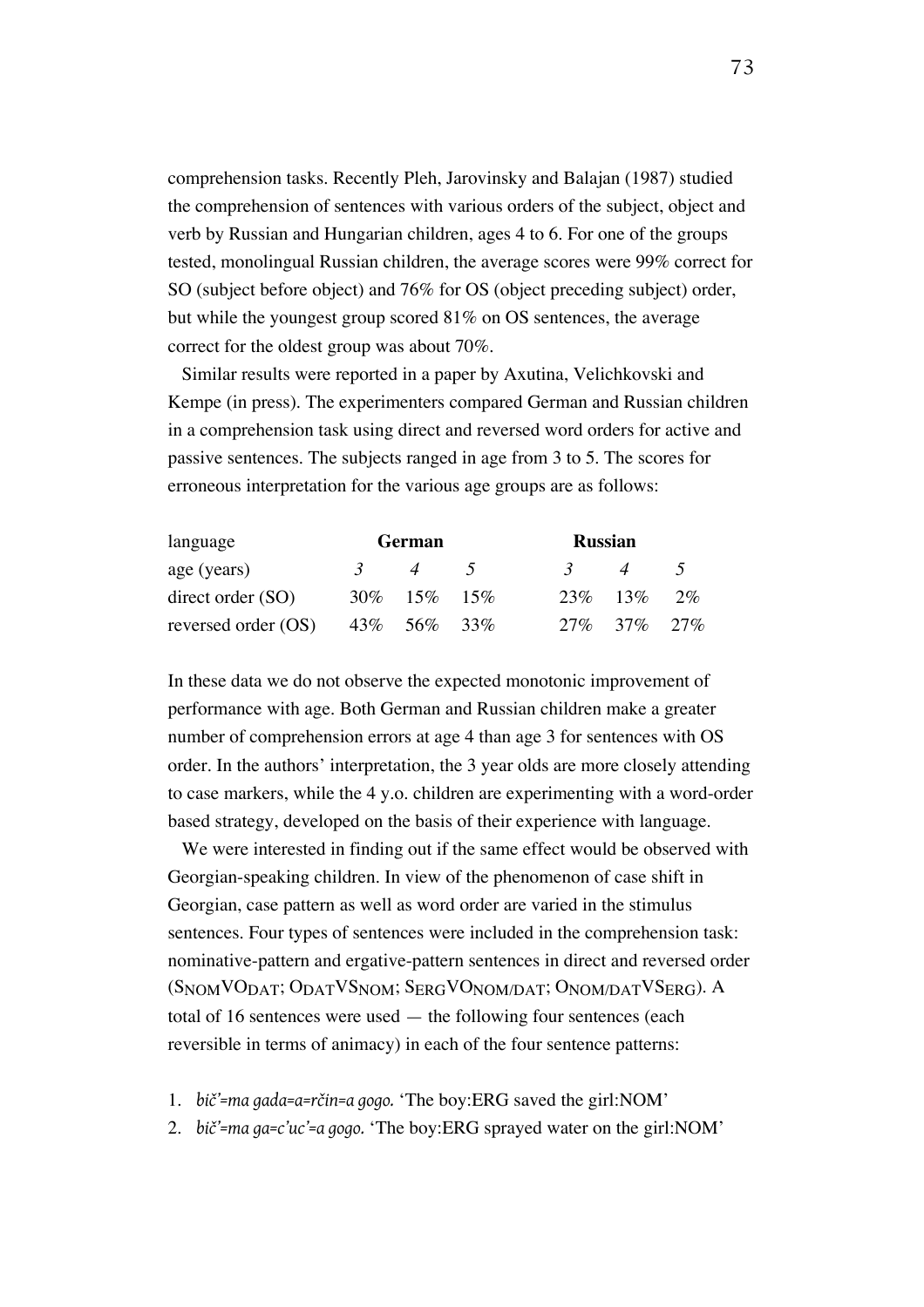comprehension tasks. Recently Pleh, Jarovinsky and Balajan (1987) studied the comprehension of sentences with various orders of the subject, object and verb by Russian and Hungarian children, ages 4 to 6. For one of the groups tested, monolingual Russian children, the average scores were 99% correct for SO (subject before object) and 76% for OS (object preceding subject) order, but while the youngest group scored 81% on OS sentences, the average correct for the oldest group was about 70%.

Similar results were reported in a paper by Axutina, Velichkovski and Kempe (in press). The experimenters compared German and Russian children in a comprehension task using direct and reversed word orders for active and passive sentences. The subjects ranged in age from 3 to 5. The scores for erroneous interpretation for the various age groups are as follows:

| language | **German** | | | **Russian** | | |
|---|---|---|---|---|---|---|
| age (years) | *3* | *4* | *5* | *3* | *4* | *5* |
| direct order (SO) | 30% | 15% | 15% | 23% | 13% | 2% |
| reversed order (OS) | 43% | 56% | 33% | 27% | 37% | 27% |

In these data we do not observe the expected monotonic improvement of performance with age. Both German and Russian children make a greater number of comprehension errors at age 4 than age 3 for sentences with OS order. In the authors' interpretation, the 3 year olds are more closely attending to case markers, while the 4 y.o. children are experimenting with a word-order based strategy, developed on the basis of their experience with language.

We were interested in finding out if the same effect would be observed with Georgian-speaking children. In view of the phenomenon of case shift in Georgian, case pattern as well as word order are varied in the stimulus sentences. Four types of sentences were included in the comprehension task: nominative-pattern and ergative-pattern sentences in direct and reversed order ($S_{NOM}VO_{DAT}$; $O_{DAT}VS_{NOM}$; $S_{ERG}VO_{NOM/DAT}$; $O_{NOM/DAT}VS_{ERG}$). A total of 16 sentences were used — the following four sentences (each reversible in terms of animacy) in each of the four sentence patterns:

1. *bič'=ma gada=a=rčin=a gogo.* 'The boy:ERG saved the girl:NOM'
2. *bič'=ma ga=c'uc'=a gogo.* 'The boy:ERG sprayed water on the girl:NOM'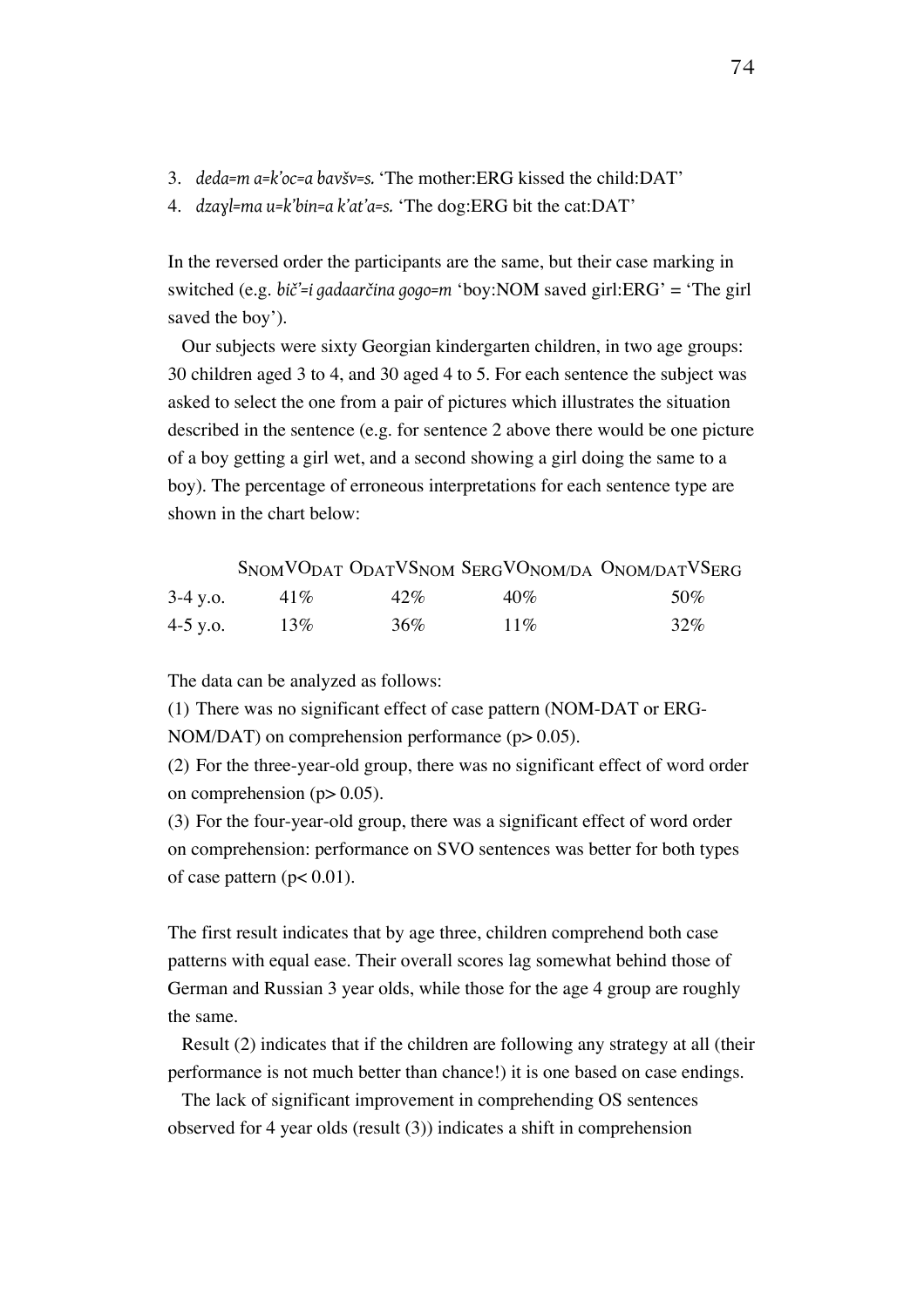3. *deda=m a=k'oc=a bavšv=s.* 'The mother:ERG kissed the child:DAT'
4. *dzayl=ma u=k'bin=a k'at'a=s.* 'The dog:ERG bit the cat:DAT'

In the reversed order the participants are the same, but their case marking in switched (e.g. *bič'=i gadaarčina gogo=m* 'boy:NOM saved girl:ERG' = 'The girl saved the boy').

Our subjects were sixty Georgian kindergarten children, in two age groups: 30 children aged 3 to 4, and 30 aged 4 to 5. For each sentence the subject was asked to select the one from a pair of pictures which illustrates the situation described in the sentence (e.g. for sentence 2 above there would be one picture of a boy getting a girl wet, and a second showing a girl doing the same to a boy). The percentage of erroneous interpretations for each sentence type are shown in the chart below:

| | $S_{NOM}VO_{DAT}$ | $O_{DAT}VS_{NOM}$ | $S_{ERG}VO_{NOM/DA}$ | $O_{NOM/DAT}VS_{ERG}$ |
|---|---|---|---|---|
| 3-4 y.o. | 41% | 42% | 40% | 50% |
| 4-5 y.o. | 13% | 36% | 11% | 32% |

The data can be analyzed as follows:

(1) There was no significant effect of case pattern (NOM-DAT or ERG-NOM/DAT) on comprehension performance ($p > 0.05$).

(2) For the three-year-old group, there was no significant effect of word order on comprehension ($p > 0.05$).

(3) For the four-year-old group, there was a significant effect of word order on comprehension: performance on SVO sentences was better for both types of case pattern ($p < 0.01$).

The first result indicates that by age three, children comprehend both case patterns with equal ease. Their overall scores lag somewhat behind those of German and Russian 3 year olds, while those for the age 4 group are roughly the same.

Result (2) indicates that if the children are following any strategy at all (their performance is not much better than chance!) it is one based on case endings.

The lack of significant improvement in comprehending OS sentences observed for 4 year olds (result (3)) indicates a shift in comprehension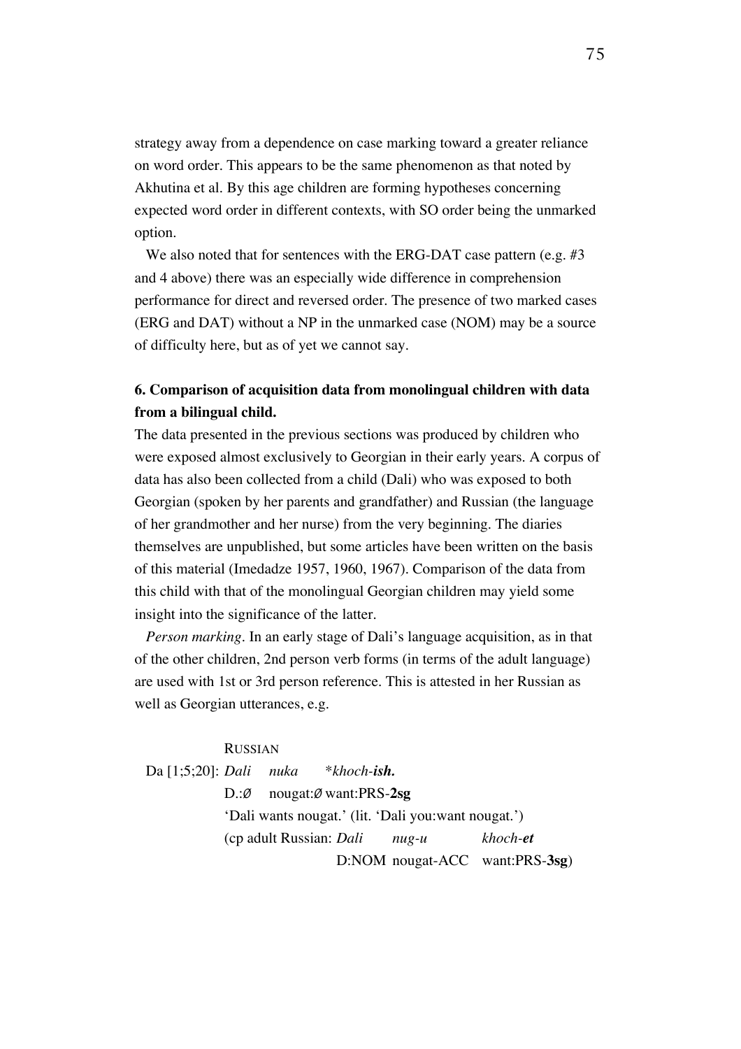strategy away from a dependence on case marking toward a greater reliance on word order. This appears to be the same phenomenon as that noted by Akhutina et al. By this age children are forming hypotheses concerning expected word order in different contexts, with SO order being the unmarked option.

We also noted that for sentences with the ERG-DAT case pattern (e.g. #3 and 4 above) there was an especially wide difference in comprehension performance for direct and reversed order. The presence of two marked cases (ERG and DAT) without a NP in the unmarked case (NOM) may be a source of difficulty here, but as of yet we cannot say.

### 6. Comparison of acquisition data from monolingual children with data from a bilingual child.

The data presented in the previous sections was produced by children who were exposed almost exclusively to Georgian in their early years. A corpus of data has also been collected from a child (Dali) who was exposed to both Georgian (spoken by her parents and grandfather) and Russian (the language of her grandmother and her nurse) from the very beginning. The diaries themselves are unpublished, but some articles have been written on the basis of this material (Imedadze 1957, 1960, 1967). Comparison of the data from this child with that of the monolingual Georgian children may yield some insight into the significance of the latter.

*Person marking*. In an early stage of Dali's language acquisition, as in that of the other children, 2nd person verb forms (in terms of the adult language) are used with 1st or 3rd person reference. This is attested in her Russian as well as Georgian utterances, e.g.

RUSSIAN

Da [1;5;20]: *Dali* *nuka* *\*khoch-**ish.***
D.:Ø nougat:Ø want:PRS-**2sg**
'Dali wants nougat.' (lit. 'Dali you:want nougat.')
(cp adult Russian: *Dali* *nug-u* *khoch-**et***
D:NOM nougat-ACC want:PRS-**3sg**)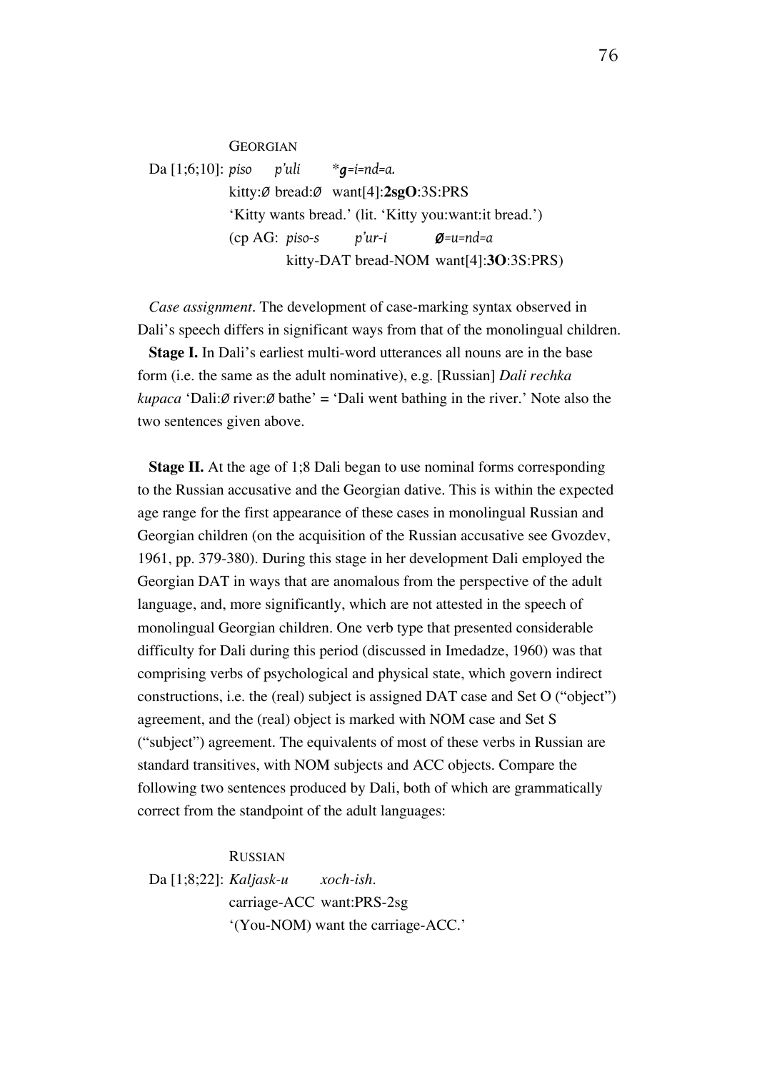GEORGIAN

Da [1;6;10]: *piso p'uli \*g=i=nd=a.*
kitty:Ø bread:Ø want[4]:**2sgO**:3S:PRS
'Kitty wants bread.' (lit. 'Kitty you:want:it bread.')
(cp AG: *piso-s p'ur-i Ø=u=nd=a*
kitty-DAT bread-NOM want[4]:**3O**:3S:PRS)

*Case assignment*. The development of case-marking syntax observed in Dali's speech differs in significant ways from that of the monolingual children.

**Stage I.** In Dali's earliest multi-word utterances all nouns are in the base form (i.e. the same as the adult nominative), e.g. [Russian] *Dali rechka kupaca* 'Dali:Ø river:Ø bathe' = 'Dali went bathing in the river.' Note also the two sentences given above.

**Stage II.** At the age of 1;8 Dali began to use nominal forms corresponding to the Russian accusative and the Georgian dative. This is within the expected age range for the first appearance of these cases in monolingual Russian and Georgian children (on the acquisition of the Russian accusative see Gvozdev, 1961, pp. 379-380). During this stage in her development Dali employed the Georgian DAT in ways that are anomalous from the perspective of the adult language, and, more significantly, which are not attested in the speech of monolingual Georgian children. One verb type that presented considerable difficulty for Dali during this period (discussed in Imedadze, 1960) was that comprising verbs of psychological and physical state, which govern indirect constructions, i.e. the (real) subject is assigned DAT case and Set O ("object") agreement, and the (real) object is marked with NOM case and Set S ("subject") agreement. The equivalents of most of these verbs in Russian are standard transitives, with NOM subjects and ACC objects. Compare the following two sentences produced by Dali, both of which are grammatically correct from the standpoint of the adult languages:

RUSSIAN

Da [1;8;22]: *Kaljask-u xoch-ish.*
carriage-ACC want:PRS-2sg
'(You-NOM) want the carriage-ACC.'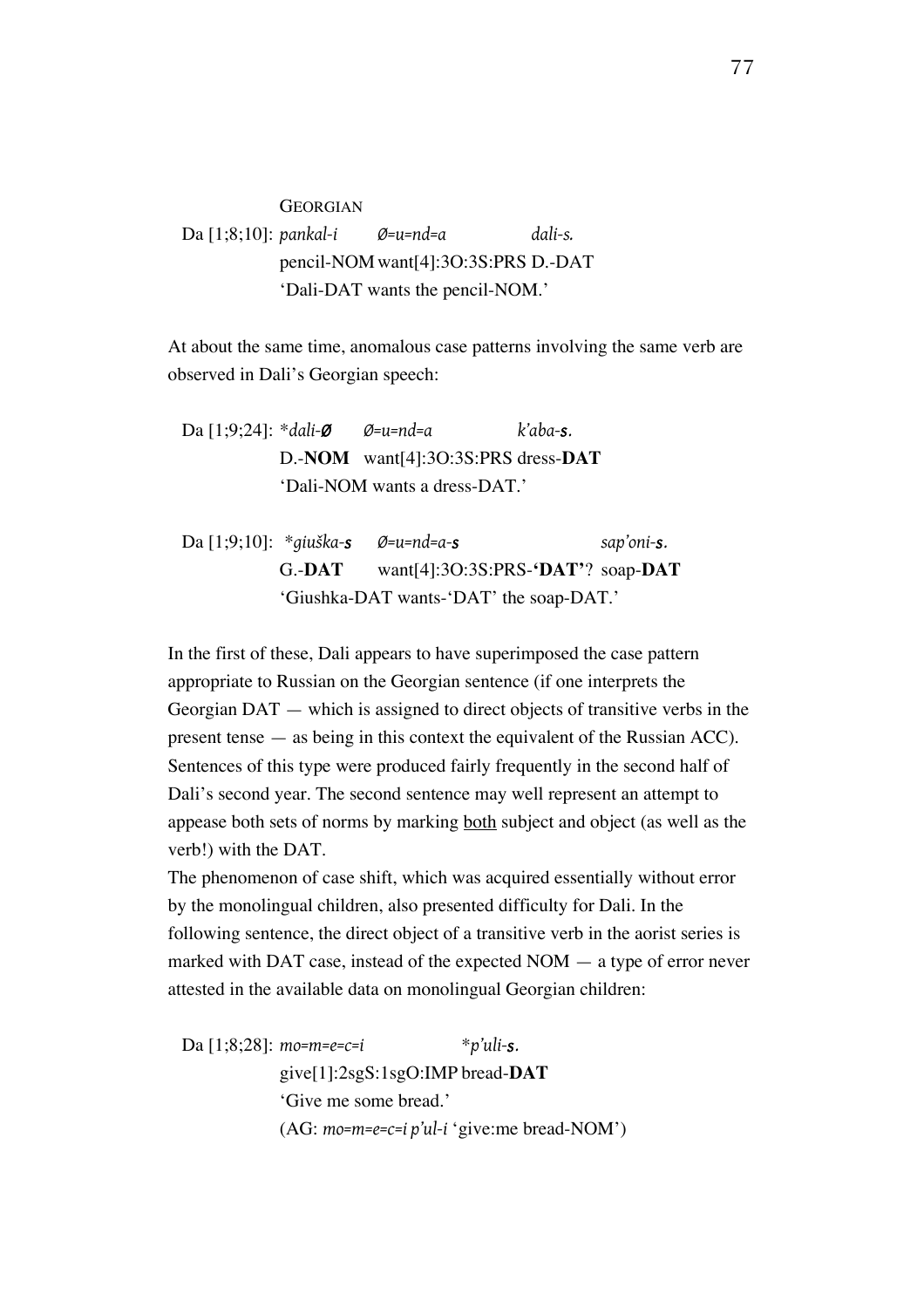GEORGIAN

Da [1;8;10]: *pankal-i* *Ø=u=nd=a* *dali-s.*
pencil-NOM want[4]:3O:3S:PRS D.-DAT
'Dali-DAT wants the pencil-NOM.'

At about the same time, anomalous case patterns involving the same verb are observed in Dali's Georgian speech:

Da [1;9;24]: \**dali-**Ø*** *Ø=u=nd=a* *k'aba-**s**.*
D.-**NOM** want[4]:3O:3S:PRS dress-**DAT**
'Dali-NOM wants a dress-DAT.'

Da [1;9;10]: \**giuška-**s*** *Ø=u=nd=a-**s*** *sap'oni-**s**.*
G.-**DAT** want[4]:3O:3S:PRS-**'DAT'**? soap-**DAT**
'Giushka-DAT wants-'DAT' the soap-DAT.'

In the first of these, Dali appears to have superimposed the case pattern appropriate to Russian on the Georgian sentence (if one interprets the Georgian DAT — which is assigned to direct objects of transitive verbs in the present tense — as being in this context the equivalent of the Russian ACC). Sentences of this type were produced fairly frequently in the second half of Dali's second year. The second sentence may well represent an attempt to appease both sets of norms by marking <u>both</u> subject and object (as well as the verb!) with the DAT.

The phenomenon of case shift, which was acquired essentially without error by the monolingual children, also presented difficulty for Dali. In the following sentence, the direct object of a transitive verb in the aorist series is marked with DAT case, instead of the expected NOM — a type of error never attested in the available data on monolingual Georgian children:

Da [1;8;28]: *mo=m=e=c=i* \**p'uli-**s**.*
give[1]:2sgS:1sgO:IMP bread-**DAT**
'Give me some bread.'
(AG: *mo=m=e=c=i p'ul-i* 'give:me bread-NOM')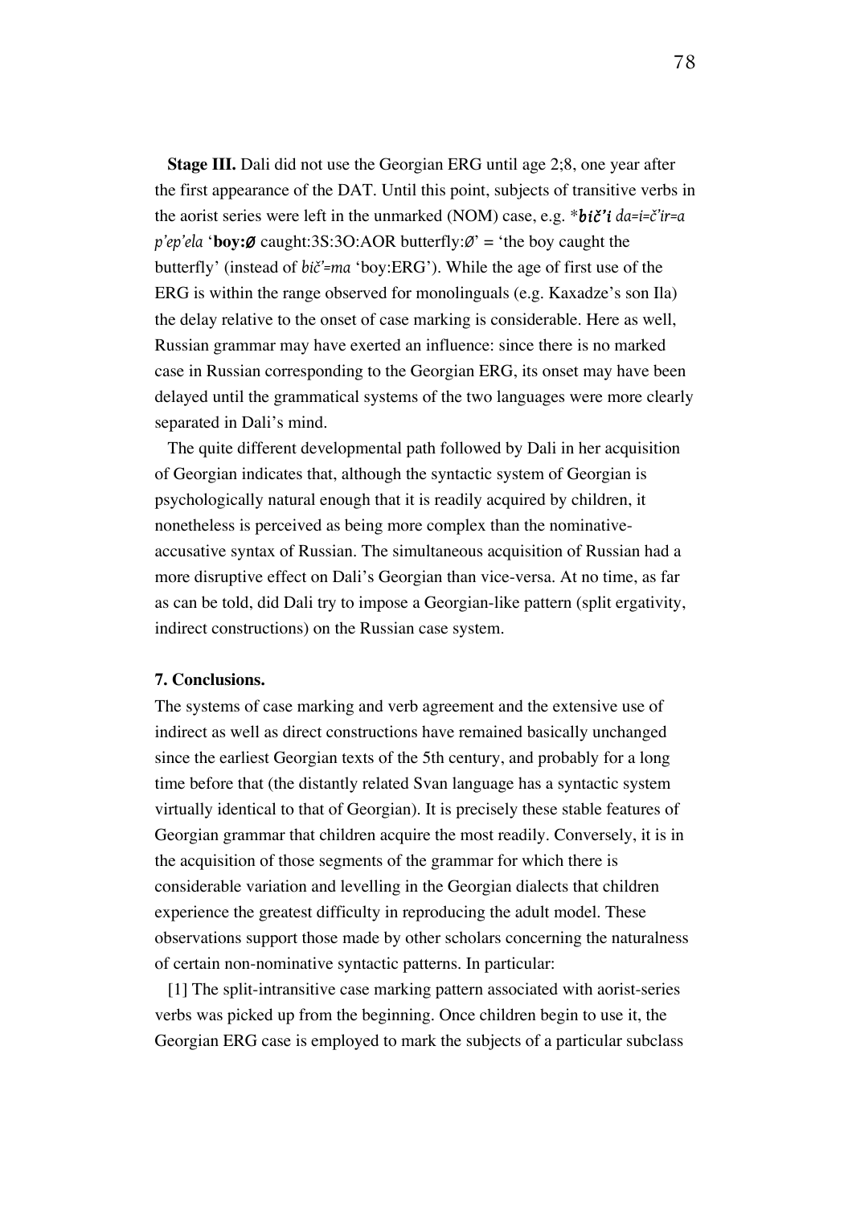**Stage III.** Dali did not use the Georgian ERG until age 2;8, one year after the first appearance of the DAT. Until this point, subjects of transitive verbs in the aorist series were left in the unmarked (NOM) case, e.g. **\*bič'i** *da=i=č'ir=a p'ep'ela* '**boy:Ø** caught:3S:3O:AOR butterfly:Ø' = 'the boy caught the butterfly' (instead of *bič'=ma* 'boy:ERG'). While the age of first use of the ERG is within the range observed for monolinguals (e.g. Kaxadze's son Ila) the delay relative to the onset of case marking is considerable. Here as well, Russian grammar may have exerted an influence: since there is no marked case in Russian corresponding to the Georgian ERG, its onset may have been delayed until the grammatical systems of the two languages were more clearly separated in Dali's mind.

The quite different developmental path followed by Dali in her acquisition of Georgian indicates that, although the syntactic system of Georgian is psychologically natural enough that it is readily acquired by children, it nonetheless is perceived as being more complex than the nominative-accusative syntax of Russian. The simultaneous acquisition of Russian had a more disruptive effect on Dali's Georgian than vice-versa. At no time, as far as can be told, did Dali try to impose a Georgian-like pattern (split ergativity, indirect constructions) on the Russian case system.

**7. Conclusions.**

The systems of case marking and verb agreement and the extensive use of indirect as well as direct constructions have remained basically unchanged since the earliest Georgian texts of the 5th century, and probably for a long time before that (the distantly related Svan language has a syntactic system virtually identical to that of Georgian). It is precisely these stable features of Georgian grammar that children acquire the most readily. Conversely, it is in the acquisition of those segments of the grammar for which there is considerable variation and levelling in the Georgian dialects that children experience the greatest difficulty in reproducing the adult model. These observations support those made by other scholars concerning the naturalness of certain non-nominative syntactic patterns. In particular:

[1] The split-intransitive case marking pattern associated with aorist-series verbs was picked up from the beginning. Once children begin to use it, the Georgian ERG case is employed to mark the subjects of a particular subclass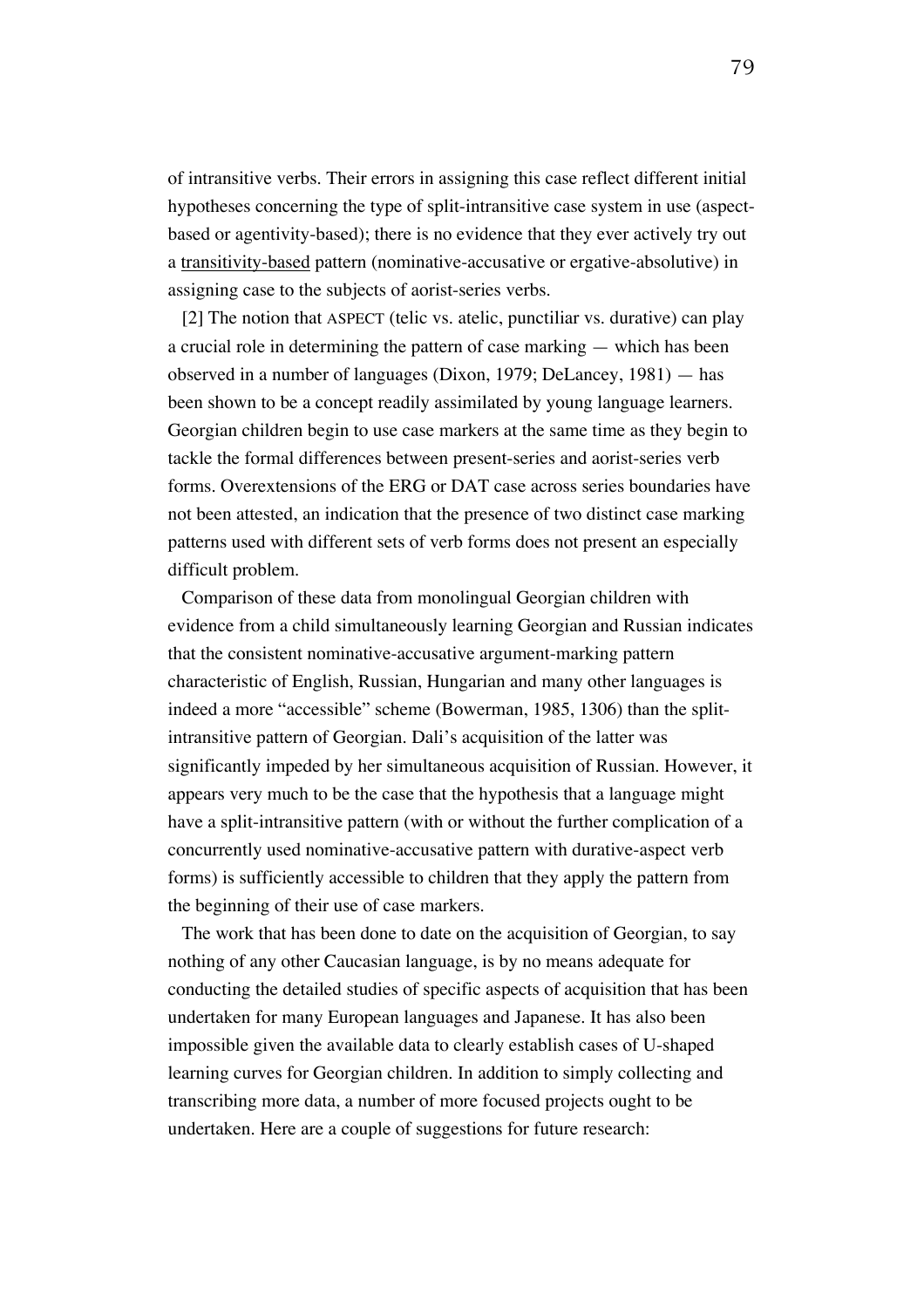of intransitive verbs. Their errors in assigning this case reflect different initial hypotheses concerning the type of split-intransitive case system in use (aspect-based or agentivity-based); there is no evidence that they ever actively try out a <u>transitivity-based</u> pattern (nominative-accusative or ergative-absolutive) in assigning case to the subjects of aorist-series verbs.

[2] The notion that ASPECT (telic vs. atelic, punctiliar vs. durative) can play a crucial role in determining the pattern of case marking — which has been observed in a number of languages (Dixon, 1979; DeLancey, 1981) — has been shown to be a concept readily assimilated by young language learners. Georgian children begin to use case markers at the same time as they begin to tackle the formal differences between present-series and aorist-series verb forms. Overextensions of the ERG or DAT case across series boundaries have not been attested, an indication that the presence of two distinct case marking patterns used with different sets of verb forms does not present an especially difficult problem.

Comparison of these data from monolingual Georgian children with evidence from a child simultaneously learning Georgian and Russian indicates that the consistent nominative-accusative argument-marking pattern characteristic of English, Russian, Hungarian and many other languages is indeed a more "accessible" scheme (Bowerman, 1985, 1306) than the split-intransitive pattern of Georgian. Dali's acquisition of the latter was significantly impeded by her simultaneous acquisition of Russian. However, it appears very much to be the case that the hypothesis that a language might have a split-intransitive pattern (with or without the further complication of a concurrently used nominative-accusative pattern with durative-aspect verb forms) is sufficiently accessible to children that they apply the pattern from the beginning of their use of case markers.

The work that has been done to date on the acquisition of Georgian, to say nothing of any other Caucasian language, is by no means adequate for conducting the detailed studies of specific aspects of acquisition that has been undertaken for many European languages and Japanese. It has also been impossible given the available data to clearly establish cases of U-shaped learning curves for Georgian children. In addition to simply collecting and transcribing more data, a number of more focused projects ought to be undertaken. Here are a couple of suggestions for future research: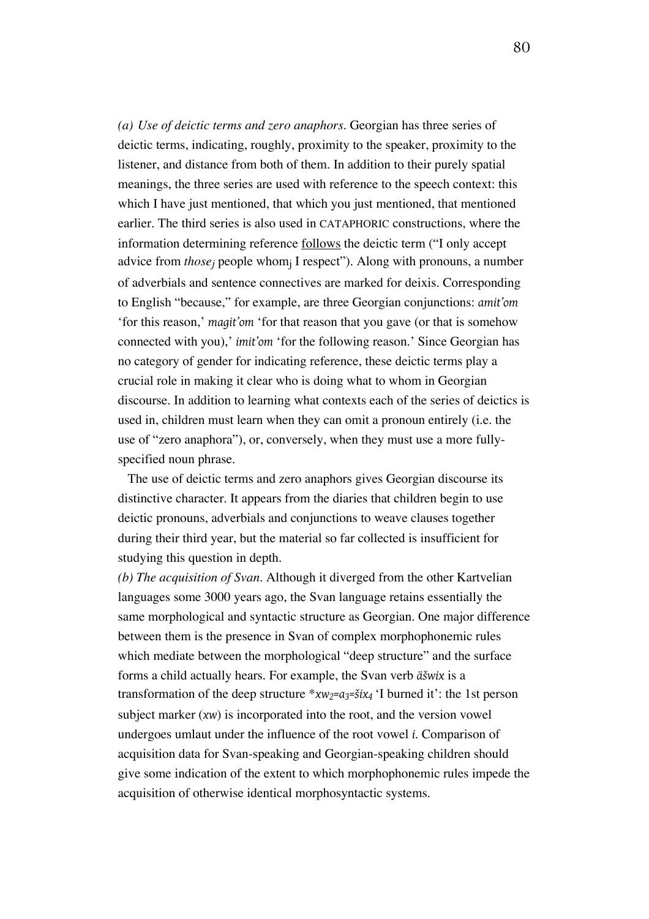*(a) Use of deictic terms and zero anaphors*. Georgian has three series of deictic terms, indicating, roughly, proximity to the speaker, proximity to the listener, and distance from both of them. In addition to their purely spatial meanings, the three series are used with reference to the speech context: this which I have just mentioned, that which you just mentioned, that mentioned earlier. The third series is also used in CATAPHORIC constructions, where the information determining reference <u>follows</u> the deictic term ("I only accept advice from *those*$_j$ people whom$_j$ I respect"). Along with pronouns, a number of adverbials and sentence connectives are marked for deixis. Corresponding to English "because," for example, are three Georgian conjunctions: *amit'om* 'for this reason,' *magit'om* 'for that reason that you gave (or that is somehow connected with you),' *imit'om* 'for the following reason.' Since Georgian has no category of gender for indicating reference, these deictic terms play a crucial role in making it clear who is doing what to whom in Georgian discourse. In addition to learning what contexts each of the series of deictics is used in, children must learn when they can omit a pronoun entirely (i.e. the use of "zero anaphora"), or, conversely, when they must use a more fully-specified noun phrase.

The use of deictic terms and zero anaphors gives Georgian discourse its distinctive character. It appears from the diaries that children begin to use deictic pronouns, adverbials and conjunctions to weave clauses together during their third year, but the material so far collected is insufficient for studying this question in depth.

*(b) The acquisition of Svan*. Although it diverged from the other Kartvelian languages some 3000 years ago, the Svan language retains essentially the same morphological and syntactic structure as Georgian. One major difference between them is the presence in Svan of complex morphophonemic rules which mediate between the morphological "deep structure" and the surface forms a child actually hears. For example, the Svan verb *äšwix* is a transformation of the deep structure \**xw*$_2$*=a*$_3$*=šix*$_4$ 'I burned it': the 1st person subject marker (*xw*) is incorporated into the root, and the version vowel undergoes umlaut under the influence of the root vowel *i*. Comparison of acquisition data for Svan-speaking and Georgian-speaking children should give some indication of the extent to which morphophonemic rules impede the acquisition of otherwise identical morphosyntactic systems.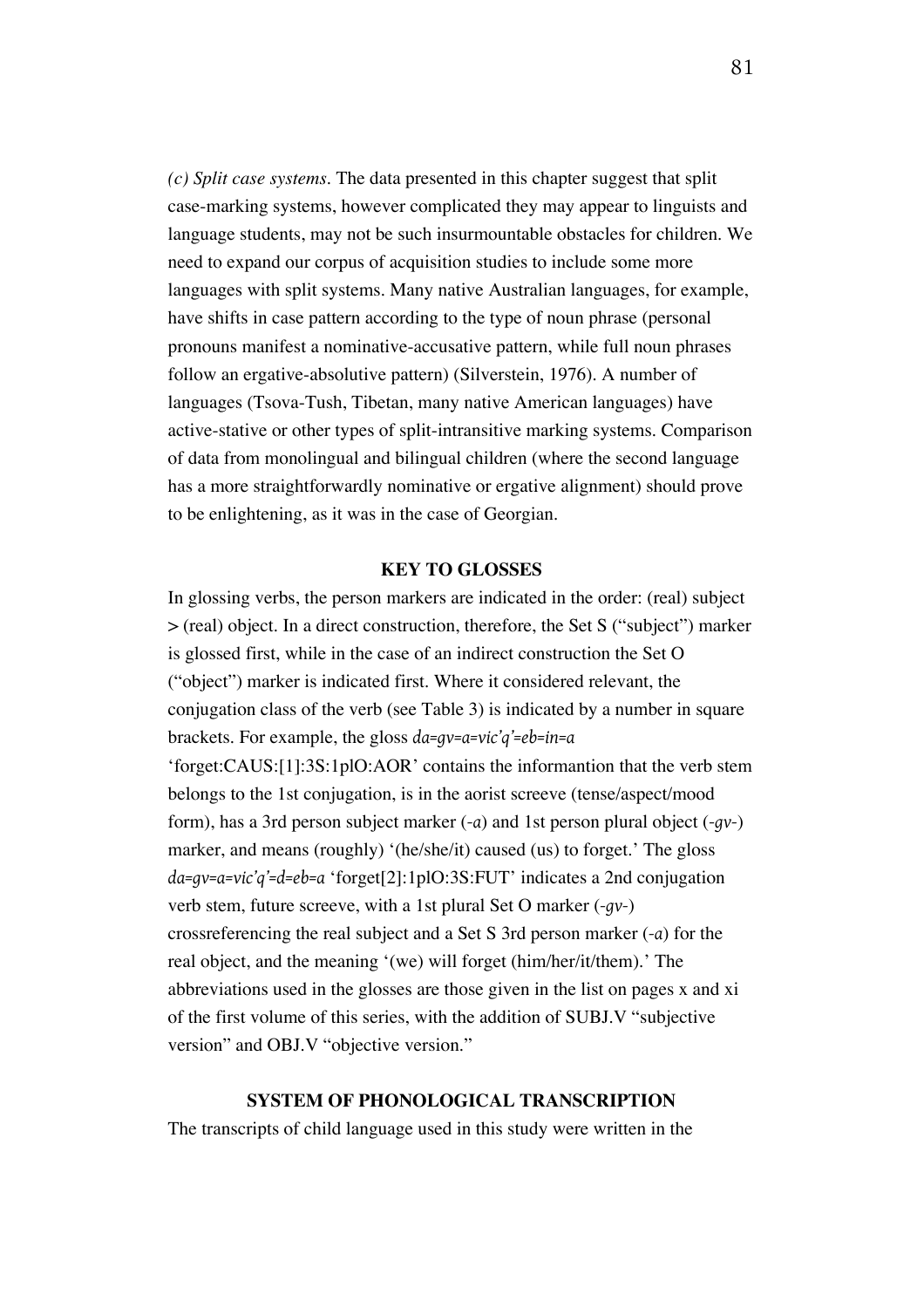*(c) Split case systems.* The data presented in this chapter suggest that split case-marking systems, however complicated they may appear to linguists and language students, may not be such insurmountable obstacles for children. We need to expand our corpus of acquisition studies to include some more languages with split systems. Many native Australian languages, for example, have shifts in case pattern according to the type of noun phrase (personal pronouns manifest a nominative-accusative pattern, while full noun phrases follow an ergative-absolutive pattern) (Silverstein, 1976). A number of languages (Tsova-Tush, Tibetan, many native American languages) have active-stative or other types of split-intransitive marking systems. Comparison of data from monolingual and bilingual children (where the second language has a more straightforwardly nominative or ergative alignment) should prove to be enlightening, as it was in the case of Georgian.

## KEY TO GLOSSES

In glossing verbs, the person markers are indicated in the order: (real) subject > (real) object. In a direct construction, therefore, the Set S ("subject") marker is glossed first, while in the case of an indirect construction the Set O ("object") marker is indicated first. Where it considered relevant, the conjugation class of the verb (see Table 3) is indicated by a number in square brackets. For example, the gloss *da=gv=a=vic'q'=eb=in=a* 'forget:CAUS:[1]:3S:1plO:AOR' contains the informantion that the verb stem belongs to the 1st conjugation, is in the aorist screeve (tense/aspect/mood form), has a 3rd person subject marker (*-a*) and 1st person plural object (*-gv-*) marker, and means (roughly) '(he/she/it) caused (us) to forget.' The gloss *da=gv=a=vic'q'=d=eb=a* 'forget[2]:1plO:3S:FUT' indicates a 2nd conjugation verb stem, future screeve, with a 1st plural Set O marker (*-gv-*) crossreferencing the real subject and a Set S 3rd person marker (*-a*) for the real object, and the meaning '(we) will forget (him/her/it/them).' The abbreviations used in the glosses are those given in the list on pages x and xi of the first volume of this series, with the addition of SUBJ.V "subjective version" and OBJ.V "objective version."

## SYSTEM OF PHONOLOGICAL TRANSCRIPTION

The transcripts of child language used in this study were written in the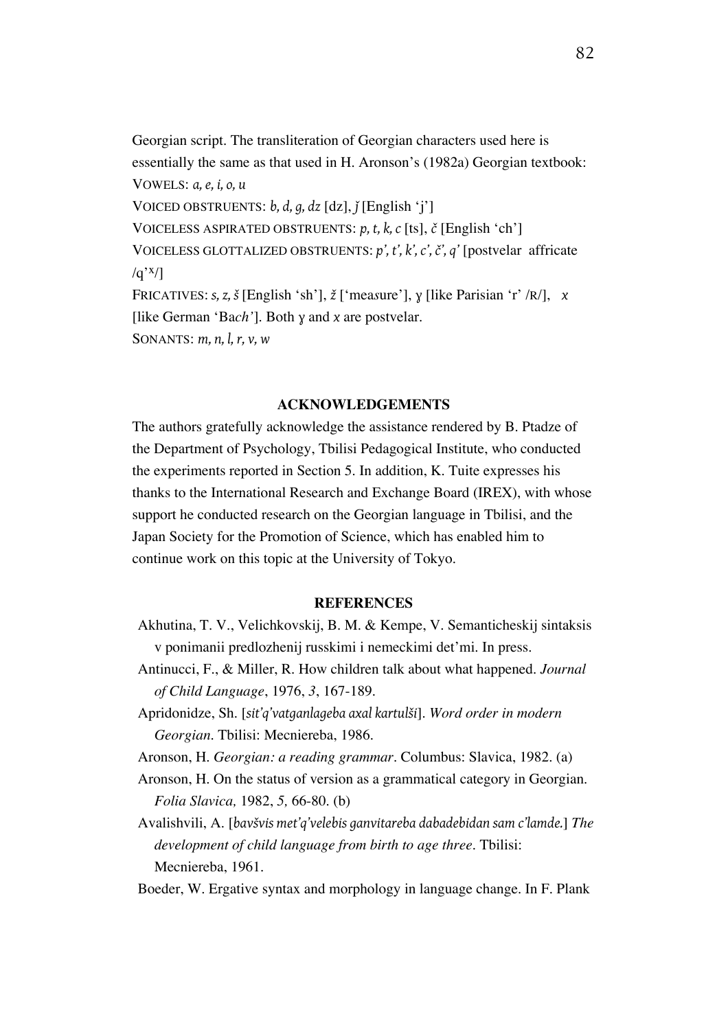Georgian script. The transliteration of Georgian characters used here is essentially the same as that used in H. Aronson's (1982a) Georgian textbook:

VOWELS: *a, e, i, o, u*

VOICED OBSTRUENTS: *b, d, g, dz* [dz], *ǰ* [English 'j']

VOICELESS ASPIRATED OBSTRUENTS: *p, t, k, c* [ts], *č* [English 'ch']

VOICELESS GLOTTALIZED OBSTRUENTS: *p', t', k', c', č', q'* [postvelar affricate /q'$^{x}$/]

FRICATIVES: *s, z, š* [English 'sh'], *ž* ['mea*s*ure'], *ɣ* [like Parisian 'r' /ʀ/], *x* [like German 'Ba*ch*']. Both *ɣ* and *x* are postvelar.

SONANTS: *m, n, l, r, v, w*

## ACKNOWLEDGEMENTS

The authors gratefully acknowledge the assistance rendered by B. Ptadze of the Department of Psychology, Tbilisi Pedagogical Institute, who conducted the experiments reported in Section 5. In addition, K. Tuite expresses his thanks to the International Research and Exchange Board (IREX), with whose support he conducted research on the Georgian language in Tbilisi, and the Japan Society for the Promotion of Science, which has enabled him to continue work on this topic at the University of Tokyo.

## REFERENCES

Akhutina, T. V., Velichkovskij, B. M. & Kempe, V. Semanticheskij sintaksis v ponimanii predlozhenij russkimi i nemeckimi det'mi. In press.

Antinucci, F., & Miller, R. How children talk about what happened. *Journal of Child Language*, 1976, *3*, 167-189.

Apridonidze, Sh. [*sit'q'vatganlageba axal kartulši*]. *Word order in modern Georgian*. Tbilisi: Mecniereba, 1986.

Aronson, H. *Georgian: a reading grammar*. Columbus: Slavica, 1982. (a)

Aronson, H. On the status of version as a grammatical category in Georgian. *Folia Slavica,* 1982, *5,* 66-80. (b)

Avalishvili, A. [*bavšvis met'q'velebis ganvitareba dabadebidan sam c'lamde.*] *The development of child language from birth to age three*. Tbilisi: Mecniereba, 1961.

Boeder, W. Ergative syntax and morphology in language change. In F. Plank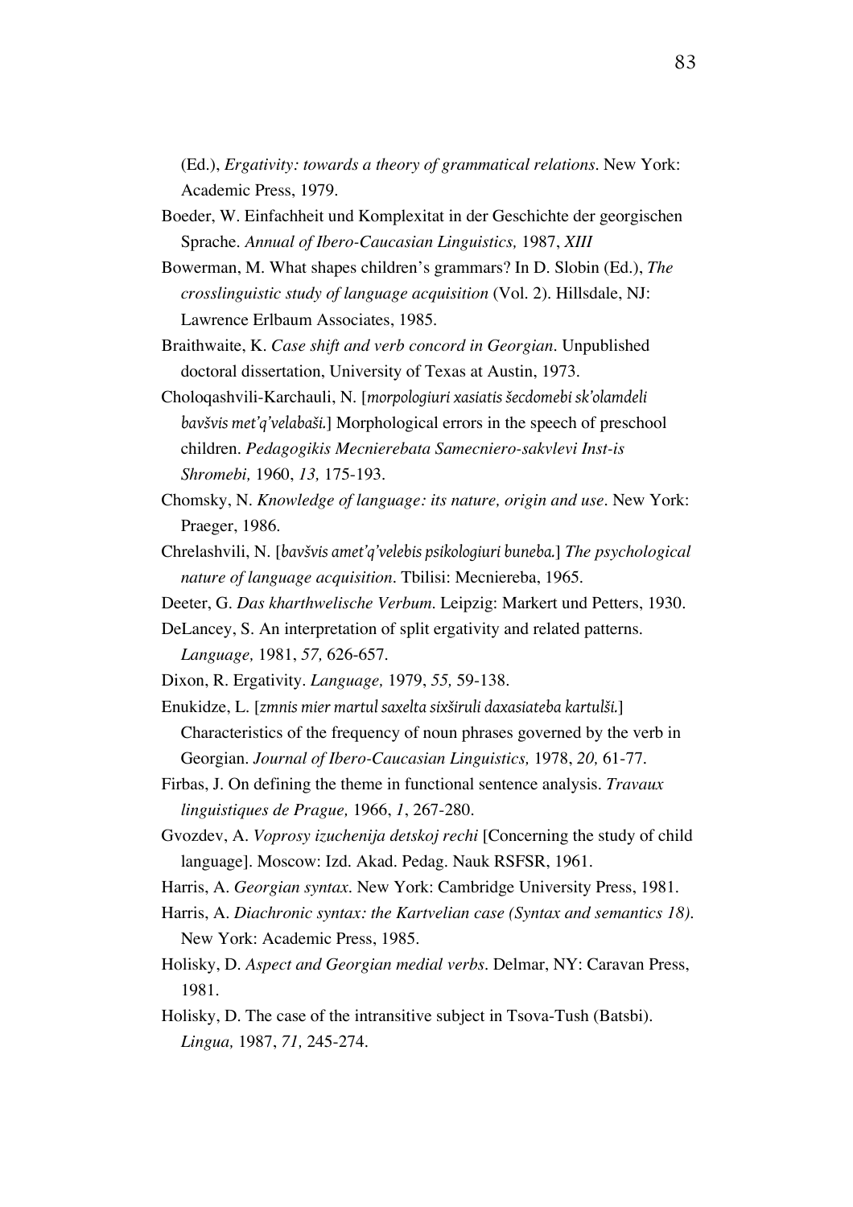(Ed.), *Ergativity: towards a theory of grammatical relations*. New York: Academic Press, 1979.

Boeder, W. Einfachheit und Komplexitat in der Geschichte der georgischen Sprache. *Annual of Ibero-Caucasian Linguistics,* 1987, *XIII*

Bowerman, M. What shapes children's grammars? In D. Slobin (Ed.), *The crosslinguistic study of language acquisition* (Vol. 2). Hillsdale, NJ: Lawrence Erlbaum Associates, 1985.

Braithwaite, K. *Case shift and verb concord in Georgian*. Unpublished doctoral dissertation, University of Texas at Austin, 1973.

Choloqashvili-Karchauli, N. [*morpologiuri xasiatis šecdomebi sk'olamdeli bavšvis met'q'velabaši.*] Morphological errors in the speech of preschool children. *Pedagogikis Mecnierebata Samecniero-sakvlevi Inst-is Shromebi,* 1960, *13,* 175-193.

Chomsky, N. *Knowledge of language: its nature, origin and use*. New York: Praeger, 1986.

Chrelashvili, N. [*bavšvis amet'q'velebis psikologiuri buneba.*] *The psychological nature of language acquisition*. Tbilisi: Mecniereba, 1965.

Deeter, G. *Das kharthwelische Verbum*. Leipzig: Markert und Petters, 1930.

DeLancey, S. An interpretation of split ergativity and related patterns. *Language,* 1981, *57,* 626-657.

Dixon, R. Ergativity. *Language,* 1979, *55,* 59-138.

Enukidze, L. [*zmnis mier martul saxelta sixširuli daxasiateba kartulši.*] Characteristics of the frequency of noun phrases governed by the verb in Georgian. *Journal of Ibero-Caucasian Linguistics,* 1978, *20,* 61-77.

Firbas, J. On defining the theme in functional sentence analysis. *Travaux linguistiques de Prague,* 1966, *1*, 267-280.

Gvozdev, A. *Voprosy izuchenija detskoj rechi* [Concerning the study of child language]. Moscow: Izd. Akad. Pedag. Nauk RSFSR, 1961.

Harris, A. *Georgian syntax*. New York: Cambridge University Press, 1981.

Harris, A. *Diachronic syntax: the Kartvelian case (Syntax and semantics 18)*. New York: Academic Press, 1985.

Holisky, D. *Aspect and Georgian medial verbs*. Delmar, NY: Caravan Press, 1981.

Holisky, D. The case of the intransitive subject in Tsova-Tush (Batsbi). *Lingua,* 1987, *71,* 245-274.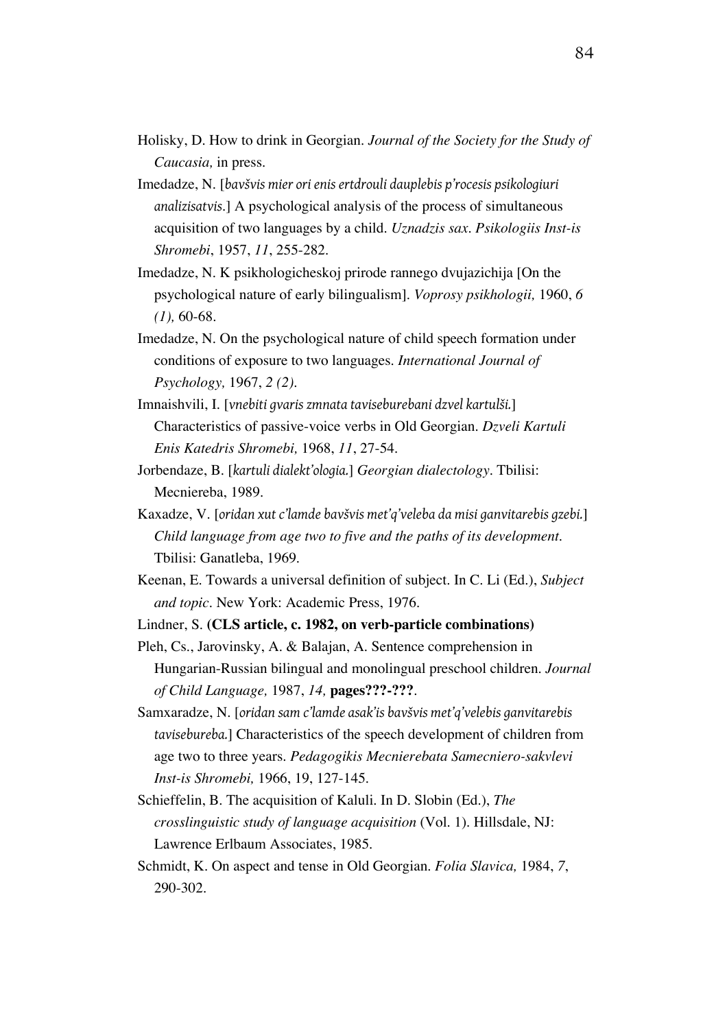Holisky, D. How to drink in Georgian. *Journal of the Society for the Study of Caucasia,* in press.

Imedadze, N. [*bavšvis mier ori enis ertdrouli dauplebis p'rocesis psikologiuri analizisatvis.*] A psychological analysis of the process of simultaneous acquisition of two languages by a child. *Uznadzis sax. Psikologiis Inst-is Shromebi*, 1957, *11*, 255-282.

Imedadze, N. K psikhologicheskoj prirode rannego dvujazichija [On the psychological nature of early bilingualism]. *Voprosy psikhologii,* 1960, *6 (1),* 60-68.

Imedadze, N. On the psychological nature of child speech formation under conditions of exposure to two languages. *International Journal of Psychology,* 1967, *2 (2)*.

Imnaishvili, I. [*vnebiti gvaris zmnata taviseburebani dzvel kartulši.*] Characteristics of passive-voice verbs in Old Georgian. *Dzveli Kartuli Enis Katedris Shromebi,* 1968, *11*, 27-54.

Jorbendaze, B. [*kartuli dialekt'ologia.*] *Georgian dialectology*. Tbilisi: Mecniereba, 1989.

Kaxadze, V. [*oridan xut c'lamde bavšvis met'q'veleba da misi ganvitarebis gzebi.*] *Child language from age two to five and the paths of its development*. Tbilisi: Ganatleba, 1969.

Keenan, E. Towards a universal definition of subject. In C. Li (Ed.), *Subject and topic*. New York: Academic Press, 1976.

Lindner, S. **(CLS article, c. 1982, on verb-particle combinations)**

Pleh, Cs., Jarovinsky, A. & Balajan, A. Sentence comprehension in Hungarian-Russian bilingual and monolingual preschool children. *Journal of Child Language,* 1987, *14,* **pages???-???**.

Samxaradze, N. [*oridan sam c'lamde asak'is bavšvis met'q'velebis ganvitarebis tavisebureba.*] Characteristics of the speech development of children from age two to three years. *Pedagogikis Mecnierebata Samecniero-sakvlevi Inst-is Shromebi,* 1966, 19, 127-145.

Schieffelin, B. The acquisition of Kaluli. In D. Slobin (Ed.), *The crosslinguistic study of language acquisition* (Vol. 1). Hillsdale, NJ: Lawrence Erlbaum Associates, 1985.

Schmidt, K. On aspect and tense in Old Georgian. *Folia Slavica,* 1984, *7*, 290-302.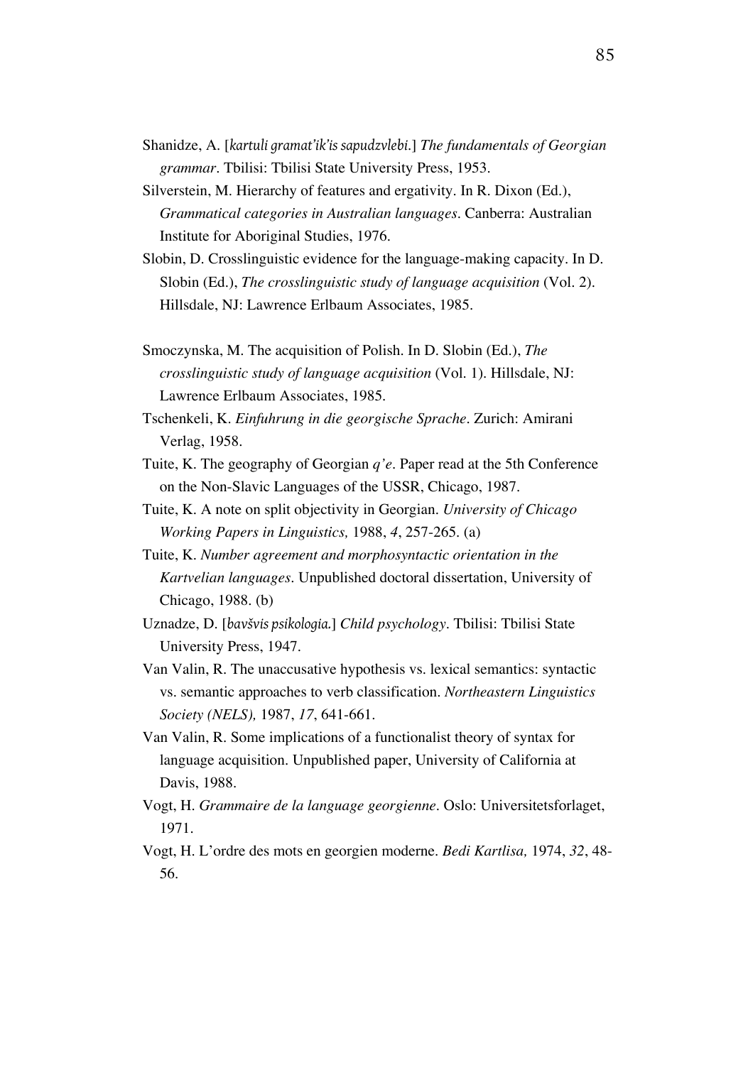Shanidze, A. [*kartuli gramat'ik'is sapudzvlebi.*] *The fundamentals of Georgian grammar*. Tbilisi: Tbilisi State University Press, 1953.

Silverstein, M. Hierarchy of features and ergativity. In R. Dixon (Ed.), *Grammatical categories in Australian languages*. Canberra: Australian Institute for Aboriginal Studies, 1976.

Slobin, D. Crosslinguistic evidence for the language-making capacity. In D. Slobin (Ed.), *The crosslinguistic study of language acquisition* (Vol. 2). Hillsdale, NJ: Lawrence Erlbaum Associates, 1985.

Smoczynska, M. The acquisition of Polish. In D. Slobin (Ed.), *The crosslinguistic study of language acquisition* (Vol. 1). Hillsdale, NJ: Lawrence Erlbaum Associates, 1985.

Tschenkeli, K. *Einfuhrung in die georgische Sprache*. Zurich: Amirani Verlag, 1958.

Tuite, K. The geography of Georgian *q'e*. Paper read at the 5th Conference on the Non-Slavic Languages of the USSR, Chicago, 1987.

Tuite, K. A note on split objectivity in Georgian. *University of Chicago Working Papers in Linguistics,* 1988, *4*, 257-265. (a)

Tuite, K. *Number agreement and morphosyntactic orientation in the Kartvelian languages*. Unpublished doctoral dissertation, University of Chicago, 1988. (b)

Uznadze, D. [*bavšvis psikologia.*] *Child psychology*. Tbilisi: Tbilisi State University Press, 1947.

Van Valin, R. The unaccusative hypothesis vs. lexical semantics: syntactic vs. semantic approaches to verb classification. *Northeastern Linguistics Society (NELS),* 1987, *17*, 641-661.

Van Valin, R. Some implications of a functionalist theory of syntax for language acquisition. Unpublished paper, University of California at Davis, 1988.

Vogt, H. *Grammaire de la language georgienne*. Oslo: Universitetsforlaget, 1971.

Vogt, H. L'ordre des mots en georgien moderne. *Bedi Kartlisa,* 1974, *32*, 48-56.